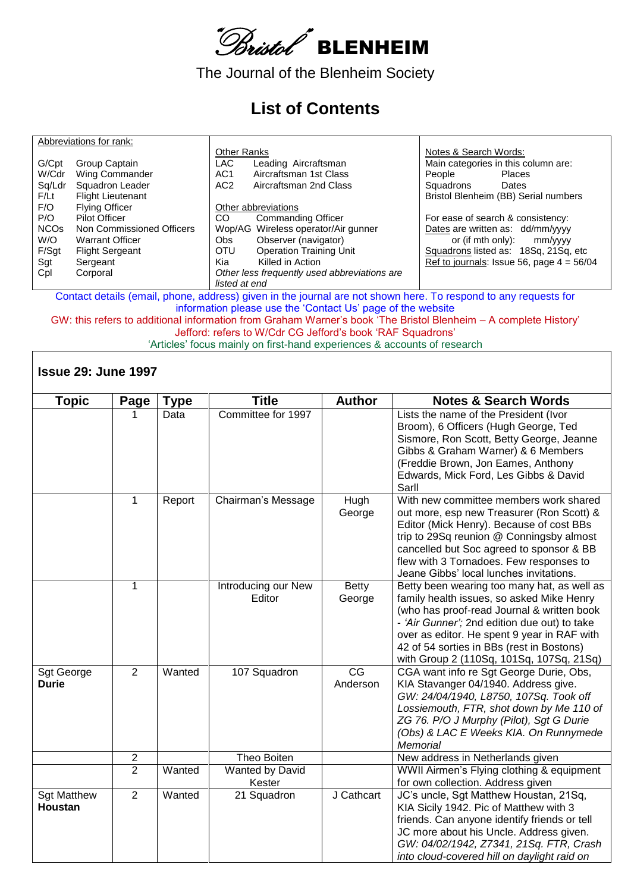# "Bristol" BLENHEIM

The Journal of the Blenheim Society

## List of Contents

| Abbreviations for rank: | Other Ranks | Notes & Search Words: |
|---|---|---|
| G/Cpt Group Captain<br>W/Cdr Wing Commander<br>Sq/Ldr Squadron Leader<br>F/Lt Flight Lieutenant<br>F/O Flying Officer<br>P/O Pilot Officer<br>NCOs Non Commissioned Officers<br>W/O Warrant Officer<br>F/Sgt Flight Sergeant<br>Sgt Sergeant<br>Cpl Corporal | LAC Leading Aircraftsman<br>AC1 Aircraftsman 1st Class<br>AC2 Aircraftsman 2nd Class<br><br>Other abbreviations<br>CO Commanding Officer<br>Wop/AG Wireless operator/Air gunner<br>Obs Observer (navigator)<br>OTU Operation Training Unit<br>Kia Killed in Action<br>*Other less frequently used abbreviations are listed at end* | Main categories in this column are:<br>People Places<br>Squadrons Dates<br>Bristol Blenheim (BB) Serial numbers<br><br>For ease of search & consistency:<br>Dates are written as: dd/mm/yyyy<br>or (if mth only): mm/yyyy<br>Squadrons listed as: 18Sq, 21Sq, etc<br>Ref to journals: Issue 56, page 4 = 56/04 |

Contact details (email, phone, address) given in the journal are not shown here. To respond to any requests for information please use the 'Contact Us' page of the website

GW: this refers to additional information from Graham Warner's book 'The Bristol Blenheim – A complete History'

Jefford: refers to W/Cdr CG Jefford's book 'RAF Squadrons'

'Articles' focus mainly on first-hand experiences & accounts of research

### Issue 29: June 1997

| Topic | Page | Type | Title | Author | Notes & Search Words |
|---|---|---|---|---|---|
| | 1 | Data | Committee for 1997 | | Lists the name of the President (Ivor Broom), 6 Officers (Hugh George, Ted Sismore, Ron Scott, Betty George, Jeanne Gibbs & Graham Warner) & 6 Members (Freddie Brown, Jon Eames, Anthony Edwards, Mick Ford, Les Gibbs & David Sarll |
| | 1 | Report | Chairman's Message | Hugh George | With new committee members work shared out more, esp new Treasurer (Ron Scott) & Editor (Mick Henry). Because of cost BBs trip to 29Sq reunion @ Conningsby almost cancelled but Soc agreed to sponsor & BB flew with 3 Tornadoes. Few responses to Jeane Gibbs' local lunches invitations. |
| | 1 | | Introducing our New Editor | Betty George | Betty been wearing too many hat, as well as family health issues, so asked Mike Henry (who has proof-read Journal & written book - *'Air Gunner';* 2nd edition due out) to take over as editor. He spent 9 year in RAF with 42 of 54 sorties in BBs (rest in Bostons) with Group 2 (110Sq, 101Sq, 107Sq, 21Sq) |
| Sgt George **Durie** | 2 | Wanted | 107 Squadron | CG Anderson | CGA want info re Sgt George Durie, Obs, KIA Stavanger 04/1940. Address give. *GW: 24/04/1940, L8750, 107Sq. Took off Lossiemouth, FTR, shot down by Me 110 of ZG 76. P/O J Murphy (Pilot), Sgt G Durie (Obs) & LAC E Weeks KIA. On Runnymede Memorial* |
| | 2 | | Theo Boiten | | New address in Netherlands given |
| | 2 | Wanted | Wanted by David Kester | | WWII Airmen's Flying clothing & equipment for own collection. Address given |
| Sgt Matthew **Houstan** | 2 | Wanted | 21 Squadron | J Cathcart | JC's uncle, Sgt Matthew Houstan, 21Sq, KIA Sicily 1942. Pic of Matthew with 3 friends. Can anyone identify friends or tell JC more about his Uncle. Address given. *GW: 04/02/1942, Z7341, 21Sq. FTR, Crash into cloud-covered hill on daylight raid on* |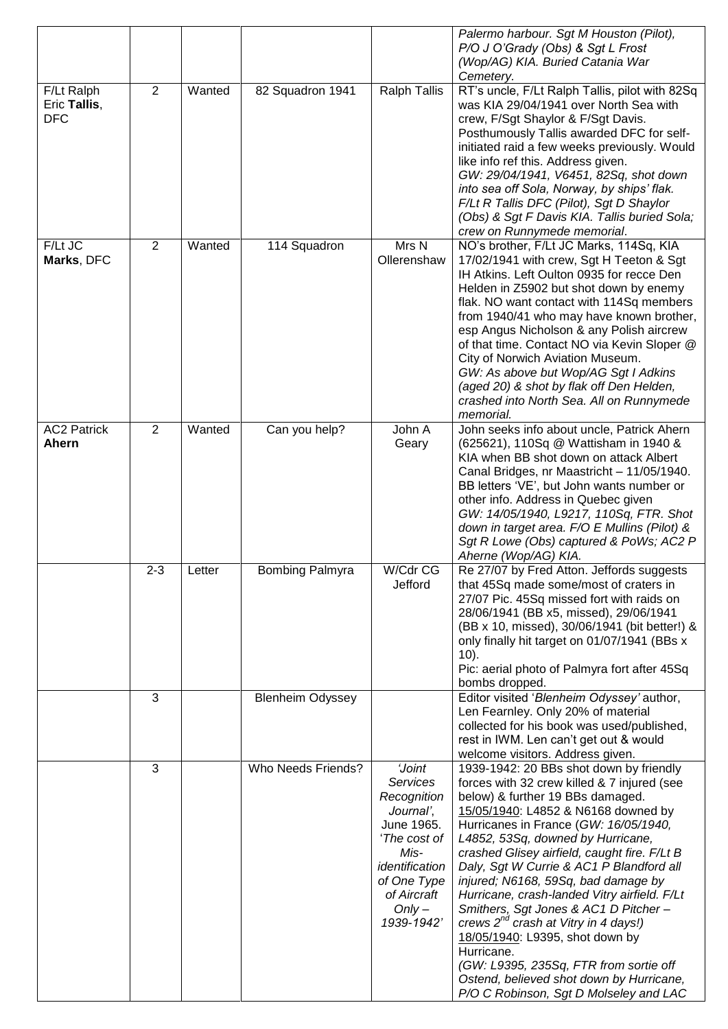| | | | | | |
|---|---|---|---|---|---|
| | | | | | *Palermo harbour. Sgt M Houston (Pilot), P/O J O'Grady (Obs) & Sgt L Frost (Wop/AG) KIA. Buried Catania War Cemetery.* |
| F/Lt Ralph Eric **Tallis**, DFC | 2 | Wanted | 82 Squadron 1941 | Ralph Tallis | RT's uncle, F/Lt Ralph Tallis, pilot with 82Sq was KIA 29/04/1941 over North Sea with crew, F/Sgt Shaylor & F/Sgt Davis. Posthumously Tallis awarded DFC for self-initiated raid a few weeks previously. Would like info ref this. Address given. *GW: 29/04/1941, V6451, 82Sq, shot down into sea off Sola, Norway, by ships' flak. F/Lt R Tallis DFC (Pilot), Sgt D Shaylor (Obs) & Sgt F Davis KIA. Tallis buried Sola; crew on Runnymede memorial.* |
| F/Lt JC **Marks**, DFC | 2 | Wanted | 114 Squadron | Mrs N Ollerenshaw | NO's brother, F/Lt JC Marks, 114Sq, KIA 17/02/1941 with crew, Sgt H Teeton & Sgt IH Atkins. Left Oulton 0935 for recce Den Helden in Z5902 but shot down by enemy flak. NO want contact with 114Sq members from 1940/41 who may have known brother, esp Angus Nicholson & any Polish aircrew of that time. Contact NO via Kevin Sloper @ City of Norwich Aviation Museum. *GW: As above but Wop/AG Sgt I Adkins (aged 20) & shot by flak off Den Helden, crashed into North Sea. All on Runnymede memorial.* |
| AC2 Patrick **Ahern** | 2 | Wanted | Can you help? | John A Geary | John seeks info about uncle, Patrick Ahern (625621), 110Sq @ Wattisham in 1940 & KIA when BB shot down on attack Albert Canal Bridges, nr Maastricht – 11/05/1940. BB letters 'VE', but John wants number or other info. Address in Quebec given *GW: 14/05/1940, L9217, 110Sq, FTR. Shot down in target area. F/O E Mullins (Pilot) & Sgt R Lowe (Obs) captured & PoWs; AC2 P Aherne (Wop/AG) KIA.* |
| | 2-3 | Letter | Bombing Palmyra | W/Cdr CG Jefford | Re 27/07 by Fred Atton. Jeffords suggests that 45Sq made some/most of craters in 27/07 Pic. 45Sq missed fort with raids on 28/06/1941 (BB x5, missed), 29/06/1941 (BB x 10, missed), 30/06/1941 (bit better!) & only finally hit target on 01/07/1941 (BBs x 10). Pic: aerial photo of Palmyra fort after 45Sq bombs dropped. |
| | 3 | | Blenheim Odyssey | | Editor visited '*Blenheim Odyssey'* author, Len Fearnley. Only 20% of material collected for his book was used/published, rest in IWM. Len can't get out & would welcome visitors. Address given. |
| | 3 | | Who Needs Friends? | *'Joint Services Recognition Journal',* June 1965. *'The cost of Mis-identification of One Type of Aircraft Only – 1939-1942'* | 1939-1942: 20 BBs shot down by friendly forces with 32 crew killed & 7 injured (see below) & further 19 BBs damaged. 15/05/1940: L4852 & N6168 downed by Hurricanes in France (*GW: 16/05/1940, L4852, 53Sq, downed by Hurricane, crashed Glisey airfield, caught fire. F/Lt B Daly, Sgt W Currie & AC1 P Blandford all injured; N6168, 59Sq, bad damage by Hurricane, crash-landed Vitry airfield. F/Lt Smithers, Sgt Jones & AC1 D Pitcher – crews 2nd crash at Vitry in 4 days!*) 18/05/1940: L9395, shot down by Hurricane. (*GW: L9395, 235Sq, FTR from sortie off Ostend, believed shot down by Hurricane, P/O C Robinson, Sgt D Molseley and LAC* |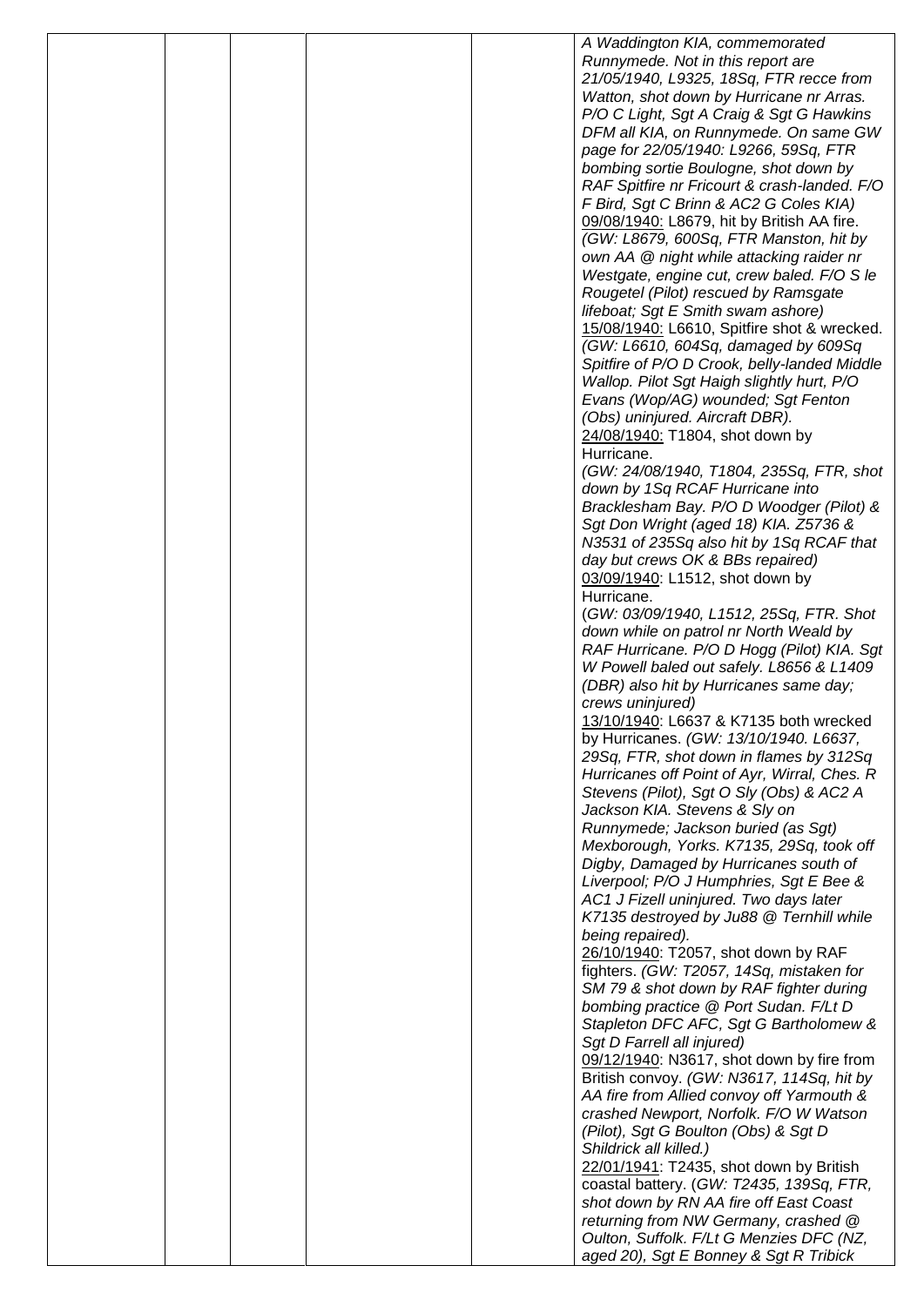| | | | | | |
|---|---|---|---|---|---|
| | | | | | *A Waddington KIA, commemorated Runnymede. Not in this report are 21/05/1940, L9325, 18Sq, FTR recce from Watton, shot down by Hurricane nr Arras. P/O C Light, Sgt A Craig & Sgt G Hawkins DFM all KIA, on Runnymede. On same GW page for 22/05/1940: L9266, 59Sq, FTR bombing sortie Boulogne, shot down by RAF Spitfire nr Fricourt & crash-landed. F/O F Bird, Sgt C Brinn & AC2 G Coles KIA)*<br>09/08/1940: L8679, hit by British AA fire. *(GW: L8679, 600Sq, FTR Manston, hit by own AA @ night while attacking raider nr Westgate, engine cut, crew baled. F/O S le Rougetel (Pilot) rescued by Ramsgate lifeboat; Sgt E Smith swam ashore)*<br>15/08/1940: L6610, Spitfire shot & wrecked. *(GW: L6610, 604Sq, damaged by 609Sq Spitfire of P/O D Crook, belly-landed Middle Wallop. Pilot Sgt Haigh slightly hurt, P/O Evans (Wop/AG) wounded; Sgt Fenton (Obs) uninjured. Aircraft DBR).*<br>24/08/1940: T1804, shot down by Hurricane.<br>*(GW: 24/08/1940, T1804, 235Sq, FTR, shot down by 1Sq RCAF Hurricane into Bracklesham Bay. P/O D Woodger (Pilot) & Sgt Don Wright (aged 18) KIA. Z5736 & N3531 of 235Sq also hit by 1Sq RCAF that day but crews OK & BBs repaired)*<br>03/09/1940: L1512, shot down by Hurricane.<br>(*GW: 03/09/1940, L1512, 25Sq, FTR. Shot down while on patrol nr North Weald by RAF Hurricane. P/O D Hogg (Pilot) KIA. Sgt W Powell baled out safely. L8656 & L1409 (DBR) also hit by Hurricanes same day; crews uninjured)*<br>13/10/1940: L6637 & K7135 both wrecked by Hurricanes. *(GW: 13/10/1940. L6637, 29Sq, FTR, shot down in flames by 312Sq Hurricanes off Point of Ayr, Wirral, Ches. R Stevens (Pilot), Sgt O Sly (Obs) & AC2 A Jackson KIA. Stevens & Sly on Runnymede; Jackson buried (as Sgt) Mexborough, Yorks. K7135, 29Sq, took off Digby, Damaged by Hurricanes south of Liverpool; P/O J Humphries, Sgt E Bee & AC1 J Fizell uninjured. Two days later K7135 destroyed by Ju88 @ Ternhill while being repaired).*<br>26/10/1940: T2057, shot down by RAF fighters. *(GW: T2057, 14Sq, mistaken for SM 79 & shot down by RAF fighter during bombing practice @ Port Sudan. F/Lt D Stapleton DFC AFC, Sgt G Bartholomew & Sgt D Farrell all injured)*<br>09/12/1940: N3617, shot down by fire from British convoy. *(GW: N3617, 114Sq, hit by AA fire from Allied convoy off Yarmouth & crashed Newport, Norfolk. F/O W Watson (Pilot), Sgt G Boulton (Obs) & Sgt D Shildrick all killed.)*<br>22/01/1941: T2435, shot down by British coastal battery. (*GW: T2435, 139Sq, FTR, shot down by RN AA fire off East Coast returning from NW Germany, crashed @ Oulton, Suffolk. F/Lt G Menzies DFC (NZ, aged 20), Sgt E Bonney & Sgt R Tribick* |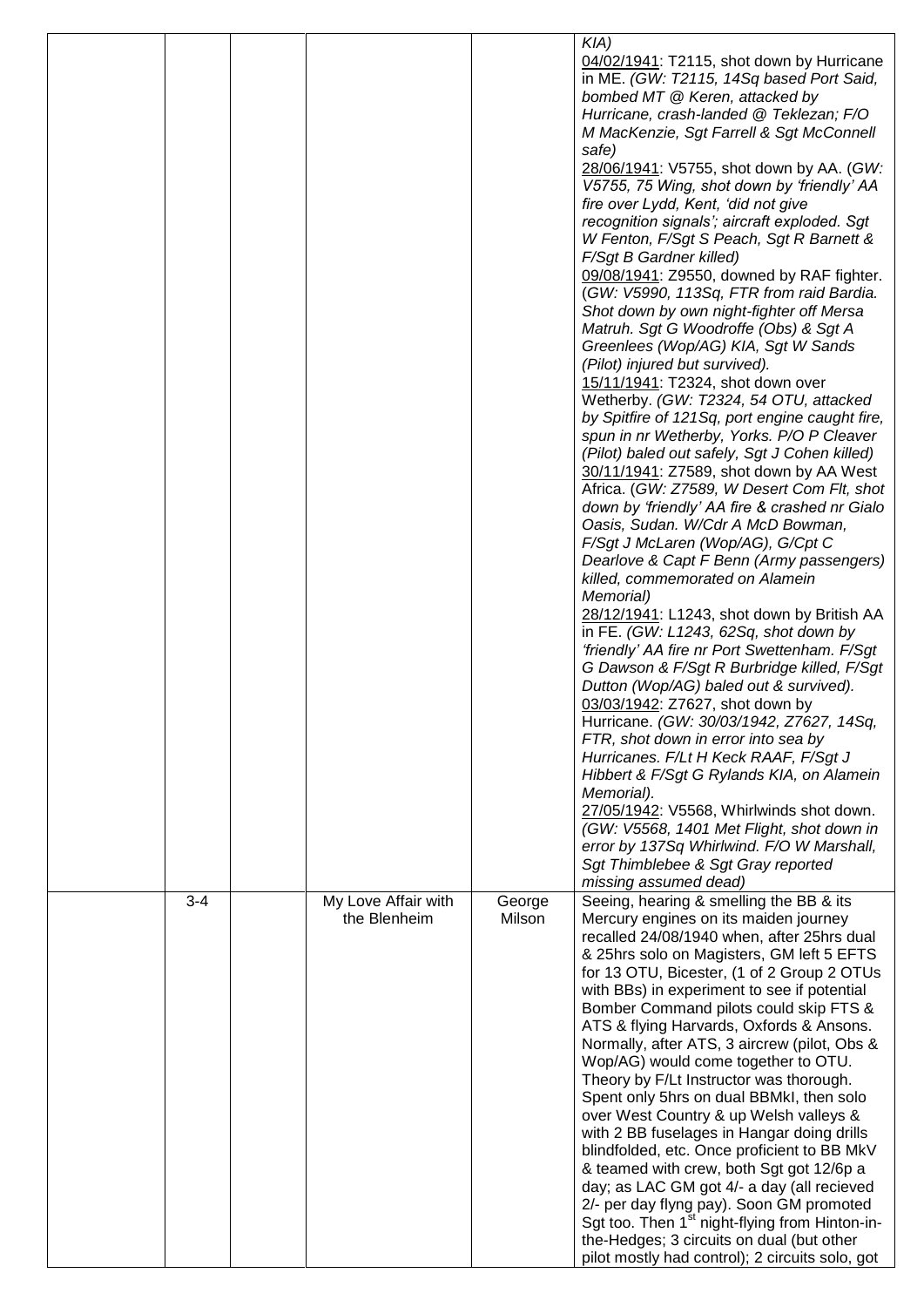| | | | | | |
|---|---|---|---|---|---|
| | | | | | *KIA)*<br>04/02/1941: T2115, shot down by Hurricane in ME. *(GW: T2115, 14Sq based Port Said, bombed MT @ Keren, attacked by Hurricane, crash-landed @ Teklezan; F/O M MacKenzie, Sgt Farrell & Sgt McConnell safe)*<br>28/06/1941: V5755, shot down by AA. (*GW: V5755, 75 Wing, shot down by 'friendly' AA fire over Lydd, Kent, 'did not give recognition signals'; aircraft exploded. Sgt W Fenton, F/Sgt S Peach, Sgt R Barnett & F/Sgt B Gardner killed)*<br>09/08/1941: Z9550, downed by RAF fighter. (*GW: V5990, 113Sq, FTR from raid Bardia. Shot down by own night-fighter off Mersa Matruh. Sgt G Woodroffe (Obs) & Sgt A Greenlees (Wop/AG) KIA, Sgt W Sands (Pilot) injured but survived).*<br>15/11/1941: T2324, shot down over Wetherby. *(GW: T2324, 54 OTU, attacked by Spitfire of 121Sq, port engine caught fire, spun in nr Wetherby, Yorks. P/O P Cleaver (Pilot) baled out safely, Sgt J Cohen killed)*<br>30/11/1941: Z7589, shot down by AA West Africa. (*GW: Z7589, W Desert Com Flt, shot down by 'friendly' AA fire & crashed nr Gialo Oasis, Sudan. W/Cdr A McD Bowman, F/Sgt J McLaren (Wop/AG), G/Cpt C Dearlove & Capt F Benn (Army passengers) killed, commemorated on Alamein Memorial)*<br>28/12/1941: L1243, shot down by British AA in FE. *(GW: L1243, 62Sq, shot down by 'friendly' AA fire nr Port Swettenham. F/Sgt G Dawson & F/Sgt R Burbridge killed, F/Sgt Dutton (Wop/AG) baled out & survived).*<br>03/03/1942: Z7627, shot down by Hurricane. *(GW: 30/03/1942, Z7627, 14Sq, FTR, shot down in error into sea by Hurricanes. F/Lt H Keck RAAF, F/Sgt J Hibbert & F/Sgt G Rylands KIA, on Alamein Memorial).*<br>27/05/1942: V5568, Whirlwinds shot down. *(GW: V5568, 1401 Met Flight, shot down in error by 137Sq Whirlwind. F/O W Marshall, Sgt Thimblebee & Sgt Gray reported missing assumed dead)* |
| | 3-4 | | My Love Affair with the Blenheim | George Milson | Seeing, hearing & smelling the BB & its Mercury engines on its maiden journey recalled 24/08/1940 when, after 25hrs dual & 25hrs solo on Magisters, GM left 5 EFTS for 13 OTU, Bicester, (1 of 2 Group 2 OTUs with BBs) in experiment to see if potential Bomber Command pilots could skip FTS & ATS & flying Harvards, Oxfords & Ansons. Normally, after ATS, 3 aircrew (pilot, Obs & Wop/AG) would come together to OTU. Theory by F/Lt Instructor was thorough. Spent only 5hrs on dual BBMkI, then solo over West Country & up Welsh valleys & with 2 BB fuselages in Hangar doing drills blindfolded, etc. Once proficient to BB MkV & teamed with crew, both Sgt got 12/6p a day; as LAC GM got 4/- a day (all recieved 2/- per day flyng pay). Soon GM promoted Sgt too. Then 1st night-flying from Hinton-in-the-Hedges; 3 circuits on dual (but other pilot mostly had control); 2 circuits solo, got |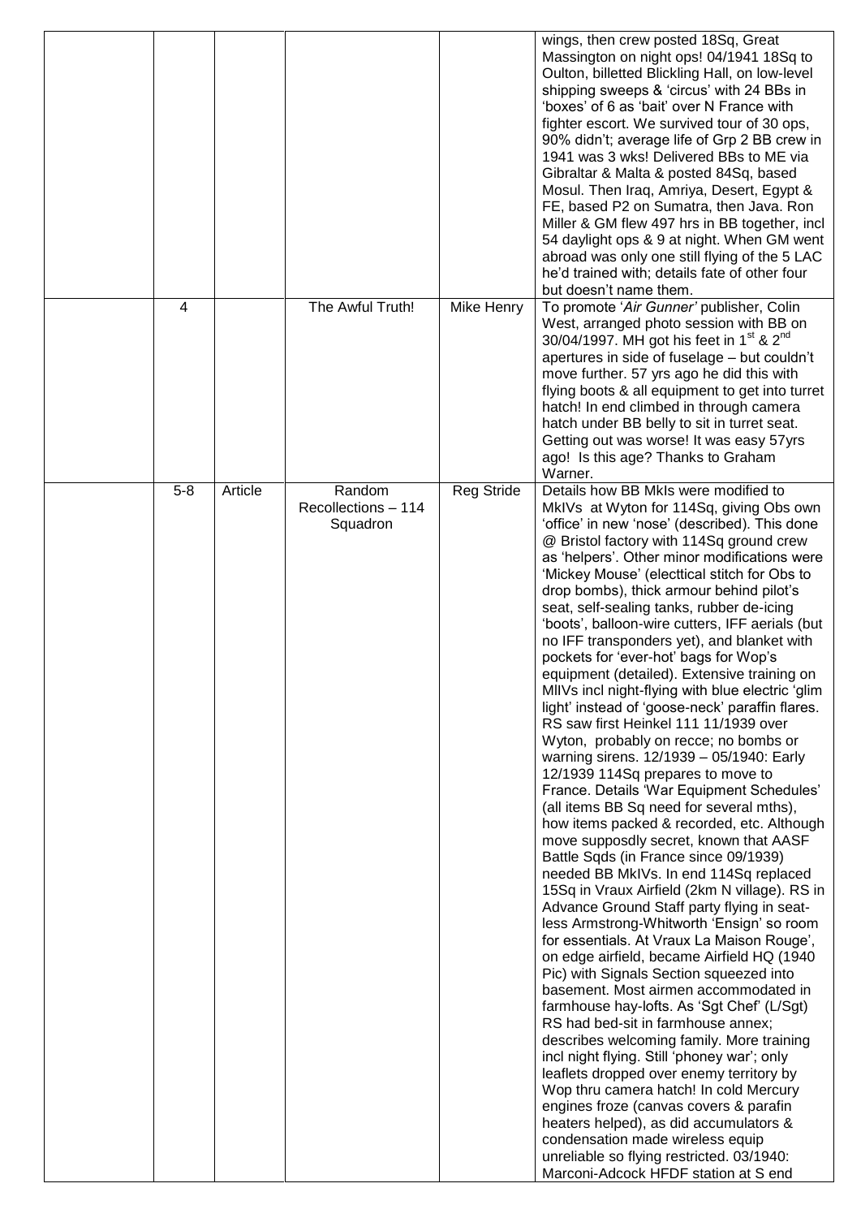| | | | | | |
|---|---|---|---|---|---|
| | | | | | wings, then crew posted 18Sq, Great Massington on night ops! 04/1941 18Sq to Oulton, billetted Blickling Hall, on low-level shipping sweeps & 'circus' with 24 BBs in 'boxes' of 6 as 'bait' over N France with fighter escort. We survived tour of 30 ops, 90% didn't; average life of Grp 2 BB crew in 1941 was 3 wks! Delivered BBs to ME via Gibraltar & Malta & posted 84Sq, based Mosul. Then Iraq, Amriya, Desert, Egypt & FE, based P2 on Sumatra, then Java. Ron Miller & GM flew 497 hrs in BB together, incl 54 daylight ops & 9 at night. When GM went abroad was only one still flying of the 5 LAC he'd trained with; details fate of other four but doesn't name them. |
| | 4 | | The Awful Truth! | Mike Henry | To promote '*Air Gunner'* publisher, Colin West, arranged photo session with BB on 30/04/1997. MH got his feet in 1st & 2nd apertures in side of fuselage – but couldn't move further. 57 yrs ago he did this with flying boots & all equipment to get into turret hatch! In end climbed in through camera hatch under BB belly to sit in turret seat. Getting out was worse! It was easy 57yrs ago! Is this age? Thanks to Graham Warner. |
| | 5-8 | Article | Random Recollections – 114 Squadron | Reg Stride | Details how BB MkIs were modified to MkIVs at Wyton for 114Sq, giving Obs own 'office' in new 'nose' (described). This done @ Bristol factory with 114Sq ground crew as 'helpers'. Other minor modifications were 'Mickey Mouse' (electtical stitch for Obs to drop bombs), thick armour behind pilot's seat, self-sealing tanks, rubber de-icing 'boots', balloon-wire cutters, IFF aerials (but no IFF transponders yet), and blanket with pockets for 'ever-hot' bags for Wop's equipment (detailed). Extensive training on MIIVs incl night-flying with blue electric 'glim light' instead of 'goose-neck' paraffin flares. RS saw first Heinkel 111 11/1939 over Wyton, probably on recce; no bombs or warning sirens. 12/1939 – 05/1940: Early 12/1939 114Sq prepares to move to France. Details 'War Equipment Schedules' (all items BB Sq need for several mths), how items packed & recorded, etc. Although move supposdly secret, known that AASF Battle Sqds (in France since 09/1939) needed BB MkIVs. In end 114Sq replaced 15Sq in Vraux Airfield (2km N village). RS in Advance Ground Staff party flying in seat-less Armstrong-Whitworth 'Ensign' so room for essentials. At Vraux La Maison Rouge', on edge airfield, became Airfield HQ (1940 Pic) with Signals Section squeezed into basement. Most airmen accommodated in farmhouse hay-lofts. As 'Sgt Chef' (L/Sgt) RS had bed-sit in farmhouse annex; describes welcoming family. More training incl night flying. Still 'phoney war'; only leaflets dropped over enemy territory by Wop thru camera hatch! In cold Mercury engines froze (canvas covers & parafin heaters helped), as did accumulators & condensation made wireless equip unreliable so flying restricted. 03/1940: Marconi-Adcock HFDF station at S end |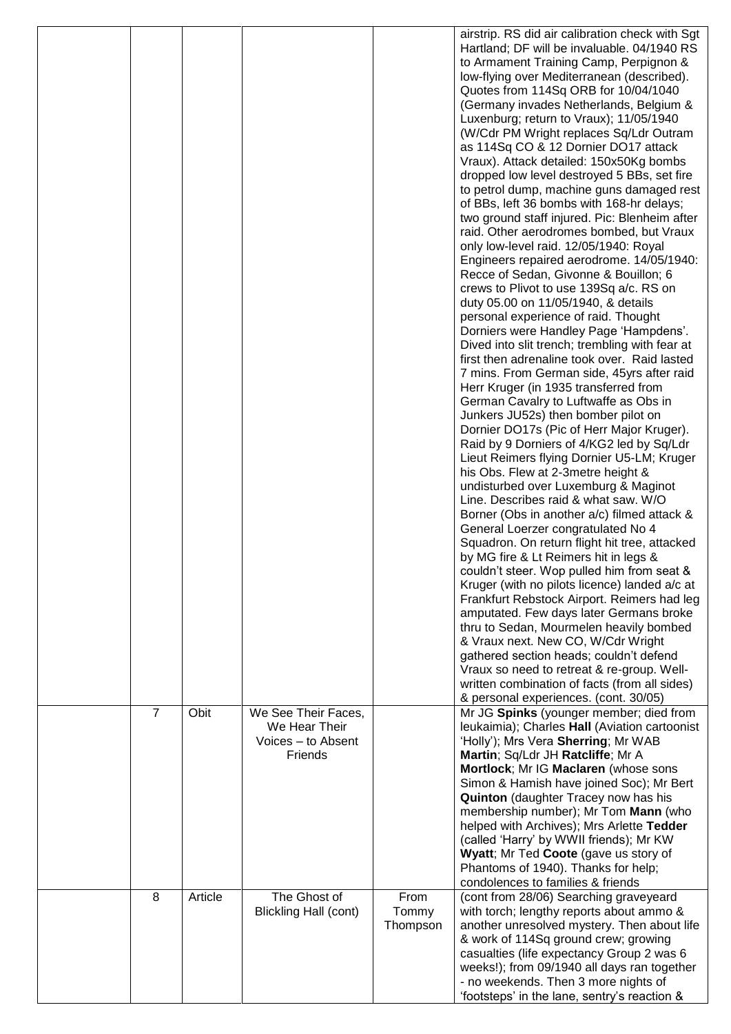| | | | | | |
|---|---|---|---|---|---|
| | | | | | airstrip. RS did air calibration check with Sgt Hartland; DF will be invaluable. 04/1940 RS to Armament Training Camp, Perpignon & low-flying over Mediterranean (described). Quotes from 114Sq ORB for 10/04/1040 (Germany invades Netherlands, Belgium & Luxenburg; return to Vraux); 11/05/1940 (W/Cdr PM Wright replaces Sq/Ldr Outram as 114Sq CO & 12 Dornier DO17 attack Vraux). Attack detailed: 150x50Kg bombs dropped low level destroyed 5 BBs, set fire to petrol dump, machine guns damaged rest of BBs, left 36 bombs with 168-hr delays; two ground staff injured. Pic: Blenheim after raid. Other aerodromes bombed, but Vraux only low-level raid. 12/05/1940: Royal Engineers repaired aerodrome. 14/05/1940: Recce of Sedan, Givonne & Bouillon; 6 crews to Plivot to use 139Sq a/c. RS on duty 05.00 on 11/05/1940, & details personal experience of raid. Thought Dorniers were Handley Page 'Hampdens'. Dived into slit trench; trembling with fear at first then adrenaline took over. Raid lasted 7 mins. From German side, 45yrs after raid Herr Kruger (in 1935 transferred from German Cavalry to Luftwaffe as Obs in Junkers JU52s) then bomber pilot on Dornier DO17s (Pic of Herr Major Kruger). Raid by 9 Dorniers of 4/KG2 led by Sq/Ldr Lieut Reimers flying Dornier U5-LM; Kruger his Obs. Flew at 2-3metre height & undisturbed over Luxemburg & Maginot Line. Describes raid & what saw. W/O Borner (Obs in another a/c) filmed attack & General Loerzer congratulated No 4 Squadron. On return flight hit tree, attacked by MG fire & Lt Reimers hit in legs & couldn't steer. Wop pulled him from seat & Kruger (with no pilots licence) landed a/c at Frankfurt Rebstock Airport. Reimers had leg amputated. Few days later Germans broke thru to Sedan, Mourmelen heavily bombed & Vraux next. New CO, W/Cdr Wright gathered section heads; couldn't defend Vraux so need to retreat & re-group. Well-written combination of facts (from all sides) & personal experiences. (cont. 30/05) |
| | 7 | Obit | We See Their Faces, We Hear Their Voices – to Absent Friends | | Mr JG **Spinks** (younger member; died from leukaimia); Charles **Hall** (Aviation cartoonist 'Holly'); Mrs Vera **Sherring**; Mr WAB **Martin**; Sq/Ldr JH **Ratcliffe**; Mr A **Mortlock**; Mr IG **Maclaren** (whose sons Simon & Hamish have joined Soc); Mr Bert **Quinton** (daughter Tracey now has his membership number); Mr Tom **Mann** (who helped with Archives); Mrs Arlette **Tedder** (called 'Harry' by WWII friends); Mr KW **Wyatt**; Mr Ted **Coote** (gave us story of Phantoms of 1940). Thanks for help; condolences to families & friends |
| | 8 | Article | The Ghost of Blickling Hall (cont) | From Tommy Thompson | (cont from 28/06) Searching graveyeard with torch; lengthy reports about ammo & another unresolved mystery. Then about life & work of 114Sq ground crew; growing casualties (life expectancy Group 2 was 6 weeks!); from 09/1940 all days ran together - no weekends. Then 3 more nights of 'footsteps' in the lane, sentry's reaction & |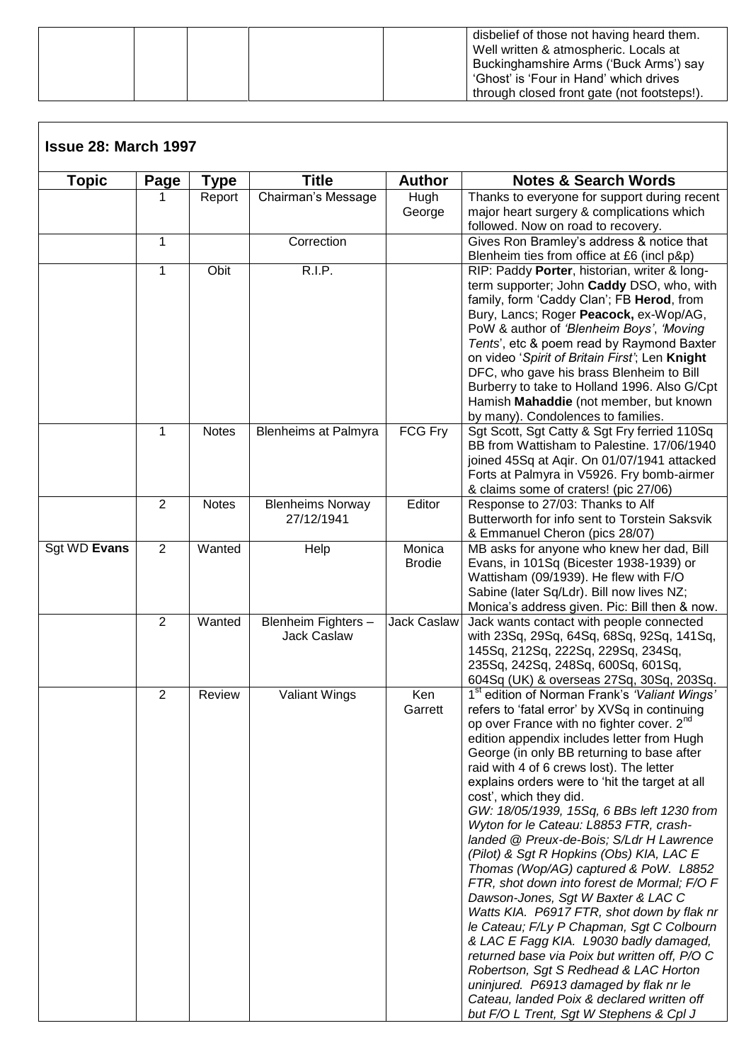| | | | | | |
|---|---|---|---|---|---|
| | | | | | disbelief of those not having heard them. Well written & atmospheric. Locals at Buckinghamshire Arms ('Buck Arms') say 'Ghost' is 'Four in Hand' which drives through closed front gate (not footsteps!). |

## Issue 28: March 1997

| Topic | Page | Type | Title | Author | Notes & Search Words |
|---|---|---|---|---|---|
| | 1 | Report | Chairman's Message | Hugh George | Thanks to everyone for support during recent major heart surgery & complications which followed. Now on road to recovery. |
| | 1 | | Correction | | Gives Ron Bramley's address & notice that Blenheim ties from office at £6 (incl p&p) |
| | 1 | Obit | R.I.P. | | RIP: Paddy **Porter**, historian, writer & long-term supporter; John **Caddy** DSO, who, with family, form 'Caddy Clan'; FB **Herod**, from Bury, Lancs; Roger **Peacock,** ex-Wop/AG, PoW & author of *'Blenheim Boys'*, *'Moving Tents*', etc & poem read by Raymond Baxter on video '*Spirit of Britain First'*; Len **Knight** DFC, who gave his brass Blenheim to Bill Burberry to take to Holland 1996. Also G/Cpt Hamish **Mahaddie** (not member, but known by many). Condolences to families. |
| | 1 | Notes | Blenheims at Palmyra | FCG Fry | Sgt Scott, Sgt Catty & Sgt Fry ferried 110Sq BB from Wattisham to Palestine. 17/06/1940 joined 45Sq at Aqir. On 01/07/1941 attacked Forts at Palmyra in V5926. Fry bomb-airmer & claims some of craters! (pic 27/06) |
| | 2 | Notes | Blenheims Norway 27/12/1941 | Editor | Response to 27/03: Thanks to Alf Butterworth for info sent to Torstein Saksvik & Emmanuel Cheron (pics 28/07) |
| Sgt WD **Evans** | 2 | Wanted | Help | Monica Brodie | MB asks for anyone who knew her dad, Bill Evans, in 101Sq (Bicester 1938-1939) or Wattisham (09/1939). He flew with F/O Sabine (later Sq/Ldr). Bill now lives NZ; Monica's address given. Pic: Bill then & now. |
| | 2 | Wanted | Blenheim Fighters – Jack Caslaw | Jack Caslaw | Jack wants contact with people connected with 23Sq, 29Sq, 64Sq, 68Sq, 92Sq, 141Sq, 145Sq, 212Sq, 222Sq, 229Sq, 234Sq, 235Sq, 242Sq, 248Sq, 600Sq, 601Sq, 604Sq (UK) & overseas 27Sq, 30Sq, 203Sq. |
| | 2 | Review | Valiant Wings | Ken Garrett | 1st edition of Norman Frank's *'Valiant Wings'* refers to 'fatal error' by XVSq in continuing op over France with no fighter cover. 2nd edition appendix includes letter from Hugh George (in only BB returning to base after raid with 4 of 6 crews lost). The letter explains orders were to 'hit the target at all cost', which they did. *GW: 18/05/1939, 15Sq, 6 BBs left 1230 from Wyton for le Cateau: L8853 FTR, crash-landed @ Preux-de-Bois; S/Ldr H Lawrence (Pilot) & Sgt R Hopkins (Obs) KIA, LAC E Thomas (Wop/AG) captured & PoW. L8852 FTR, shot down into forest de Mormal; F/O F Dawson-Jones, Sgt W Baxter & LAC C Watts KIA. P6917 FTR, shot down by flak nr le Cateau; F/Ly P Chapman, Sgt C Colbourn & LAC E Fagg KIA. L9030 badly damaged, returned base via Poix but written off, P/O C Robertson, Sgt S Redhead & LAC Horton uninjured. P6913 damaged by flak nr le Cateau, landed Poix & declared written off but F/O L Trent, Sgt W Stephens & Cpl J* |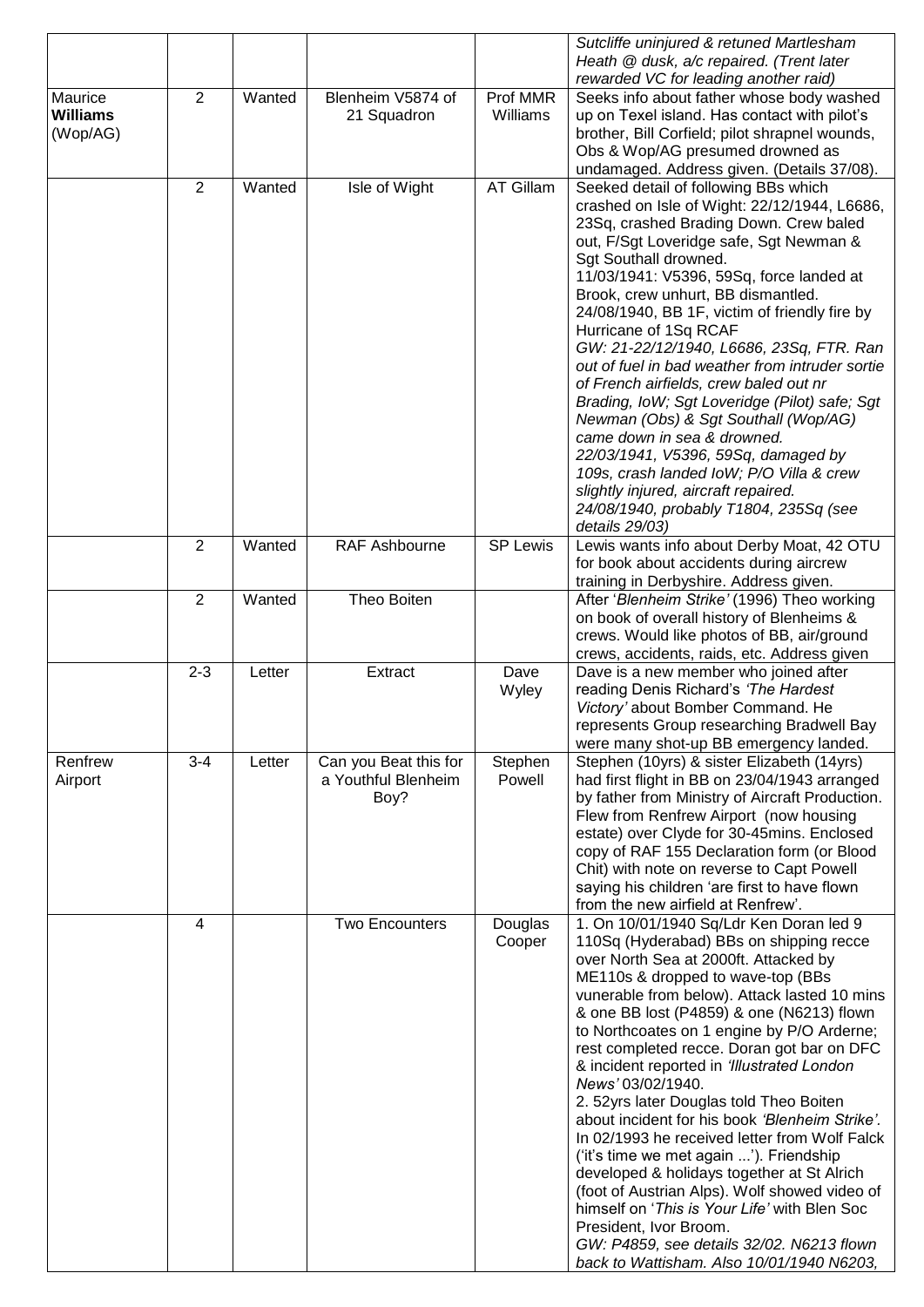| | | | | | |
|---|---|---|---|---|---|
| | | | | | *Sutcliffe uninjured & retuned Martlesham Heath @ dusk, a/c repaired. (Trent later rewarded VC for leading another raid)* |
| Maurice **Williams** (Wop/AG) | 2 | Wanted | Blenheim V5874 of 21 Squadron | Prof MMR Williams | Seeks info about father whose body washed up on Texel island. Has contact with pilot's brother, Bill Corfield; pilot shrapnel wounds, Obs & Wop/AG presumed drowned as undamaged. Address given. (Details 37/08). |
| | 2 | Wanted | Isle of Wight | AT Gillam | Seeked detail of following BBs which crashed on Isle of Wight: 22/12/1944, L6686, 23Sq, crashed Brading Down. Crew baled out, F/Sgt Loveridge safe, Sgt Newman & Sgt Southall drowned.<br>11/03/1941: V5396, 59Sq, force landed at Brook, crew unhurt, BB dismantled.<br>24/08/1940, BB 1F, victim of friendly fire by Hurricane of 1Sq RCAF<br>*GW: 21-22/12/1940, L6686, 23Sq, FTR. Ran out of fuel in bad weather from intruder sortie of French airfields, crew baled out nr Brading, IoW; Sgt Loveridge (Pilot) safe; Sgt Newman (Obs) & Sgt Southall (Wop/AG) came down in sea & drowned.*<br>*22/03/1941, V5396, 59Sq, damaged by 109s, crash landed IoW; P/O Villa & crew slightly injured, aircraft repaired.*<br>*24/08/1940, probably T1804, 235Sq (see details 29/03)* |
| | 2 | Wanted | RAF Ashbourne | SP Lewis | Lewis wants info about Derby Moat, 42 OTU for book about accidents during aircrew training in Derbyshire. Address given. |
| | 2 | Wanted | Theo Boiten | | After '*Blenheim Strike'* (1996) Theo working on book of overall history of Blenheims & crews. Would like photos of BB, air/ground crews, accidents, raids, etc. Address given |
| | 2-3 | Letter | Extract | Dave Wyley | Dave is a new member who joined after reading Denis Richard's *'The Hardest Victory'* about Bomber Command. He represents Group researching Bradwell Bay were many shot-up BB emergency landed. |
| Renfrew Airport | 3-4 | Letter | Can you Beat this for a Youthful Blenheim Boy? | Stephen Powell | Stephen (10yrs) & sister Elizabeth (14yrs) had first flight in BB on 23/04/1943 arranged by father from Ministry of Aircraft Production. Flew from Renfrew Airport (now housing estate) over Clyde for 30-45mins. Enclosed copy of RAF 155 Declaration form (or Blood Chit) with note on reverse to Capt Powell saying his children 'are first to have flown from the new airfield at Renfrew'. |
| | 4 | | Two Encounters | Douglas Cooper | 1. On 10/01/1940 Sq/Ldr Ken Doran led 9 110Sq (Hyderabad) BBs on shipping recce over North Sea at 2000ft. Attacked by ME110s & dropped to wave-top (BBs vunerable from below). Attack lasted 10 mins & one BB lost (P4859) & one (N6213) flown to Northcoates on 1 engine by P/O Arderne; rest completed recce. Doran got bar on DFC & incident reported in *'Illustrated London News'* 03/02/1940.<br>2. 52yrs later Douglas told Theo Boiten about incident for his book *'Blenheim Strike'*. In 02/1993 he received letter from Wolf Falck ('it's time we met again ...'). Friendship developed & holidays together at St Alrich (foot of Austrian Alps). Wolf showed video of himself on '*This is Your Life'* with Blen Soc President, Ivor Broom.<br>*GW: P4859, see details 32/02. N6213 flown back to Wattisham. Also 10/01/1940 N6203,* |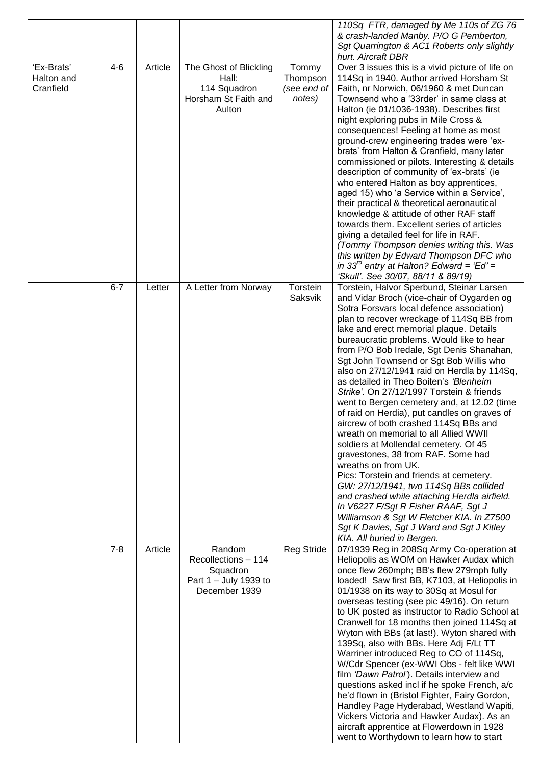| | | | | | |
|---|---|---|---|---|---|
| | | | | | *110Sq FTR, damaged by Me 110s of ZG 76 & crash-landed Manby. P/O G Pemberton, Sgt Quarrington & AC1 Roberts only slightly hurt. Aircraft DBR* |
| 'Ex-Brats' Halton and Cranfield | 4-6 | Article | The Ghost of Blickling Hall: 114 Squadron Horsham St Faith and Aulton | Tommy Thompson *(see end of notes)* | Over 3 issues this is a vivid picture of life on 114Sq in 1940. Author arrived Horsham St Faith, nr Norwich, 06/1960 & met Duncan Townsend who a '33rder' in same class at Halton (ie 01/1036-1938). Describes first night exploring pubs in Mile Cross & consequences! Feeling at home as most ground-crew engineering trades were 'ex-brats' from Halton & Cranfield, many later commissioned or pilots. Interesting & details description of community of 'ex-brats' (ie who entered Halton as boy apprentices, aged 15) who 'a Service within a Service', their practical & theoretical aeronautical knowledge & attitude of other RAF staff towards them. Excellent series of articles giving a detailed feel for life in RAF. *(Tommy Thompson denies writing this. Was this written by Edward Thompson DFC who in 33rd entry at Halton? Edward = 'Ed' = 'Skull'. See 30/07, 88/11 & 89/19)* |
| | 6-7 | Letter | A Letter from Norway | Torstein Saksvik | Torstein, Halvor Sperbund, Steinar Larsen and Vidar Broch (vice-chair of Oygarden og Sotra Forsvars local defence association) plan to recover wreckage of 114Sq BB from lake and erect memorial plaque. Details bureaucratic problems. Would like to hear from P/O Bob Iredale, Sgt Denis Shanahan, Sgt John Townsend or Sgt Bob Willis who also on 27/12/1941 raid on Herdla by 114Sq, as detailed in Theo Boiten's *'Blenheim Strike'*. On 27/12/1997 Torstein & friends went to Bergen cemetery and, at 12.02 (time of raid on Herdia), put candles on graves of aircrew of both crashed 114Sq BBs and wreath on memorial to all Allied WWII soldiers at Mollendal cemetery. Of 45 gravestones, 38 from RAF. Some had wreaths on from UK.<br>Pics: Torstein and friends at cemetery.<br>*GW: 27/12/1941, two 114Sq BBs collided and crashed while attaching Herdla airfield. In V6227 F/Sgt R Fisher RAAF, Sgt J Williamson & Sgt W Fletcher KIA. In Z7500 Sgt K Davies, Sgt J Ward and Sgt J Kitley KIA. All buried in Bergen.* |
| | 7-8 | Article | Random Recollections – 114 Squadron Part 1 – July 1939 to December 1939 | Reg Stride | 07/1939 Reg in 208Sq Army Co-operation at Heliopolis as WOM on Hawker Audax which once flew 260mph; BB's flew 279mph fully loaded! Saw first BB, K7103, at Heliopolis in 01/1938 on its way to 30Sq at Mosul for overseas testing (see pic 49/16). On return to UK posted as instructor to Radio School at Cranwell for 18 months then joined 114Sq at Wyton with BBs (at last!). Wyton shared with 139Sq, also with BBs. Here Adj F/Lt TT Warriner introduced Reg to CO of 114Sq, W/Cdr Spencer (ex-WWI Obs - felt like WWI film *'Dawn Patrol'*). Details interview and questions asked incl if he spoke French, a/c he'd flown in (Bristol Fighter, Fairy Gordon, Handley Page Hyderabad, Westland Wapiti, Vickers Victoria and Hawker Audax). As an aircraft apprentice at Flowerdown in 1928 went to Worthydown to learn how to start |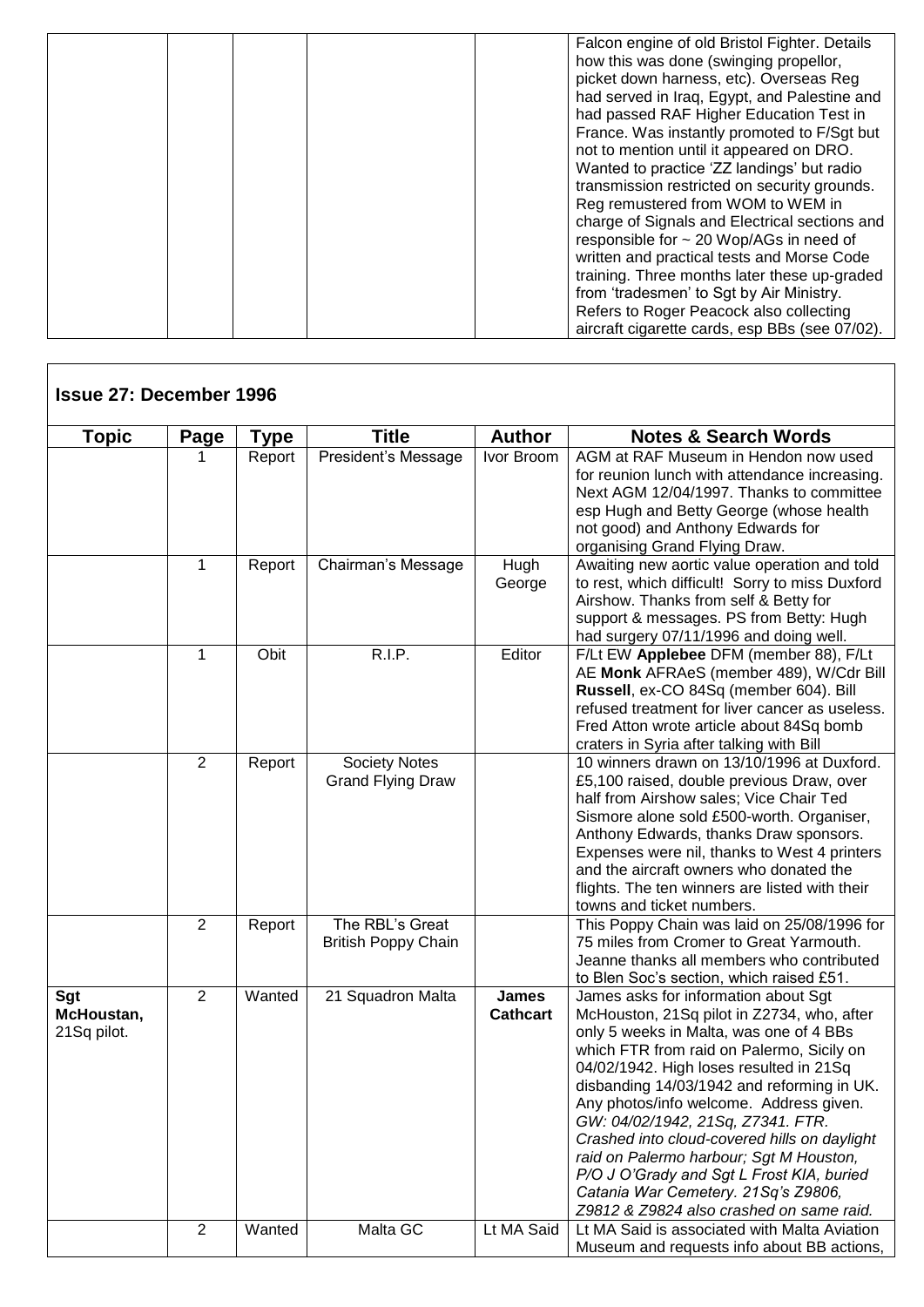| | | | | | |
|---|---|---|---|---|---|
| | | | | | Falcon engine of old Bristol Fighter. Details how this was done (swinging propellor, picket down harness, etc). Overseas Reg had served in Iraq, Egypt, and Palestine and had passed RAF Higher Education Test in France. Was instantly promoted to F/Sgt but not to mention until it appeared on DRO. Wanted to practice 'ZZ landings' but radio transmission restricted on security grounds. Reg remustered from WOM to WEM in charge of Signals and Electrical sections and responsible for ~ 20 Wop/AGs in need of written and practical tests and Morse Code training. Three months later these up-graded from 'tradesmen' to Sgt by Air Ministry. Refers to Roger Peacock also collecting aircraft cigarette cards, esp BBs (see 07/02). |

## Issue 27: December 1996

| Topic | Page | Type | Title | Author | Notes & Search Words |
|---|---|---|---|---|---|
| | 1 | Report | President's Message | Ivor Broom | AGM at RAF Museum in Hendon now used for reunion lunch with attendance increasing. Next AGM 12/04/1997. Thanks to committee esp Hugh and Betty George (whose health not good) and Anthony Edwards for organising Grand Flying Draw. |
| | 1 | Report | Chairman's Message | Hugh George | Awaiting new aortic value operation and told to rest, which difficult! Sorry to miss Duxford Airshow. Thanks from self & Betty for support & messages. PS from Betty: Hugh had surgery 07/11/1996 and doing well. |
| | 1 | Obit | R.I.P. | Editor | F/Lt EW **Applebee** DFM (member 88), F/Lt AE **Monk** AFRAeS (member 489), W/Cdr Bill **Russell**, ex-CO 84Sq (member 604). Bill refused treatment for liver cancer as useless. Fred Atton wrote article about 84Sq bomb craters in Syria after talking with Bill |
| | 2 | Report | Society Notes Grand Flying Draw | | 10 winners drawn on 13/10/1996 at Duxford. £5,100 raised, double previous Draw, over half from Airshow sales; Vice Chair Ted Sismore alone sold £500-worth. Organiser, Anthony Edwards, thanks Draw sponsors. Expenses were nil, thanks to West 4 printers and the aircraft owners who donated the flights. The ten winners are listed with their towns and ticket numbers. |
| | 2 | Report | The RBL's Great British Poppy Chain | | This Poppy Chain was laid on 25/08/1996 for 75 miles from Cromer to Great Yarmouth. Jeanne thanks all members who contributed to Blen Soc's section, which raised £51. |
| **Sgt McHoustan,** 21Sq pilot. | 2 | Wanted | 21 Squadron Malta | **James Cathcart** | James asks for information about Sgt McHouston, 21Sq pilot in Z2734, who, after only 5 weeks in Malta, was one of 4 BBs which FTR from raid on Palermo, Sicily on 04/02/1942. High loses resulted in 21Sq disbanding 14/03/1942 and reforming in UK. Any photos/info welcome. Address given. *GW: 04/02/1942, 21Sq, Z7341. FTR. Crashed into cloud-covered hills on daylight raid on Palermo harbour; Sgt M Houston, P/O J O'Grady and Sgt L Frost KIA, buried Catania War Cemetery. 21Sq's Z9806, Z9812 & Z9824 also crashed on same raid.* |
| | 2 | Wanted | Malta GC | Lt MA Said | Lt MA Said is associated with Malta Aviation Museum and requests info about BB actions, |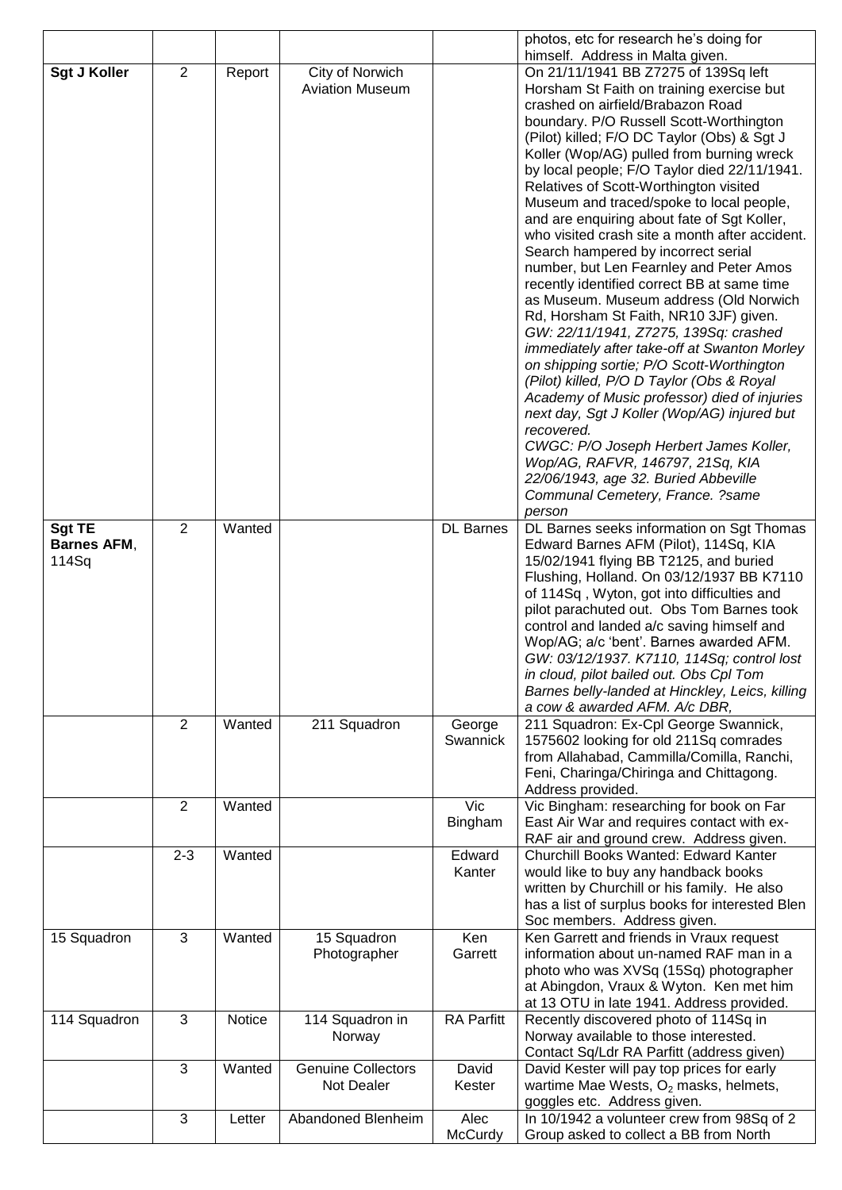| | | | | | |
|---|---|---|---|---|---|
| | | | | | photos, etc for research he's doing for himself. Address in Malta given. |
| **Sgt J Koller** | 2 | Report | City of Norwich Aviation Museum | | On 21/11/1941 BB Z7275 of 139Sq left Horsham St Faith on training exercise but crashed on airfield/Brabazon Road boundary. P/O Russell Scott-Worthington (Pilot) killed; F/O DC Taylor (Obs) & Sgt J Koller (Wop/AG) pulled from burning wreck by local people; F/O Taylor died 22/11/1941. Relatives of Scott-Worthington visited Museum and traced/spoke to local people, and are enquiring about fate of Sgt Koller, who visited crash site a month after accident. Search hampered by incorrect serial number, but Len Fearnley and Peter Amos recently identified correct BB at same time as Museum. Museum address (Old Norwich Rd, Horsham St Faith, NR10 3JF) given. *GW: 22/11/1941, Z7275, 139Sq: crashed immediately after take-off at Swanton Morley on shipping sortie; P/O Scott-Worthington (Pilot) killed, P/O D Taylor (Obs & Royal Academy of Music professor) died of injuries next day, Sgt J Koller (Wop/AG) injured but recovered.* *CWGC: P/O Joseph Herbert James Koller, Wop/AG, RAFVR, 146797, 21Sq, KIA 22/06/1943, age 32. Buried Abbeville Communal Cemetery, France. ?same person* |
| **Sgt TE Barnes AFM**, 114Sq | 2 | Wanted | | DL Barnes | DL Barnes seeks information on Sgt Thomas Edward Barnes AFM (Pilot), 114Sq, KIA 15/02/1941 flying BB T2125, and buried Flushing, Holland. On 03/12/1937 BB K7110 of 114Sq , Wyton, got into difficulties and pilot parachuted out. Obs Tom Barnes took control and landed a/c saving himself and Wop/AG; a/c 'bent'. Barnes awarded AFM. *GW: 03/12/1937. K7110, 114Sq; control lost in cloud, pilot bailed out. Obs Cpl Tom Barnes belly-landed at Hinckley, Leics, killing a cow & awarded AFM. A/c DBR,* |
| | 2 | Wanted | 211 Squadron | George Swannick | 211 Squadron: Ex-Cpl George Swannick, 1575602 looking for old 211Sq comrades from Allahabad, Cammilla/Comilla, Ranchi, Feni, Charinga/Chiringa and Chittagong. Address provided. |
| | 2 | Wanted | | Vic Bingham | Vic Bingham: researching for book on Far East Air War and requires contact with ex-RAF air and ground crew. Address given. |
| | 2-3 | Wanted | | Edward Kanter | Churchill Books Wanted: Edward Kanter would like to buy any handback books written by Churchill or his family. He also has a list of surplus books for interested Blen Soc members. Address given. |
| 15 Squadron | 3 | Wanted | 15 Squadron Photographer | Ken Garrett | Ken Garrett and friends in Vraux request information about un-named RAF man in a photo who was XVSq (15Sq) photographer at Abingdon, Vraux & Wyton. Ken met him at 13 OTU in late 1941. Address provided. |
| 114 Squadron | 3 | Notice | 114 Squadron in Norway | RA Parfitt | Recently discovered photo of 114Sq in Norway available to those interested. Contact Sq/Ldr RA Parfitt (address given) |
| | 3 | Wanted | Genuine Collectors Not Dealer | David Kester | David Kester will pay top prices for early wartime Mae Wests, $O_2$ masks, helmets, goggles etc. Address given. |
| | 3 | Letter | Abandoned Blenheim | Alec McCurdy | In 10/1942 a volunteer crew from 98Sq of 2 Group asked to collect a BB from North |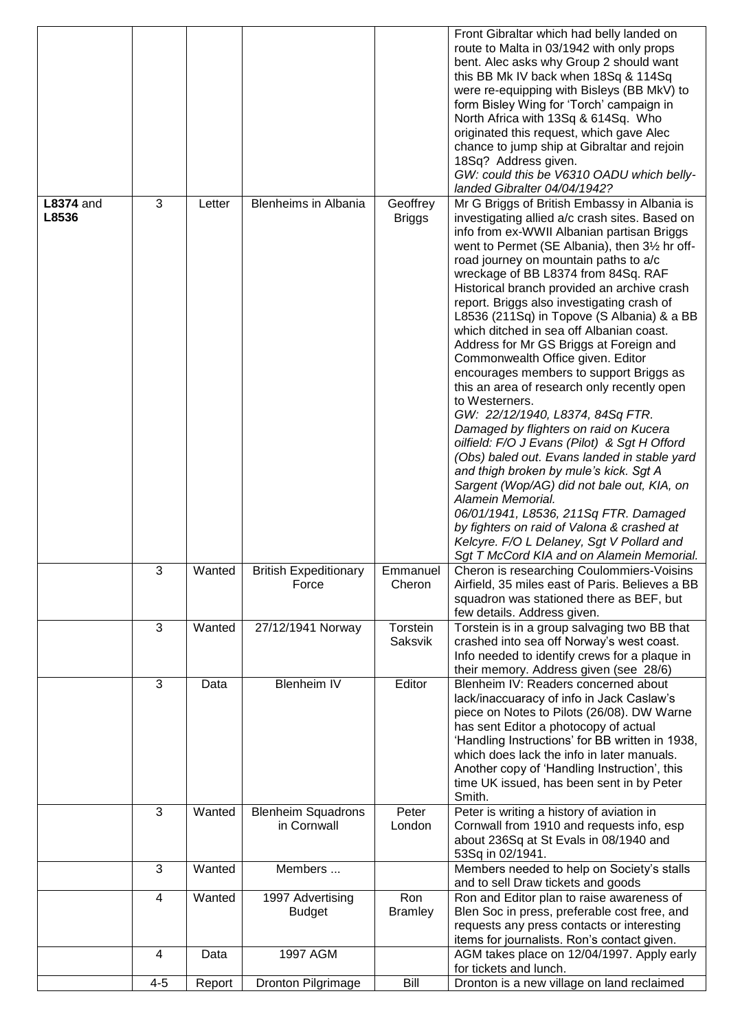| | | | | | |
|---|---|---|---|---|---|
| | | | | | Front Gibraltar which had belly landed on route to Malta in 03/1942 with only props bent. Alec asks why Group 2 should want this BB Mk IV back when 18Sq & 114Sq were re-equipping with Bisleys (BB MkV) to form Bisley Wing for 'Torch' campaign in North Africa with 13Sq & 614Sq. Who originated this request, which gave Alec chance to jump ship at Gibraltar and rejoin 18Sq? Address given. *GW: could this be V6310 OADU which belly-landed Gibralter 04/04/1942?* |
| **L8374** and **L8536** | 3 | Letter | Blenheims in Albania | Geoffrey Briggs | Mr G Briggs of British Embassy in Albania is investigating allied a/c crash sites. Based on info from ex-WWII Albanian partisan Briggs went to Permet (SE Albania), then 3½ hr off-road journey on mountain paths to a/c wreckage of BB L8374 from 84Sq. RAF Historical branch provided an archive crash report. Briggs also investigating crash of L8536 (211Sq) in Topove (S Albania) & a BB which ditched in sea off Albanian coast. Address for Mr GS Briggs at Foreign and Commonwealth Office given. Editor encourages members to support Briggs as this an area of research only recently open to Westerners. *GW: 22/12/1940, L8374, 84Sq FTR. Damaged by flighters on raid on Kucera oilfield: F/O J Evans (Pilot) & Sgt H Offord (Obs) baled out. Evans landed in stable yard and thigh broken by mule's kick. Sgt A Sargent (Wop/AG) did not bale out, KIA, on Alamein Memorial. 06/01/1941, L8536, 211Sq FTR. Damaged by fighters on raid of Valona & crashed at Kelcyre. F/O L Delaney, Sgt V Pollard and Sgt T McCord KIA and on Alamein Memorial.* |
| | 3 | Wanted | British Expeditionary Force | Emmanuel Cheron | Cheron is researching Coulommiers-Voisins Airfield, 35 miles east of Paris. Believes a BB squadron was stationed there as BEF, but few details. Address given. |
| | 3 | Wanted | 27/12/1941 Norway | Torstein Saksvik | Torstein is in a group salvaging two BB that crashed into sea off Norway's west coast. Info needed to identify crews for a plaque in their memory. Address given (see 28/6) |
| | 3 | Data | Blenheim IV | Editor | Blenheim IV: Readers concerned about lack/inaccuaracy of info in Jack Caslaw's piece on Notes to Pilots (26/08). DW Warne has sent Editor a photocopy of actual 'Handling Instructions' for BB written in 1938, which does lack the info in later manuals. Another copy of 'Handling Instruction', this time UK issued, has been sent in by Peter Smith. |
| | 3 | Wanted | Blenheim Squadrons in Cornwall | Peter London | Peter is writing a history of aviation in Cornwall from 1910 and requests info, esp about 236Sq at St Evals in 08/1940 and 53Sq in 02/1941. |
| | 3 | Wanted | Members ... | | Members needed to help on Society's stalls and to sell Draw tickets and goods |
| | 4 | Wanted | 1997 Advertising Budget | Ron Bramley | Ron and Editor plan to raise awareness of Blen Soc in press, preferable cost free, and requests any press contacts or interesting items for journalists. Ron's contact given. |
| | 4 | Data | 1997 AGM | | AGM takes place on 12/04/1997. Apply early for tickets and lunch. |
| | 4-5 | Report | Dronton Pilgrimage | Bill | Dronton is a new village on land reclaimed |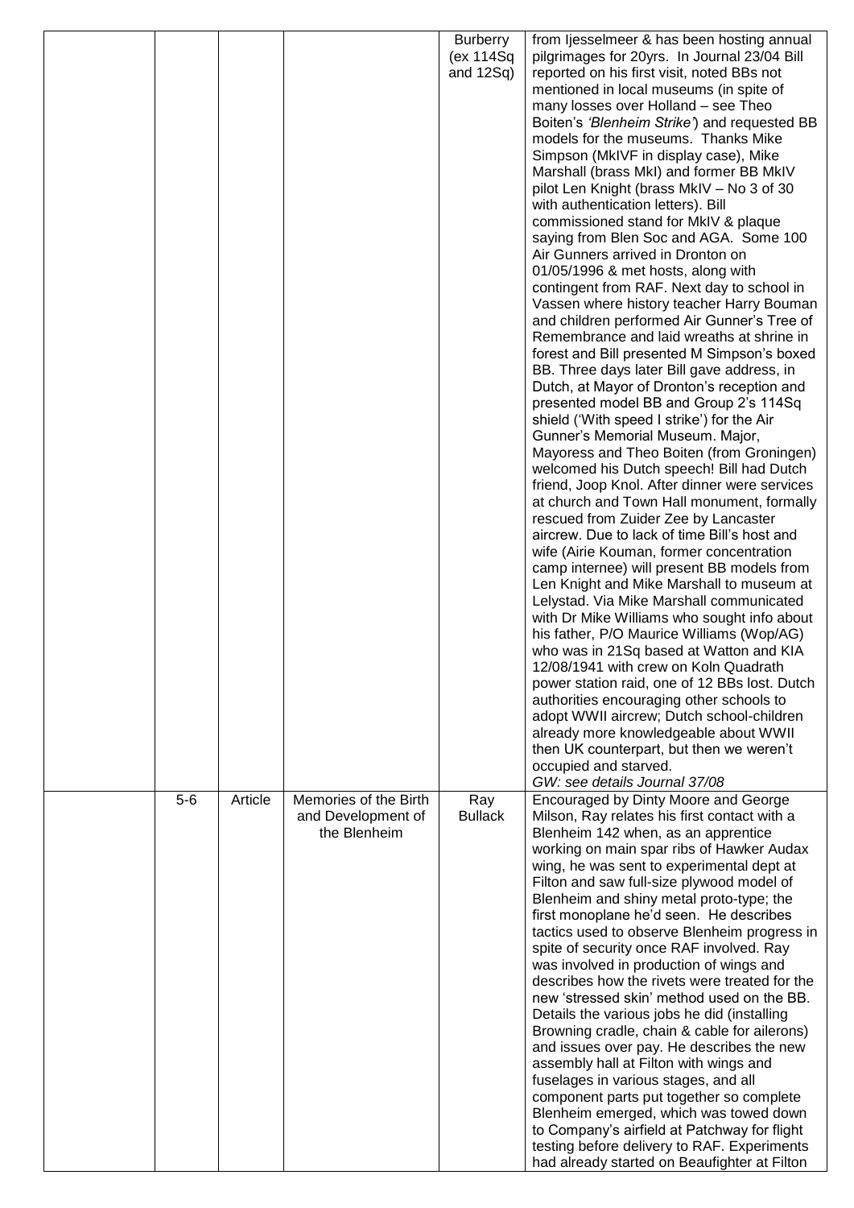|  |  |  |  | Burberry (ex 114Sq and 12Sq) | from Ijesselmeer & has been hosting annual pilgrimages for 20yrs. In Journal 23/04 Bill reported on his first visit, noted BBs not mentioned in local museums (in spite of many losses over Holland – see Theo Boiten's *'Blenheim Strike'*) and requested BB models for the museums. Thanks Mike Simpson (MkIVF in display case), Mike Marshall (brass MkI) and former BB MkIV pilot Len Knight (brass MkIV – No 3 of 30 with authentication letters). Bill commissioned stand for MkIV & plaque saying from Blen Soc and AGA. Some 100 Air Gunners arrived in Dronton on 01/05/1996 & met hosts, along with contingent from RAF. Next day to school in Vassen where history teacher Harry Bouman and children performed Air Gunner's Tree of Remembrance and laid wreaths at shrine in forest and Bill presented M Simpson's boxed BB. Three days later Bill gave address, in Dutch, at Mayor of Dronton's reception and presented model BB and Group 2's 114Sq shield ('With speed I strike') for the Air Gunner's Memorial Museum. Major, Mayoress and Theo Boiten (from Groningen) welcomed his Dutch speech! Bill had Dutch friend, Joop Knol. After dinner were services at church and Town Hall monument, formally rescued from Zuider Zee by Lancaster aircrew. Due to lack of time Bill's host and wife (Airie Kouman, former concentration camp internee) will present BB models from Len Knight and Mike Marshall to museum at Lelystad. Via Mike Marshall communicated with Dr Mike Williams who sought info about his father, P/O Maurice Williams (Wop/AG) who was in 21Sq based at Watton and KIA 12/08/1941 with crew on Koln Quadrath power station raid, one of 12 BBs lost. Dutch authorities encouraging other schools to adopt WWII aircrew; Dutch school-children already more knowledgeable about WWII then UK counterpart, but then we weren't occupied and starved.<br>*GW: see details Journal 37/08* |
|  | 5-6 | Article | Memories of the Birth and Development of the Blenheim | Ray Bullack | Encouraged by Dinty Moore and George Milson, Ray relates his first contact with a Blenheim 142 when, as an apprentice working on main spar ribs of Hawker Audax wing, he was sent to experimental dept at Filton and saw full-size plywood model of Blenheim and shiny metal proto-type; the first monoplane he'd seen. He describes tactics used to observe Blenheim progress in spite of security once RAF involved. Ray was involved in production of wings and describes how the rivets were treated for the new 'stressed skin' method used on the BB. Details the various jobs he did (installing Browning cradle, chain & cable for ailerons) and issues over pay. He describes the new assembly hall at Filton with wings and fuselages in various stages, and all component parts put together so complete Blenheim emerged, which was towed down to Company's airfield at Patchway for flight testing before delivery to RAF. Experiments had already started on Beaufighter at Filton |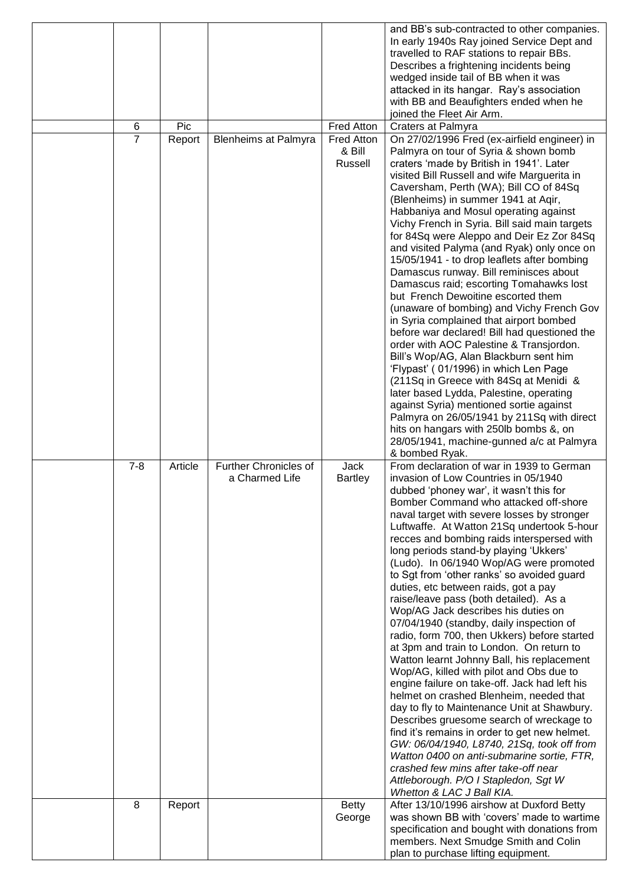|  |  |  |  |  | and BB's sub-contracted to other companies. In early 1940s Ray joined Service Dept and travelled to RAF stations to repair BBs. Describes a frightening incidents being wedged inside tail of BB when it was attacked in its hangar. Ray's association with BB and Beaufighters ended when he joined the Fleet Air Arm. |
|---|---|---|---|---|---|
|  | 6 | Pic |  | Fred Atton | Craters at Palmyra |
|  | 7 | Report | Blenheims at Palmyra | Fred Atton & Bill Russell | On 27/02/1996 Fred (ex-airfield engineer) in Palmyra on tour of Syria & shown bomb craters 'made by British in 1941'. Later visited Bill Russell and wife Marguerita in Caversham, Perth (WA); Bill CO of 84Sq (Blenheims) in summer 1941 at Aqir, Habbaniya and Mosul operating against Vichy French in Syria. Bill said main targets for 84Sq were Aleppo and Deir Ez Zor 84Sq and visited Palyma (and Ryak) only once on 15/05/1941 - to drop leaflets after bombing Damascus runway. Bill reminisces about Damascus raid; escorting Tomahawks lost but French Dewoitine escorted them (unaware of bombing) and Vichy French Gov in Syria complained that airport bombed before war declared! Bill had questioned the order with AOC Palestine & Transjordon. Bill's Wop/AG, Alan Blackburn sent him 'Flypast' ( 01/1996) in which Len Page (211Sq in Greece with 84Sq at Menidi & later based Lydda, Palestine, operating against Syria) mentioned sortie against Palmyra on 26/05/1941 by 211Sq with direct hits on hangars with 250lb bombs &, on 28/05/1941, machine-gunned a/c at Palmyra & bombed Ryak. |
|  | 7-8 | Article | Further Chronicles of a Charmed Life | Jack Bartley | From declaration of war in 1939 to German invasion of Low Countries in 05/1940 dubbed 'phoney war', it wasn't this for Bomber Command who attacked off-shore naval target with severe losses by stronger Luftwaffe. At Watton 21Sq undertook 5-hour recces and bombing raids interspersed with long periods stand-by playing 'Ukkers' (Ludo). In 06/1940 Wop/AG were promoted to Sgt from 'other ranks' so avoided guard duties, etc between raids, got a pay raise/leave pass (both detailed). As a Wop/AG Jack describes his duties on 07/04/1940 (standby, daily inspection of radio, form 700, then Ukkers) before started at 3pm and train to London. On return to Watton learnt Johnny Ball, his replacement Wop/AG, killed with pilot and Obs due to engine failure on take-off. Jack had left his helmet on crashed Blenheim, needed that day to fly to Maintenance Unit at Shawbury. Describes gruesome search of wreckage to find it's remains in order to get new helmet. *GW: 06/04/1940, L8740, 21Sq, took off from Watton 0400 on anti-submarine sortie, FTR, crashed few mins after take-off near Attleborough. P/O I Stapledon, Sgt W Whetton & LAC J Ball KIA.* |
|  | 8 | Report |  | Betty George | After 13/10/1996 airshow at Duxford Betty was shown BB with 'covers' made to wartime specification and bought with donations from members. Next Smudge Smith and Colin plan to purchase lifting equipment. |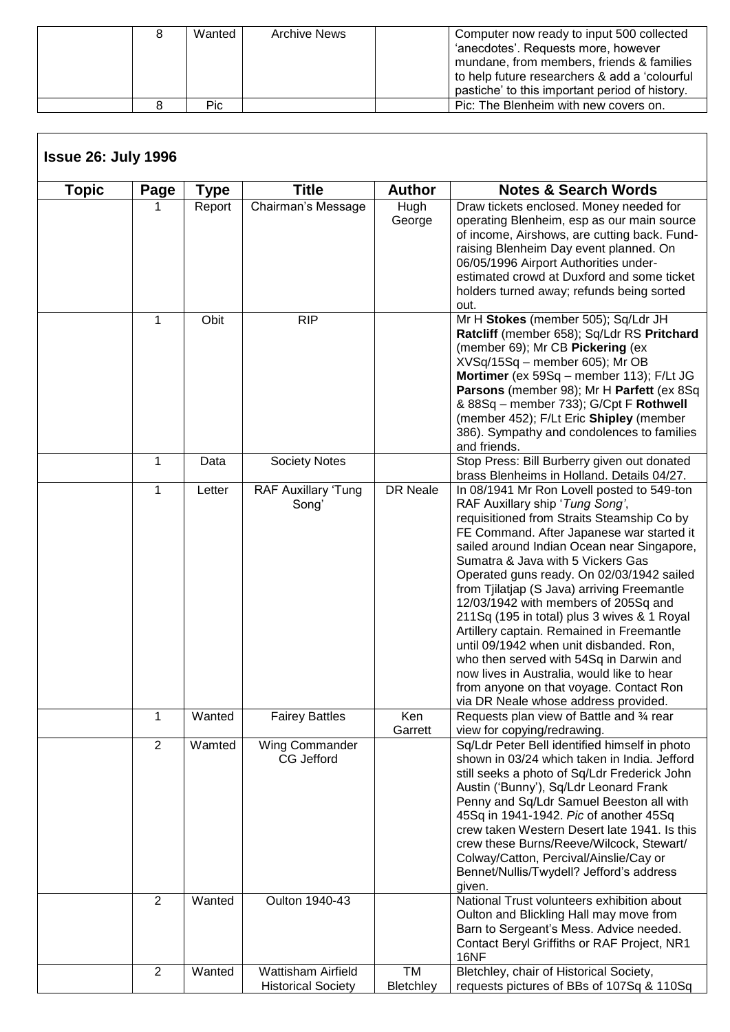| | 8 | Wanted | Archive News | | Computer now ready to input 500 collected 'anecdotes'. Requests more, however mundane, from members, friends & families to help future researchers & add a 'colourful pastiche' to this important period of history. |
|---|---|---|---|---|---|
| | 8 | Pic | | | Pic: The Blenheim with new covers on. |

## Issue 26: July 1996

| Topic | Page | Type | Title | Author | Notes & Search Words |
|---|---|---|---|---|---|
| | 1 | Report | Chairman's Message | Hugh George | Draw tickets enclosed. Money needed for operating Blenheim, esp as our main source of income, Airshows, are cutting back. Fund-raising Blenheim Day event planned. On 06/05/1996 Airport Authorities under-estimated crowd at Duxford and some ticket holders turned away; refunds being sorted out. |
| | 1 | Obit | RIP | | Mr H **Stokes** (member 505); Sq/Ldr JH **Ratcliff** (member 658); Sq/Ldr RS **Pritchard** (member 69); Mr CB **Pickering** (ex XVSq/15Sq – member 605); Mr OB **Mortimer** (ex 59Sq – member 113); F/Lt JG **Parsons** (member 98); Mr H **Parfett** (ex 8Sq & 88Sq – member 733); G/Cpt F **Rothwell** (member 452); F/Lt Eric **Shipley** (member 386). Sympathy and condolences to families and friends. |
| | 1 | Data | Society Notes | | Stop Press: Bill Burberry given out donated brass Blenheims in Holland. Details 04/27. |
| | 1 | Letter | RAF Auxillary 'Tung Song' | DR Neale | In 08/1941 Mr Ron Lovell posted to 549-ton RAF Auxillary ship '*Tung Song'*, requisitioned from Straits Steamship Co by FE Command. After Japanese war started it sailed around Indian Ocean near Singapore, Sumatra & Java with 5 Vickers Gas Operated guns ready. On 02/03/1942 sailed from Tjilatjap (S Java) arriving Freemantle 12/03/1942 with members of 205Sq and 211Sq (195 in total) plus 3 wives & 1 Royal Artillery captain. Remained in Freemantle until 09/1942 when unit disbanded. Ron, who then served with 54Sq in Darwin and now lives in Australia, would like to hear from anyone on that voyage. Contact Ron via DR Neale whose address provided. |
| | 1 | Wanted | Fairey Battles | Ken Garrett | Requests plan view of Battle and ¾ rear view for copying/redrawing. |
| | 2 | Wamted | Wing Commander CG Jefford | | Sq/Ldr Peter Bell identified himself in photo shown in 03/24 which taken in India. Jefford still seeks a photo of Sq/Ldr Frederick John Austin ('Bunny'), Sq/Ldr Leonard Frank Penny and Sq/Ldr Samuel Beeston all with 45Sq in 1941-1942. *Pic* of another 45Sq crew taken Western Desert late 1941. Is this crew these Burns/Reeve/Wilcock, Stewart/ Colway/Catton, Percival/Ainslie/Cay or Bennet/Nullis/Twydell? Jefford's address given. |
| | 2 | Wanted | Oulton 1940-43 | | National Trust volunteers exhibition about Oulton and Blickling Hall may move from Barn to Sergeant's Mess. Advice needed. Contact Beryl Griffiths or RAF Project, NR1 16NF |
| | 2 | Wanted | Wattisham Airfield Historical Society | TM Bletchley | Bletchley, chair of Historical Society, requests pictures of BBs of 107Sq & 110Sq |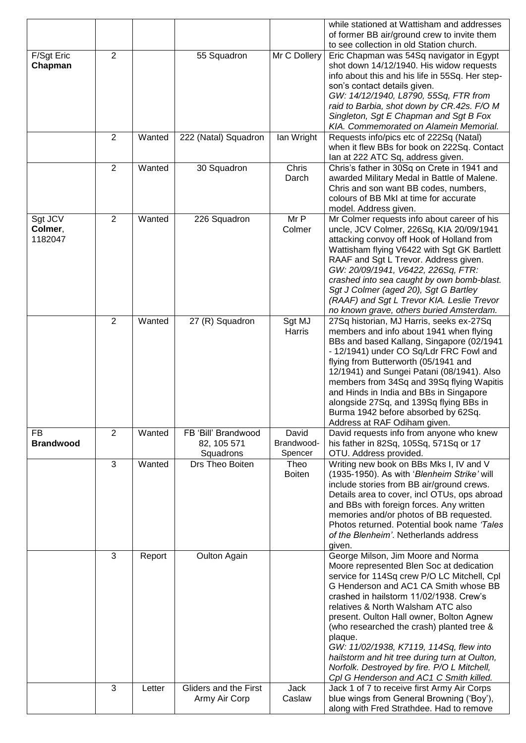|  |  |  |  |  | while stationed at Wattisham and addresses of former BB air/ground crew to invite them to see collection in old Station church. |
|---|---|---|---|---|---|
| F/Sgt Eric **Chapman** | 2 |  | 55 Squadron | Mr C Dollery | Eric Chapman was 54Sq navigator in Egypt shot down 14/12/1940. His widow requests info about this and his life in 55Sq. Her step-son's contact details given. *GW: 14/12/1940, L8790, 55Sq, FTR from raid to Barbia, shot down by CR.42s. F/O M Singleton, Sgt E Chapman and Sgt B Fox KIA. Commemorated on Alamein Memorial.* |
|  | 2 | Wanted | 222 (Natal) Squadron | Ian Wright | Requests info/pics etc of 222Sq (Natal) when it flew BBs for book on 222Sq. Contact Ian at 222 ATC Sq, address given. |
|  | 2 | Wanted | 30 Squadron | Chris Darch | Chris's father in 30Sq on Crete in 1941 and awarded Military Medal in Battle of Malene. Chris and son want BB codes, numbers, colours of BB MkI at time for accurate model. Address given. |
| Sgt JCV **Colmer**, 1182047 | 2 | Wanted | 226 Squadron | Mr P Colmer | Mr Colmer requests info about career of his uncle, JCV Colmer, 226Sq, KIA 20/09/1941 attacking convoy off Hook of Holland from Wattisham flying V6422 with Sgt GK Bartlett RAAF and Sgt L Trevor. Address given. *GW: 20/09/1941, V6422, 226Sq, FTR: crashed into sea caught by own bomb-blast. Sgt J Colmer (aged 20), Sgt G Bartley (RAAF) and Sgt L Trevor KIA. Leslie Trevor no known grave, others buried Amsterdam.* |
|  | 2 | Wanted | 27 (R) Squadron | Sgt MJ Harris | 27Sq historian, MJ Harris, seeks ex-27Sq members and info about 1941 when flying BBs and based Kallang, Singapore (02/1941 - 12/1941) under CO Sq/Ldr FRC Fowl and flying from Butterworth (05/1941 and 12/1941) and Sungei Patani (08/1941). Also members from 34Sq and 39Sq flying Wapitis and Hinds in India and BBs in Singapore alongside 27Sq, and 139Sq flying BBs in Burma 1942 before absorbed by 62Sq. Address at RAF Odiham given. |
| FB **Brandwood** | 2 | Wanted | FB 'Bill' Brandwood 82, 105 571 Squadrons | David Brandwood-Spencer | David requests info from anyone who knew his father in 82Sq, 105Sq, 571Sq or 17 OTU. Address provided. |
|  | 3 | Wanted | Drs Theo Boiten | Theo Boiten | Writing new book on BBs Mks I, IV and V (1935-1950). As with '*Blenheim Strike'* will include stories from BB air/ground crews. Details area to cover, incl OTUs, ops abroad and BBs with foreign forces. Any written memories and/or photos of BB requested. Photos returned. Potential book name *'Tales of the Blenheim'*. Netherlands address given. |
|  | 3 | Report | Oulton Again |  | George Milson, Jim Moore and Norma Moore represented Blen Soc at dedication service for 114Sq crew P/O LC Mitchell, Cpl G Henderson and AC1 CA Smith whose BB crashed in hailstorm 11/02/1938. Crew's relatives & North Walsham ATC also present. Oulton Hall owner, Bolton Agnew (who researched the crash) planted tree & plaque. *GW: 11/02/1938, K7119, 114Sq, flew into hailstorm and hit tree during turn at Oulton, Norfolk. Destroyed by fire. P/O L Mitchell, Cpl G Henderson and AC1 C Smith killed.* |
|  | 3 | Letter | Gliders and the First Army Air Corp | Jack Caslaw | Jack 1 of 7 to receive first Army Air Corps blue wings from General Browning ('Boy'), along with Fred Strathdee. Had to remove |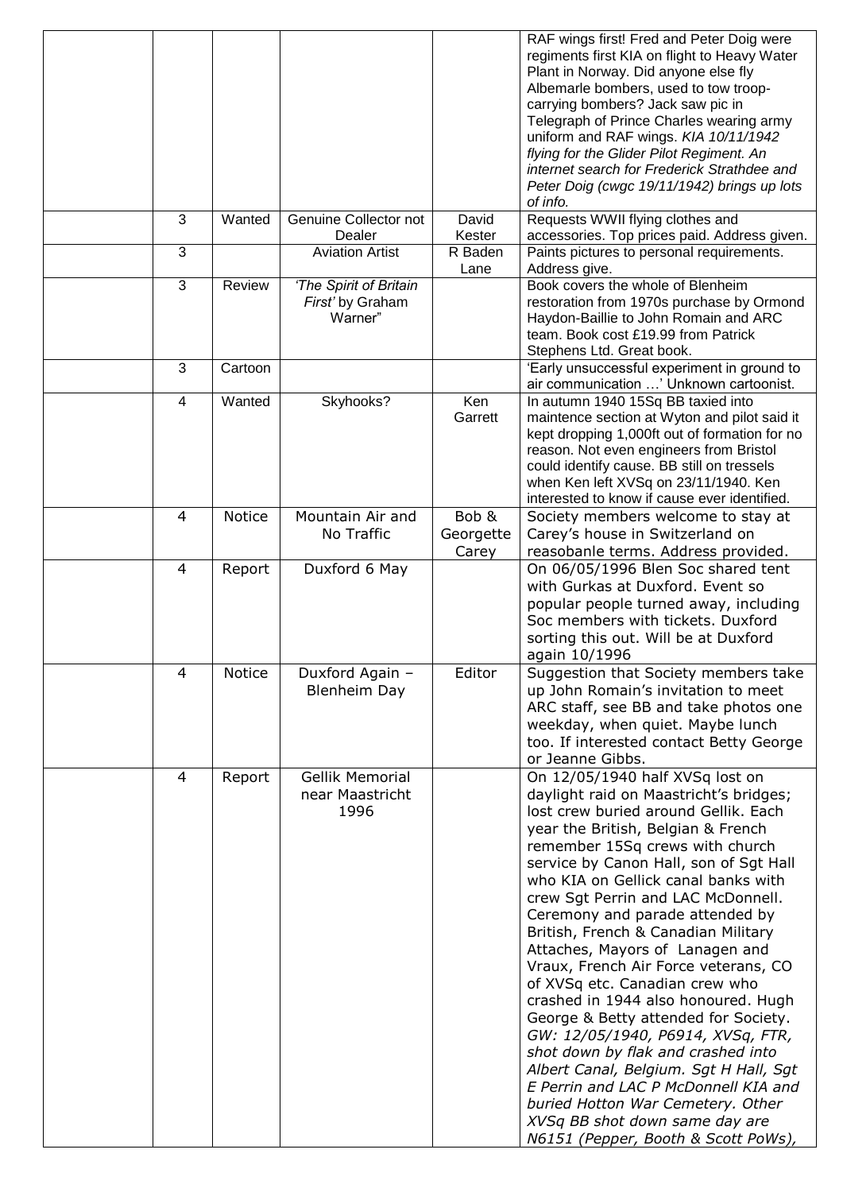| | | | | | |
|---|---|---|---|---|---|
| | | | | | RAF wings first! Fred and Peter Doig were regiments first KIA on flight to Heavy Water Plant in Norway. Did anyone else fly Albemarle bombers, used to tow troop-carrying bombers? Jack saw pic in Telegraph of Prince Charles wearing army uniform and RAF wings. *KIA 10/11/1942 flying for the Glider Pilot Regiment. An internet search for Frederick Strathdee and Peter Doig (cwgc 19/11/1942) brings up lots of info.* |
| | 3 | Wanted | Genuine Collector not Dealer | David Kester | Requests WWII flying clothes and accessories. Top prices paid. Address given. |
| | 3 | | Aviation Artist | R Baden Lane | Paints pictures to personal requirements. Address give. |
| | 3 | Review | *'The Spirit of Britain First'* by Graham Warner" | | Book covers the whole of Blenheim restoration from 1970s purchase by Ormond Haydon-Baillie to John Romain and ARC team. Book cost £19.99 from Patrick Stephens Ltd. Great book. |
| | 3 | Cartoon | | | 'Early unsuccessful experiment in ground to air communication …' Unknown cartoonist. |
| | 4 | Wanted | Skyhooks? | Ken Garrett | In autumn 1940 15Sq BB taxied into maintence section at Wyton and pilot said it kept dropping 1,000ft out of formation for no reason. Not even engineers from Bristol could identify cause. BB still on tressels when Ken left XVSq on 23/11/1940. Ken interested to know if cause ever identified. |
| | 4 | Notice | Mountain Air and No Traffic | Bob & Georgette Carey | Society members welcome to stay at Carey's house in Switzerland on reasobanle terms. Address provided. |
| | 4 | Report | Duxford 6 May | | On 06/05/1996 Blen Soc shared tent with Gurkas at Duxford. Event so popular people turned away, including Soc members with tickets. Duxford sorting this out. Will be at Duxford again 10/1996 |
| | 4 | Notice | Duxford Again – Blenheim Day | Editor | Suggestion that Society members take up John Romain's invitation to meet ARC staff, see BB and take photos one weekday, when quiet. Maybe lunch too. If interested contact Betty George or Jeanne Gibbs. |
| | 4 | Report | Gellik Memorial near Maastricht 1996 | | On 12/05/1940 half XVSq lost on daylight raid on Maastricht's bridges; lost crew buried around Gellik. Each year the British, Belgian & French remember 15Sq crews with church service by Canon Hall, son of Sgt Hall who KIA on Gellick canal banks with crew Sgt Perrin and LAC McDonnell. Ceremony and parade attended by British, French & Canadian Military Attaches, Mayors of Lanagen and Vraux, French Air Force veterans, CO of XVSq etc. Canadian crew who crashed in 1944 also honoured. Hugh George & Betty attended for Society. *GW: 12/05/1940, P6914, XVSq, FTR, shot down by flak and crashed into Albert Canal, Belgium. Sgt H Hall, Sgt E Perrin and LAC P McDonnell KIA and buried Hotton War Cemetery. Other XVSq BB shot down same day are N6151 (Pepper, Booth & Scott PoWs),* |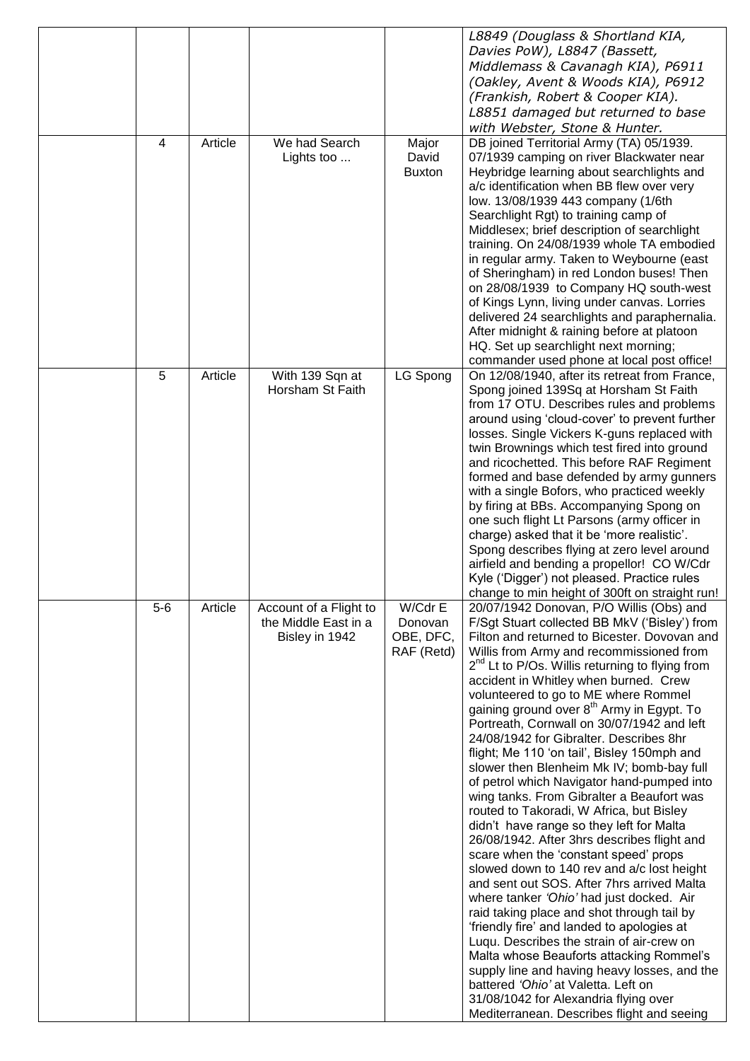| | | | | | |
|---|---|---|---|---|---|
| | | | | | *L8849 (Douglass & Shortland KIA, Davies PoW), L8847 (Bassett, Middlemass & Cavanagh KIA), P6911 (Oakley, Avent & Woods KIA), P6912 (Frankish, Robert & Cooper KIA). L8851 damaged but returned to base with Webster, Stone & Hunter.* |
| | 4 | Article | We had Search Lights too ... | Major David Buxton | DB joined Territorial Army (TA) 05/1939. 07/1939 camping on river Blackwater near Heybridge learning about searchlights and a/c identification when BB flew over very low. 13/08/1939 443 company (1/6th Searchlight Rgt) to training camp of Middlesex; brief description of searchlight training. On 24/08/1939 whole TA embodied in regular army. Taken to Weybourne (east of Sheringham) in red London buses! Then on 28/08/1939 to Company HQ south-west of Kings Lynn, living under canvas. Lorries delivered 24 searchlights and paraphernalia. After midnight & raining before at platoon HQ. Set up searchlight next morning; commander used phone at local post office! |
| | 5 | Article | With 139 Sqn at Horsham St Faith | LG Spong | On 12/08/1940, after its retreat from France, Spong joined 139Sq at Horsham St Faith from 17 OTU. Describes rules and problems around using 'cloud-cover' to prevent further losses. Single Vickers K-guns replaced with twin Brownings which test fired into ground and ricochetted. This before RAF Regiment formed and base defended by army gunners with a single Bofors, who practiced weekly by firing at BBs. Accompanying Spong on one such flight Lt Parsons (army officer in charge) asked that it be 'more realistic'. Spong describes flying at zero level around airfield and bending a propellor! CO W/Cdr Kyle ('Digger') not pleased. Practice rules change to min height of 300ft on straight run! |
| | 5-6 | Article | Account of a Flight to the Middle East in a Bisley in 1942 | W/Cdr E Donovan OBE, DFC, RAF (Retd) | 20/07/1942 Donovan, P/O Willis (Obs) and F/Sgt Stuart collected BB MkV ('Bisley') from Filton and returned to Bicester. Dovovan and Willis from Army and recommissioned from 2nd Lt to P/Os. Willis returning to flying from accident in Whitley when burned. Crew volunteered to go to ME where Rommel gaining ground over 8th Army in Egypt. To Portreath, Cornwall on 30/07/1942 and left 24/08/1942 for Gibralter. Describes 8hr flight; Me 110 'on tail', Bisley 150mph and slower then Blenheim Mk IV; bomb-bay full of petrol which Navigator hand-pumped into wing tanks. From Gibralter a Beaufort was routed to Takoradi, W Africa, but Bisley didn't have range so they left for Malta 26/08/1942. After 3hrs describes flight and scare when the 'constant speed' props slowed down to 140 rev and a/c lost height and sent out SOS. After 7hrs arrived Malta where tanker *'Ohio'* had just docked. Air raid taking place and shot through tail by 'friendly fire' and landed to apologies at Luqu. Describes the strain of air-crew on Malta whose Beauforts attacking Rommel's supply line and having heavy losses, and the battered *'Ohio'* at Valetta. Left on 31/08/1042 for Alexandria flying over Mediterranean. Describes flight and seeing |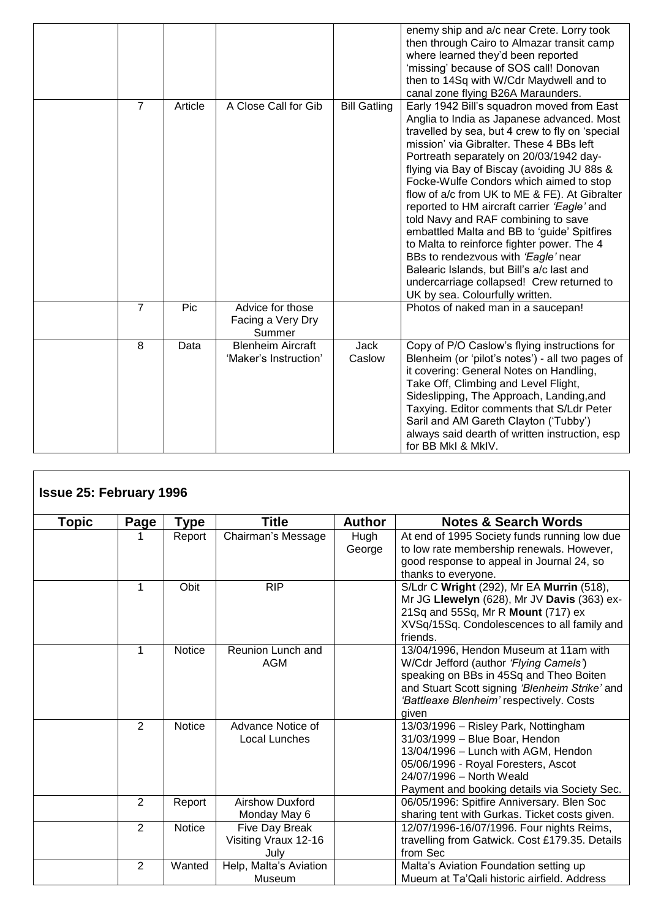| Topic | Page | Type | Title | Author | Notes & Search Words |
|---|---|---|---|---|---|
| | | | | | enemy ship and a/c near Crete. Lorry took then through Cairo to Almazar transit camp where learned they'd been reported 'missing' because of SOS call! Donovan then to 14Sq with W/Cdr Maydwell and to canal zone flying B26A Maraunders. |
| | 7 | Article | A Close Call for Gib | Bill Gatling | Early 1942 Bill's squadron moved from East Anglia to India as Japanese advanced. Most travelled by sea, but 4 crew to fly on 'special mission' via Gibralter. These 4 BBs left Portreath separately on 20/03/1942 day-flying via Bay of Biscay (avoiding JU 88s & Focke-Wulfe Condors which aimed to stop flow of a/c from UK to ME & FE). At Gibralter reported to HM aircraft carrier *'Eagle'* and told Navy and RAF combining to save embattled Malta and BB to 'guide' Spitfires to Malta to reinforce fighter power. The 4 BBs to rendezvous with *'Eagle'* near Balearic Islands, but Bill's a/c last and undercarriage collapsed! Crew returned to UK by sea. Colourfully written. |
| | 7 | Pic | Advice for those Facing a Very Dry Summer | | Photos of naked man in a saucepan! |
| | 8 | Data | Blenheim Aircraft 'Maker's Instruction' | Jack Caslow | Copy of P/O Caslow's flying instructions for Blenheim (or 'pilot's notes') - all two pages of it covering: General Notes on Handling, Take Off, Climbing and Level Flight, Sideslipping, The Approach, Landing,and Taxying. Editor comments that S/Ldr Peter Saril and AM Gareth Clayton ('Tubby') always said dearth of written instruction, esp for BB MkI & MkIV. |

## Issue 25: February 1996

| Topic | Page | Type | Title | Author | Notes & Search Words |
|---|---|---|---|---|---|
| | 1 | Report | Chairman's Message | Hugh George | At end of 1995 Society funds running low due to low rate membership renewals. However, good response to appeal in Journal 24, so thanks to everyone. |
| | 1 | Obit | RIP | | S/Ldr C **Wright** (292), Mr EA **Murrin** (518), Mr JG **Llewelyn** (628), Mr JV **Davis** (363) ex-21Sq and 55Sq, Mr R **Mount** (717) ex XVSq/15Sq. Condolescences to all family and friends. |
| | 1 | Notice | Reunion Lunch and AGM | | 13/04/1996, Hendon Museum at 11am with W/Cdr Jefford (author *'Flying Camels'*) speaking on BBs in 45Sq and Theo Boiten and Stuart Scott signing *'Blenheim Strike'* and *'Battleaxe Blenheim'* respectively. Costs given |
| | 2 | Notice | Advance Notice of Local Lunches | | 13/03/1996 – Risley Park, Nottingham<br>31/03/1999 – Blue Boar, Hendon<br>13/04/1996 – Lunch with AGM, Hendon<br>05/06/1996 - Royal Foresters, Ascot<br>24/07/1996 – North Weald<br>Payment and booking details via Society Sec. |
| | 2 | Report | Airshow Duxford Monday May 6 | | 06/05/1996: Spitfire Anniversary. Blen Soc sharing tent with Gurkas. Ticket costs given. |
| | 2 | Notice | Five Day Break Visiting Vraux 12-16 July | | 12/07/1996-16/07/1996. Four nights Reims, travelling from Gatwick. Cost £179.35. Details from Sec |
| | 2 | Wanted | Help, Malta's Aviation Museum | | Malta's Aviation Foundation setting up Mueum at Ta'Qali historic airfield. Address |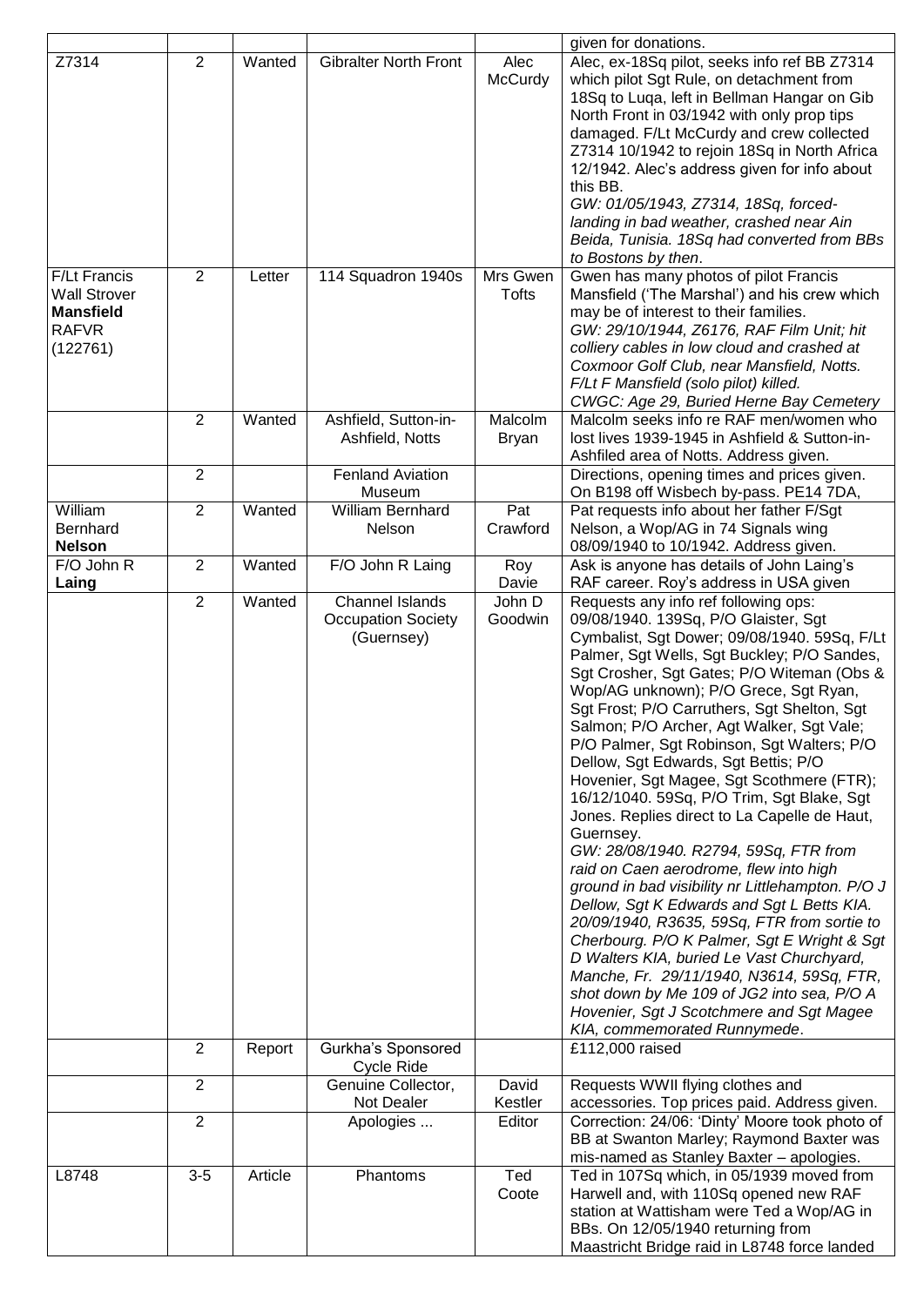| | | | | | |
|---|---|---|---|---|---|
| | | | | | given for donations. |
| Z7314 | 2 | Wanted | Gibralter North Front | Alec McCurdy | Alec, ex-18Sq pilot, seeks info ref BB Z7314 which pilot Sgt Rule, on detachment from 18Sq to Luqa, left in Bellman Hangar on Gib North Front in 03/1942 with only prop tips damaged. F/Lt McCurdy and crew collected Z7314 10/1942 to rejoin 18Sq in North Africa 12/1942. Alec's address given for info about this BB. *GW: 01/05/1943, Z7314, 18Sq, forced-landing in bad weather, crashed near Ain Beida, Tunisia. 18Sq had converted from BBs to Bostons by then*. |
| F/Lt Francis Wall Strover **Mansfield** RAFVR (122761) | 2 | Letter | 114 Squadron 1940s | Mrs Gwen Tofts | Gwen has many photos of pilot Francis Mansfield ('The Marshal') and his crew which may be of interest to their families. *GW: 29/10/1944, Z6176, RAF Film Unit; hit colliery cables in low cloud and crashed at Coxmoor Golf Club, near Mansfield, Notts. F/Lt F Mansfield (solo pilot) killed. CWGC: Age 29, Buried Herne Bay Cemetery* |
| | 2 | Wanted | Ashfield, Sutton-in-Ashfield, Notts | Malcolm Bryan | Malcolm seeks info re RAF men/women who lost lives 1939-1945 in Ashfield & Sutton-in-Ashfiled area of Notts. Address given. |
| | 2 | | Fenland Aviation Museum | | Directions, opening times and prices given. On B198 off Wisbech by-pass. PE14 7DA, |
| William Bernhard **Nelson** | 2 | Wanted | William Bernhard Nelson | Pat Crawford | Pat requests info about her father F/Sgt Nelson, a Wop/AG in 74 Signals wing 08/09/1940 to 10/1942. Address given. |
| F/O John R **Laing** | 2 | Wanted | F/O John R Laing | Roy Davie | Ask is anyone has details of John Laing's RAF career. Roy's address in USA given |
| | 2 | Wanted | Channel Islands Occupation Society (Guernsey) | John D Goodwin | Requests any info ref following ops: 09/08/1940. 139Sq, P/O Glaister, Sgt Cymbalist, Sgt Dower; 09/08/1940. 59Sq, F/Lt Palmer, Sgt Wells, Sgt Buckley; P/O Sandes, Sgt Crosher, Sgt Gates; P/O Witeman (Obs & Wop/AG unknown); P/O Grece, Sgt Ryan, Sgt Frost; P/O Carruthers, Sgt Shelton, Sgt Salmon; P/O Archer, Agt Walker, Sgt Vale; P/O Palmer, Sgt Robinson, Sgt Walters; P/O Dellow, Sgt Edwards, Sgt Bettis; P/O Hovenier, Sgt Magee, Sgt Scothmere (FTR); 16/12/1040. 59Sq, P/O Trim, Sgt Blake, Sgt Jones. Replies direct to La Capelle de Haut, Guernsey. *GW: 28/08/1940. R2794, 59Sq, FTR from raid on Caen aerodrome, flew into high ground in bad visibility nr Littlehampton. P/O J Dellow, Sgt K Edwards and Sgt L Betts KIA. 20/09/1940, R3635, 59Sq, FTR from sortie to Cherbourg. P/O K Palmer, Sgt E Wright & Sgt D Walters KIA, buried Le Vast Churchyard, Manche, Fr. 29/11/1940, N3614, 59Sq, FTR, shot down by Me 109 of JG2 into sea, P/O A Hovenier, Sgt J Scotchmere and Sgt Magee KIA, commemorated Runnymede*. |
| | 2 | Report | Gurkha's Sponsored Cycle Ride | | £112,000 raised |
| | 2 | | Genuine Collector, Not Dealer | David Kestler | Requests WWII flying clothes and accessories. Top prices paid. Address given. |
| | 2 | | Apologies ... | Editor | Correction: 24/06: 'Dinty' Moore took photo of BB at Swanton Marley; Raymond Baxter was mis-named as Stanley Baxter – apologies. |
| L8748 | 3-5 | Article | Phantoms | Ted Coote | Ted in 107Sq which, in 05/1939 moved from Harwell and, with 110Sq opened new RAF station at Wattisham were Ted a Wop/AG in BBs. On 12/05/1940 returning from Maastricht Bridge raid in L8748 force landed |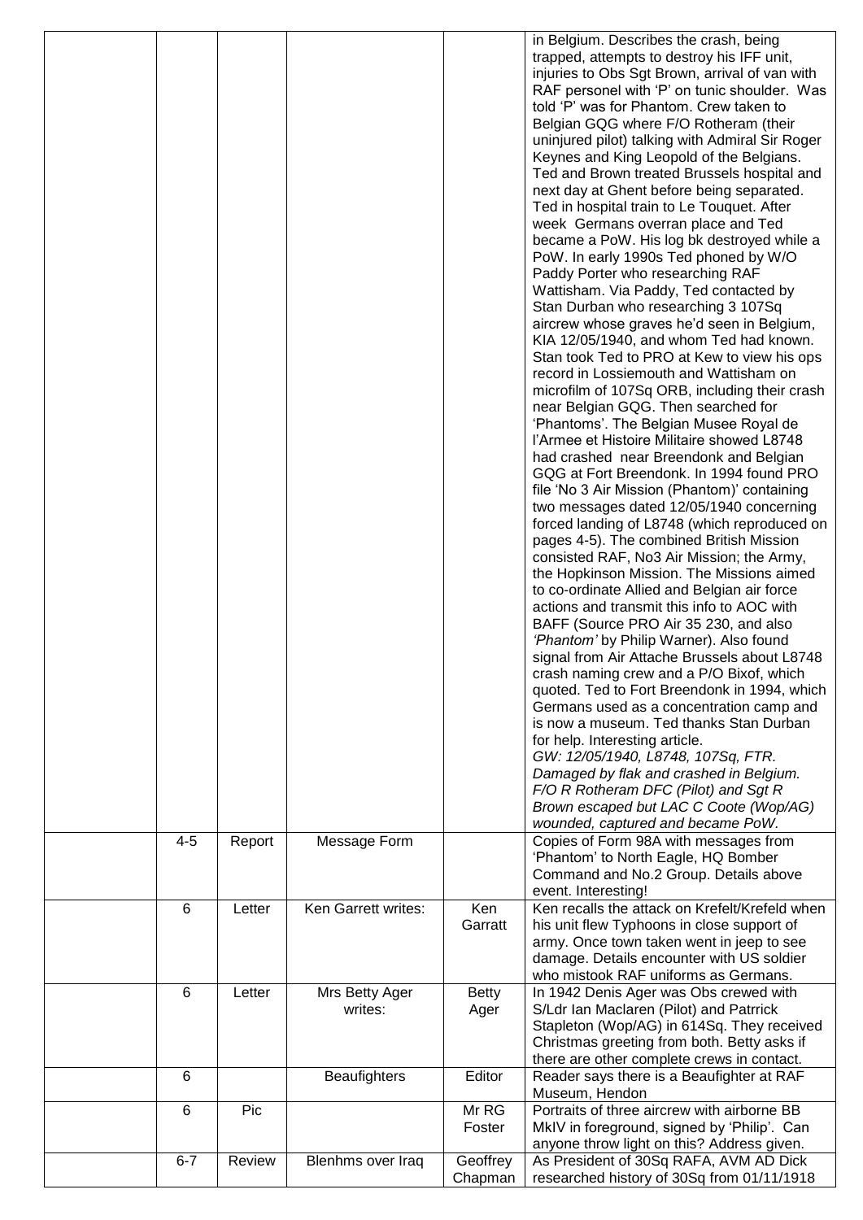| | | | | | |
|---|---|---|---|---|---|
| | | | | | in Belgium. Describes the crash, being trapped, attempts to destroy his IFF unit, injuries to Obs Sgt Brown, arrival of van with RAF personel with 'P' on tunic shoulder. Was told 'P' was for Phantom. Crew taken to Belgian GQG where F/O Rotheram (their uninjured pilot) talking with Admiral Sir Roger Keynes and King Leopold of the Belgians. Ted and Brown treated Brussels hospital and next day at Ghent before being separated. Ted in hospital train to Le Touquet. After week Germans overran place and Ted became a PoW. His log bk destroyed while a PoW. In early 1990s Ted phoned by W/O Paddy Porter who researching RAF Wattisham. Via Paddy, Ted contacted by Stan Durban who researching 3 107Sq aircrew whose graves he'd seen in Belgium, KIA 12/05/1940, and whom Ted had known. Stan took Ted to PRO at Kew to view his ops record in Lossiemouth and Wattisham on microfilm of 107Sq ORB, including their crash near Belgian GQG. Then searched for 'Phantoms'. The Belgian Musee Royal de l'Armee et Histoire Militaire showed L8748 had crashed near Breendonk and Belgian GQG at Fort Breendonk. In 1994 found PRO file 'No 3 Air Mission (Phantom)' containing two messages dated 12/05/1940 concerning forced landing of L8748 (which reproduced on pages 4-5). The combined British Mission consisted RAF, No3 Air Mission; the Army, the Hopkinson Mission. The Missions aimed to co-ordinate Allied and Belgian air force actions and transmit this info to AOC with BAFF (Source PRO Air 35 230, and also *'Phantom'* by Philip Warner). Also found signal from Air Attache Brussels about L8748 crash naming crew and a P/O Bixof, which quoted. Ted to Fort Breendonk in 1994, which Germans used as a concentration camp and is now a museum. Ted thanks Stan Durban for help. Interesting article.<br>*GW: 12/05/1940, L8748, 107Sq, FTR. Damaged by flak and crashed in Belgium. F/O R Rotheram DFC (Pilot) and Sgt R Brown escaped but LAC C Coote (Wop/AG) wounded, captured and became PoW.* |
| | 4-5 | Report | Message Form | | Copies of Form 98A with messages from 'Phantom' to North Eagle, HQ Bomber Command and No.2 Group. Details above event. Interesting! |
| | 6 | Letter | Ken Garrett writes: | Ken Garratt | Ken recalls the attack on Krefelt/Krefeld when his unit flew Typhoons in close support of army. Once town taken went in jeep to see damage. Details encounter with US soldier who mistook RAF uniforms as Germans. |
| | 6 | Letter | Mrs Betty Ager writes: | Betty Ager | In 1942 Denis Ager was Obs crewed with S/Ldr Ian Maclaren (Pilot) and Patrrick Stapleton (Wop/AG) in 614Sq. They received Christmas greeting from both. Betty asks if there are other complete crews in contact. |
| | 6 | | Beaufighters | Editor | Reader says there is a Beaufighter at RAF Museum, Hendon |
| | 6 | Pic | | Mr RG Foster | Portraits of three aircrew with airborne BB MkIV in foreground, signed by 'Philip'. Can anyone throw light on this? Address given. |
| | 6-7 | Review | Blenhms over Iraq | Geoffrey Chapman | As President of 30Sq RAFA, AVM AD Dick researched history of 30Sq from 01/11/1918 |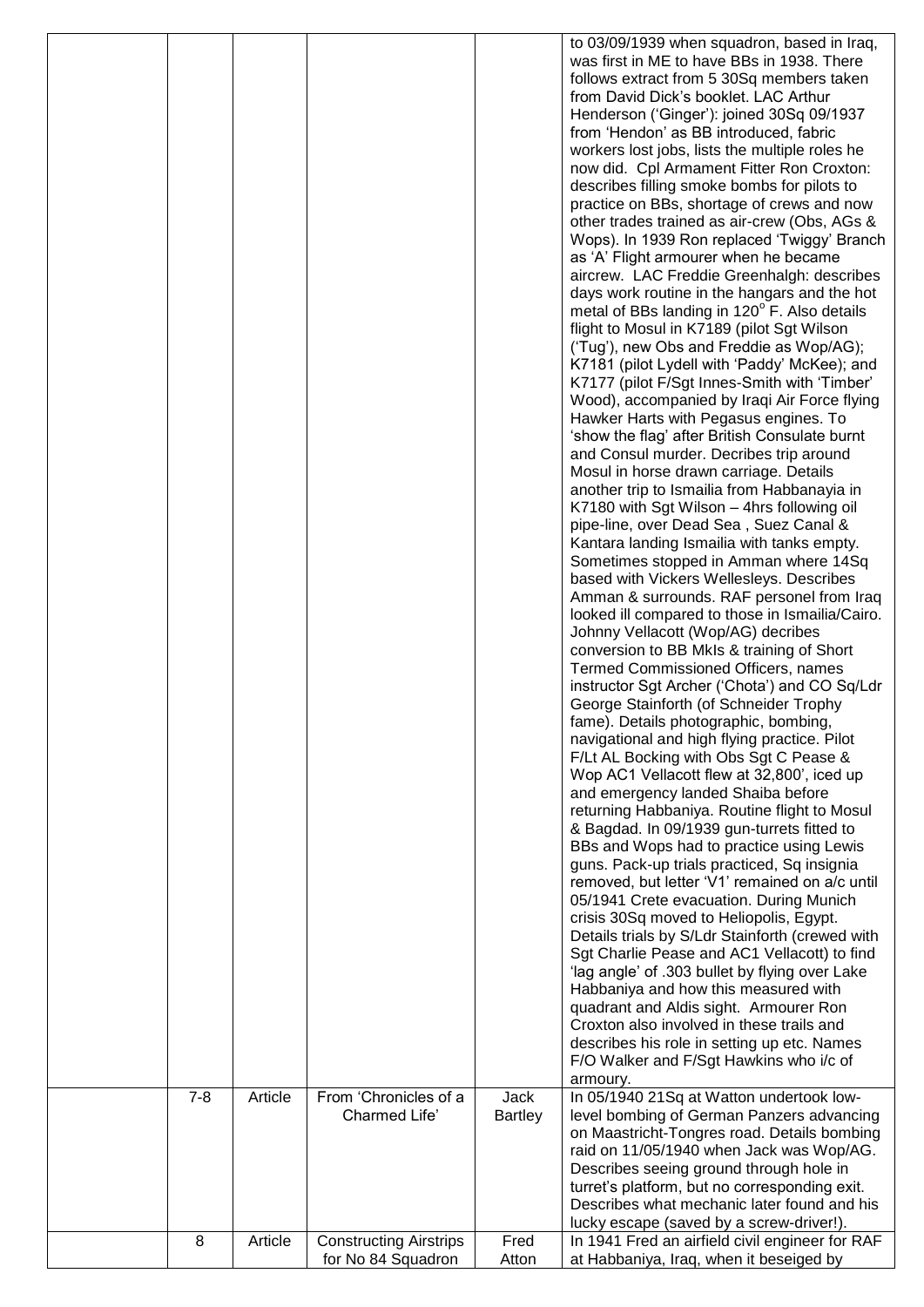| | | | | | |
|---|---|---|---|---|---|
| | | | | | to 03/09/1939 when squadron, based in Iraq, was first in ME to have BBs in 1938. There follows extract from 5 30Sq members taken from David Dick's booklet. LAC Arthur Henderson ('Ginger'): joined 30Sq 09/1937 from 'Hendon' as BB introduced, fabric workers lost jobs, lists the multiple roles he now did. Cpl Armament Fitter Ron Croxton: describes filling smoke bombs for pilots to practice on BBs, shortage of crews and now other trades trained as air-crew (Obs, AGs & Wops). In 1939 Ron replaced 'Twiggy' Branch as 'A' Flight armourer when he became aircrew. LAC Freddie Greenhalgh: describes days work routine in the hangars and the hot metal of BBs landing in 120$^{o}$ F. Also details flight to Mosul in K7189 (pilot Sgt Wilson ('Tug'), new Obs and Freddie as Wop/AG); K7181 (pilot Lydell with 'Paddy' McKee); and K7177 (pilot F/Sgt Innes-Smith with 'Timber' Wood), accompanied by Iraqi Air Force flying Hawker Harts with Pegasus engines. To 'show the flag' after British Consulate burnt and Consul murder. Decribes trip around Mosul in horse drawn carriage. Details another trip to Ismailia from Habbanayia in K7180 with Sgt Wilson – 4hrs following oil pipe-line, over Dead Sea , Suez Canal & Kantara landing Ismailia with tanks empty. Sometimes stopped in Amman where 14Sq based with Vickers Wellesleys. Describes Amman & surrounds. RAF personel from Iraq looked ill compared to those in Ismailia/Cairo. Johnny Vellacott (Wop/AG) decribes conversion to BB MkIs & training of Short Termed Commissioned Officers, names instructor Sgt Archer ('Chota') and CO Sq/Ldr George Stainforth (of Schneider Trophy fame). Details photographic, bombing, navigational and high flying practice. Pilot F/Lt AL Bocking with Obs Sgt C Pease & Wop AC1 Vellacott flew at 32,800', iced up and emergency landed Shaiba before returning Habbaniya. Routine flight to Mosul & Bagdad. In 09/1939 gun-turrets fitted to BBs and Wops had to practice using Lewis guns. Pack-up trials practiced, Sq insignia removed, but letter 'V1' remained on a/c until 05/1941 Crete evacuation. During Munich crisis 30Sq moved to Heliopolis, Egypt. Details trials by S/Ldr Stainforth (crewed with Sgt Charlie Pease and AC1 Vellacott) to find 'lag angle' of .303 bullet by flying over Lake Habbaniya and how this measured with quadrant and Aldis sight. Armourer Ron Croxton also involved in these trails and describes his role in setting up etc. Names F/O Walker and F/Sgt Hawkins who i/c of armoury. |
| | 7-8 | Article | From 'Chronicles of a Charmed Life' | Jack Bartley | In 05/1940 21Sq at Watton undertook low-level bombing of German Panzers advancing on Maastricht-Tongres road. Details bombing raid on 11/05/1940 when Jack was Wop/AG. Describes seeing ground through hole in turret's platform, but no corresponding exit. Describes what mechanic later found and his lucky escape (saved by a screw-driver!). |
| | 8 | Article | Constructing Airstrips for No 84 Squadron | Fred Atton | In 1941 Fred an airfield civil engineer for RAF at Habbaniya, Iraq, when it beseiged by |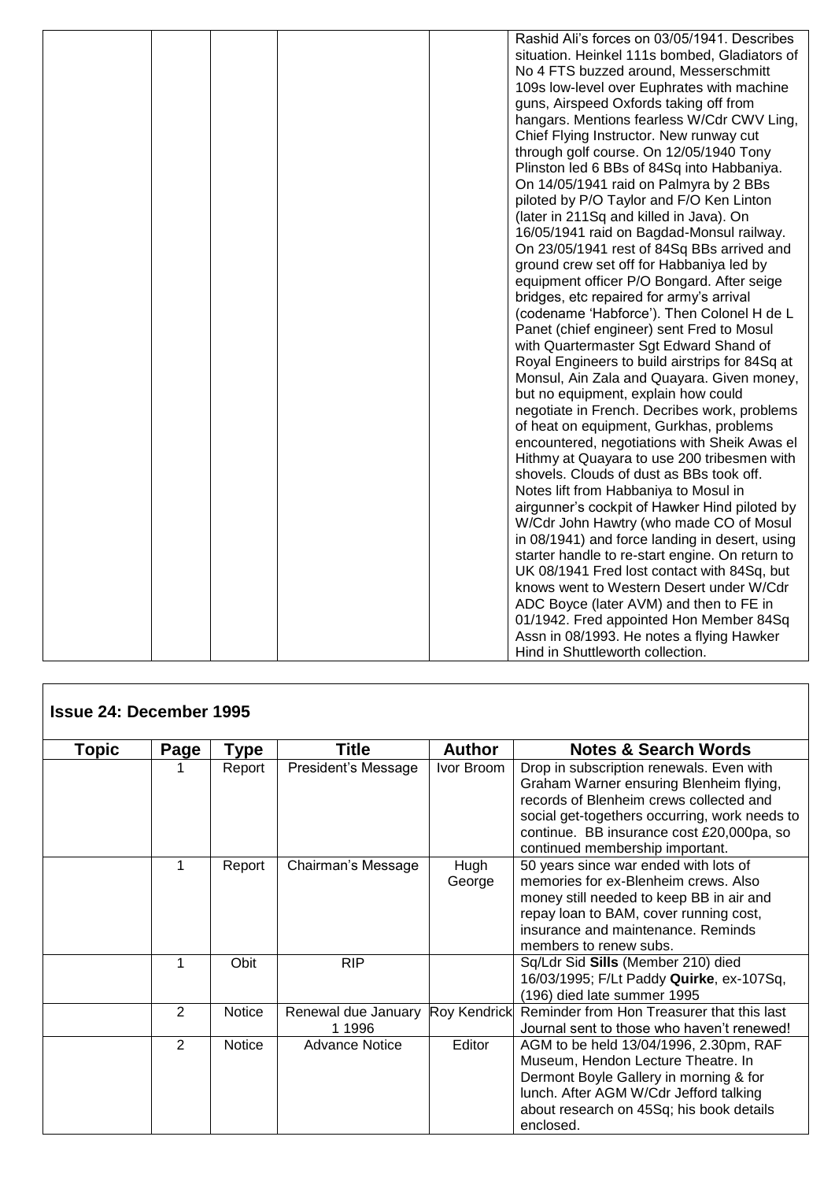| | | | | | Rashid Ali's forces on 03/05/1941. Describes situation. Heinkel 111s bombed, Gladiators of No 4 FTS buzzed around, Messerschmitt 109s low-level over Euphrates with machine guns, Airspeed Oxfords taking off from hangars. Mentions fearless W/Cdr CWV Ling, Chief Flying Instructor. New runway cut through golf course. On 12/05/1940 Tony Plinston led 6 BBs of 84Sq into Habbaniya. On 14/05/1941 raid on Palmyra by 2 BBs piloted by P/O Taylor and F/O Ken Linton (later in 211Sq and killed in Java). On 16/05/1941 raid on Bagdad-Monsul railway. On 23/05/1941 rest of 84Sq BBs arrived and ground crew set off for Habbaniya led by equipment officer P/O Bongard. After seige bridges, etc repaired for army's arrival (codename 'Habforce'). Then Colonel H de L Panet (chief engineer) sent Fred to Mosul with Quartermaster Sgt Edward Shand of Royal Engineers to build airstrips for 84Sq at Monsul, Ain Zala and Quayara. Given money, but no equipment, explain how could negotiate in French. Decribes work, problems of heat on equipment, Gurkhas, problems encountered, negotiations with Sheik Awas el Hithmy at Quayara to use 200 tribesmen with shovels. Clouds of dust as BBs took off. Notes lift from Habbaniya to Mosul in airgunner's cockpit of Hawker Hind piloted by W/Cdr John Hawtry (who made CO of Mosul in 08/1941) and force landing in desert, using starter handle to re-start engine. On return to UK 08/1941 Fred lost contact with 84Sq, but knows went to Western Desert under W/Cdr ADC Boyce (later AVM) and then to FE in 01/1942. Fred appointed Hon Member 84Sq Assn in 08/1993. He notes a flying Hawker Hind in Shuttleworth collection. |
|---|---|---|---|---|---|

## Issue 24: December 1995

| Topic | Page | Type | Title | Author | Notes & Search Words |
|---|---|---|---|---|---|
| | 1 | Report | President's Message | Ivor Broom | Drop in subscription renewals. Even with Graham Warner ensuring Blenheim flying, records of Blenheim crews collected and social get-togethers occurring, work needs to continue. BB insurance cost £20,000pa, so continued membership important. |
| | 1 | Report | Chairman's Message | Hugh George | 50 years since war ended with lots of memories for ex-Blenheim crews. Also money still needed to keep BB in air and repay loan to BAM, cover running cost, insurance and maintenance. Reminds members to renew subs. |
| | 1 | Obit | RIP | | Sq/Ldr Sid **Sills** (Member 210) died 16/03/1995; F/Lt Paddy **Quirke**, ex-107Sq, (196) died late summer 1995 |
| | 2 | Notice | Renewal due January 1 1996 | Roy Kendrick | Reminder from Hon Treasurer that this last Journal sent to those who haven't renewed! |
| | 2 | Notice | Advance Notice | Editor | AGM to be held 13/04/1996, 2.30pm, RAF Museum, Hendon Lecture Theatre. In Dermont Boyle Gallery in morning & for lunch. After AGM W/Cdr Jefford talking about research on 45Sq; his book details enclosed. |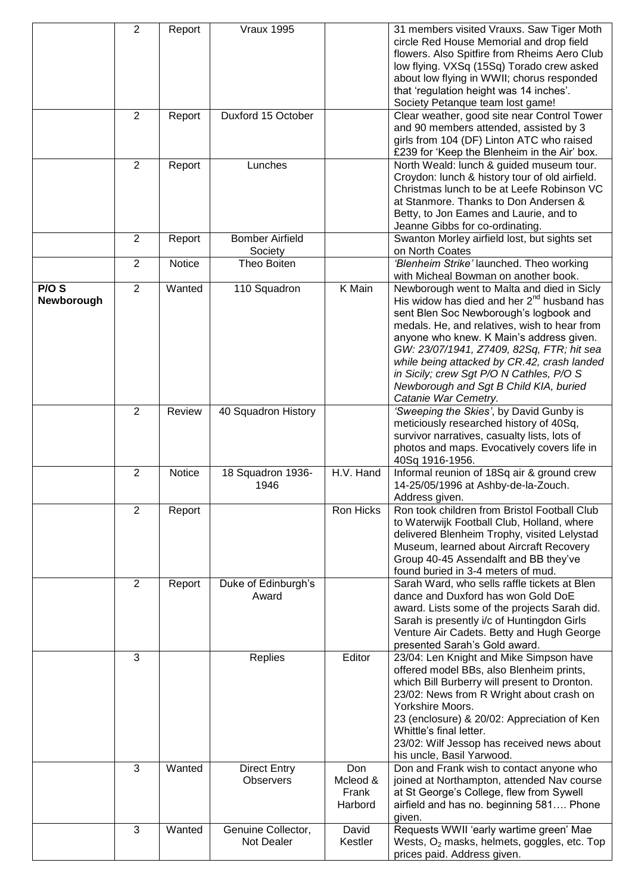| | | | | |
|---|---|---|---|---|
| | 2 | Report | Vraux 1995 | | 31 members visited Vrauxs. Saw Tiger Moth circle Red House Memorial and drop field flowers. Also Spitfire from Rheims Aero Club low flying. VXSq (15Sq) Torado crew asked about low flying in WWII; chorus responded that 'regulation height was 14 inches'. Society Petanque team lost game! |
| | 2 | Report | Duxford 15 October | | Clear weather, good site near Control Tower and 90 members attended, assisted by 3 girls from 104 (DF) Linton ATC who raised £239 for 'Keep the Blenheim in the Air' box. |
| | 2 | Report | Lunches | | North Weald: lunch & guided museum tour. Croydon: lunch & history tour of old airfield. Christmas lunch to be at Leefe Robinson VC at Stanmore. Thanks to Don Andersen & Betty, to Jon Eames and Laurie, and to Jeanne Gibbs for co-ordinating. |
| | 2 | Report | Bomber Airfield Society | | Swanton Morley airfield lost, but sights set on North Coates |
| | 2 | Notice | Theo Boiten | | *'Blenheim Strike'* launched. Theo working with Micheal Bowman on another book. |
| **P/O S Newborough** | 2 | Wanted | 110 Squadron | K Main | Newborough went to Malta and died in Sicly His widow has died and her 2nd husband has sent Blen Soc Newborough's logbook and medals. He, and relatives, wish to hear from anyone who knew. K Main's address given. *GW: 23/07/1941, Z7409, 82Sq, FTR; hit sea while being attacked by CR.42, crash landed in Sicily; crew Sgt P/O N Cathles, P/O S Newborough and Sgt B Child KIA, buried Catanie War Cemetry.* |
| | 2 | Review | 40 Squadron History | | *'Sweeping the Skies'*, by David Gunby is meticiously researched history of 40Sq, survivor narratives, casualty lists, lots of photos and maps. Evocatively covers life in 40Sq 1916-1956. |
| | 2 | Notice | 18 Squadron 1936-1946 | H.V. Hand | Informal reunion of 18Sq air & ground crew 14-25/05/1996 at Ashby-de-la-Zouch. Address given. |
| | 2 | Report | | Ron Hicks | Ron took children from Bristol Football Club to Waterwijk Football Club, Holland, where delivered Blenheim Trophy, visited Lelystad Museum, learned about Aircraft Recovery Group 40-45 Assendalft and BB they've found buried in 3-4 meters of mud. |
| | 2 | Report | Duke of Edinburgh's Award | | Sarah Ward, who sells raffle tickets at Blen dance and Duxford has won Gold DoE award. Lists some of the projects Sarah did. Sarah is presently i/c of Huntingdon Girls Venture Air Cadets. Betty and Hugh George presented Sarah's Gold award. |
| | 3 | | Replies | Editor | 23/04: Len Knight and Mike Simpson have offered model BBs, also Blenheim prints, which Bill Burberry will present to Dronton.<br>23/02: News from R Wright about crash on Yorkshire Moors.<br>23 (enclosure) & 20/02: Appreciation of Ken Whittle's final letter.<br>23/02: Wilf Jessop has received news about his uncle, Basil Yarwood. |
| | 3 | Wanted | Direct Entry Observers | Don Mcleod & Frank Harbord | Don and Frank wish to contact anyone who joined at Northampton, attended Nav course at St George's College, flew from Sywell airfield and has no. beginning 581…. Phone given. |
| | 3 | Wanted | Genuine Collector, Not Dealer | David Kestler | Requests WWII 'early wartime green' Mae Wests, $O_2$ masks, helmets, goggles, etc. Top prices paid. Address given. |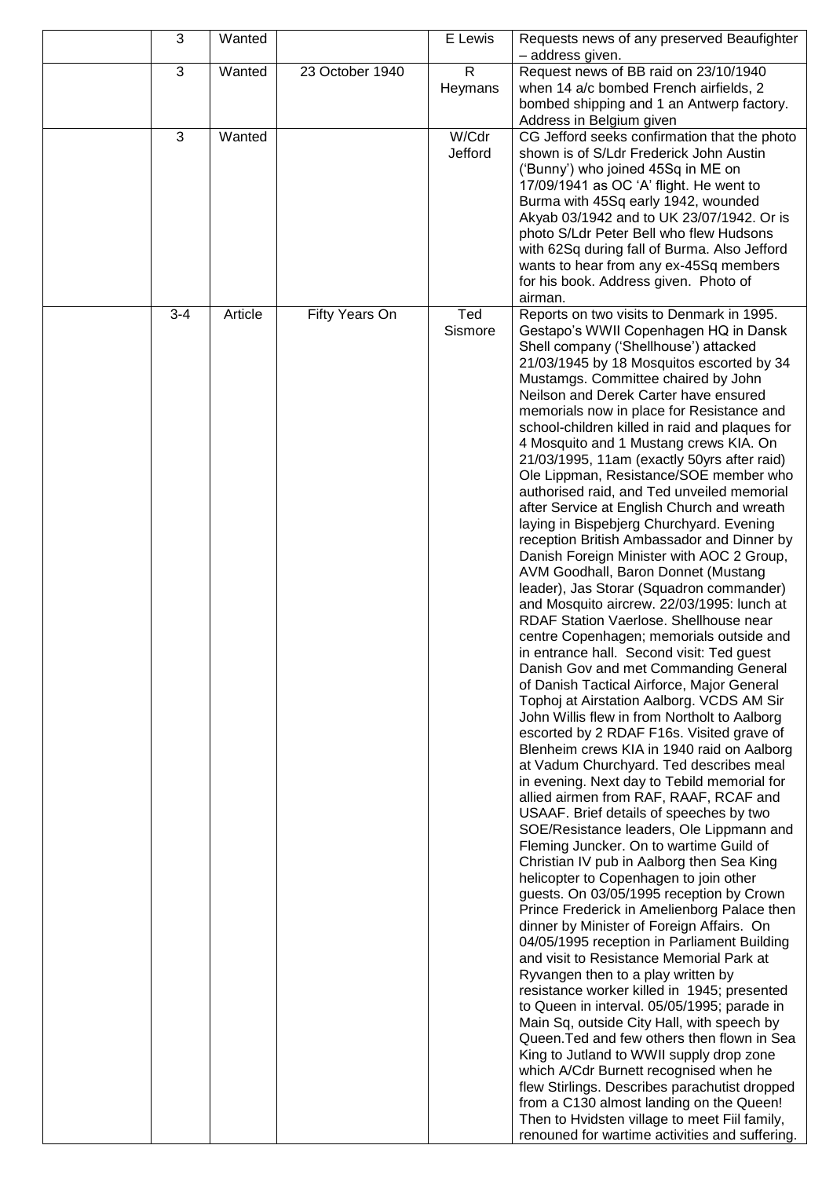|  | 3 | Wanted |  | E Lewis | Requests news of any preserved Beaufighter – address given. |
|---|---|---|---|---|---|
|  | 3 | Wanted | 23 October 1940 | R Heymans | Request news of BB raid on 23/10/1940 when 14 a/c bombed French airfields, 2 bombed shipping and 1 an Antwerp factory. Address in Belgium given |
|  | 3 | Wanted |  | W/Cdr Jefford | CG Jefford seeks confirmation that the photo shown is of S/Ldr Frederick John Austin ('Bunny') who joined 45Sq in ME on 17/09/1941 as OC 'A' flight. He went to Burma with 45Sq early 1942, wounded Akyab 03/1942 and to UK 23/07/1942. Or is photo S/Ldr Peter Bell who flew Hudsons with 62Sq during fall of Burma. Also Jefford wants to hear from any ex-45Sq members for his book. Address given. Photo of airman. |
|  | 3-4 | Article | Fifty Years On | Ted Sismore | Reports on two visits to Denmark in 1995. Gestapo's WWII Copenhagen HQ in Dansk Shell company ('Shellhouse') attacked 21/03/1945 by 18 Mosquitos escorted by 34 Mustamgs. Committee chaired by John Neilson and Derek Carter have ensured memorials now in place for Resistance and school-children killed in raid and plaques for 4 Mosquito and 1 Mustang crews KIA. On 21/03/1995, 11am (exactly 50yrs after raid) Ole Lippman, Resistance/SOE member who authorised raid, and Ted unveiled memorial after Service at English Church and wreath laying in Bispebjerg Churchyard. Evening reception British Ambassador and Dinner by Danish Foreign Minister with AOC 2 Group, AVM Goodhall, Baron Donnet (Mustang leader), Jas Storar (Squadron commander) and Mosquito aircrew. 22/03/1995: lunch at RDAF Station Vaerlose. Shellhouse near centre Copenhagen; memorials outside and in entrance hall. Second visit: Ted guest Danish Gov and met Commanding General of Danish Tactical Airforce, Major General Tophoj at Airstation Aalborg. VCDS AM Sir John Willis flew in from Northolt to Aalborg escorted by 2 RDAF F16s. Visited grave of Blenheim crews KIA in 1940 raid on Aalborg at Vadum Churchyard. Ted describes meal in evening. Next day to Tebild memorial for allied airmen from RAF, RAAF, RCAF and USAAF. Brief details of speeches by two SOE/Resistance leaders, Ole Lippmann and Fleming Juncker. On to wartime Guild of Christian IV pub in Aalborg then Sea King helicopter to Copenhagen to join other guests. On 03/05/1995 reception by Crown Prince Frederick in Amelienborg Palace then dinner by Minister of Foreign Affairs. On 04/05/1995 reception in Parliament Building and visit to Resistance Memorial Park at Ryvangen then to a play written by resistance worker killed in 1945; presented to Queen in interval. 05/05/1995; parade in Main Sq, outside City Hall, with speech by Queen.Ted and few others then flown in Sea King to Jutland to WWII supply drop zone which A/Cdr Burnett recognised when he flew Stirlings. Describes parachutist dropped from a C130 almost landing on the Queen! Then to Hvidsten village to meet Fiil family, renouned for wartime activities and suffering. |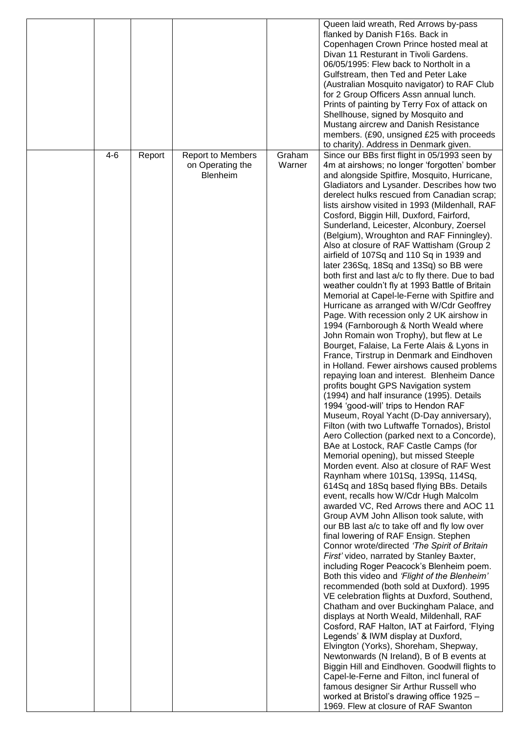|  |  |  |  |  | Queen laid wreath, Red Arrows by-pass flanked by Danish F16s. Back in Copenhagen Crown Prince hosted meal at Divan 11 Resturant in Tivoli Gardens. 06/05/1995: Flew back to Northolt in a Gulfstream, then Ted and Peter Lake (Australian Mosquito navigator) to RAF Club for 2 Group Officers Assn annual lunch. Prints of painting by Terry Fox of attack on Shellhouse, signed by Mosquito and Mustang aircrew and Danish Resistance members. (£90, unsigned £25 with proceeds to charity). Address in Denmark given. |
|---|---|---|---|---|---|
|  | 4-6 | Report | Report to Members on Operating the Blenheim | Graham Warner | Since our BBs first flight in 05/1993 seen by 4m at airshows; no longer 'forgotten' bomber and alongside Spitfire, Mosquito, Hurricane, Gladiators and Lysander. Describes how two derelect hulks rescued from Canadian scrap; lists airshow visited in 1993 (Mildenhall, RAF Cosford, Biggin Hill, Duxford, Fairford, Sunderland, Leicester, Alconbury, Zoersel (Belgium), Wroughton and RAF Finningley). Also at closure of RAF Wattisham (Group 2 airfield of 107Sq and 110 Sq in 1939 and later 236Sq, 18Sq and 13Sq) so BB were both first and last a/c to fly there. Due to bad weather couldn't fly at 1993 Battle of Britain Memorial at Capel-le-Ferne with Spitfire and Hurricane as arranged with W/Cdr Geoffrey Page. With recession only 2 UK airshow in 1994 (Farnborough & North Weald where John Romain won Trophy), but flew at Le Bourget, Falaise, La Ferte Alais & Lyons in France, Tirstrup in Denmark and Eindhoven in Holland. Fewer airshows caused problems repaying loan and interest. Blenheim Dance profits bought GPS Navigation system (1994) and half insurance (1995). Details 1994 'good-will' trips to Hendon RAF Museum, Royal Yacht (D-Day anniversary), Filton (with two Luftwaffe Tornados), Bristol Aero Collection (parked next to a Concorde), BAe at Lostock, RAF Castle Camps (for Memorial opening), but missed Steeple Morden event. Also at closure of RAF West Raynham where 101Sq, 139Sq, 114Sq, 614Sq and 18Sq based flying BBs. Details event, recalls how W/Cdr Hugh Malcolm awarded VC, Red Arrows there and AOC 11 Group AVM John Allison took salute, with our BB last a/c to take off and fly low over final lowering of RAF Ensign. Stephen Connor wrote/directed *'The Spirit of Britain First'* video, narrated by Stanley Baxter, including Roger Peacock's Blenheim poem. Both this video and *'Flight of the Blenheim'* recommended (both sold at Duxford). 1995 VE celebration flights at Duxford, Southend, Chatham and over Buckingham Palace, and displays at North Weald, Mildenhall, RAF Cosford, RAF Halton, IAT at Fairford, 'Flying Legends' & IWM display at Duxford, Elvington (Yorks), Shoreham, Shepway, Newtonwards (N Ireland), B of B events at Biggin Hill and Eindhoven. Goodwill flights to Capel-le-Ferne and Filton, incl funeral of famous designer Sir Arthur Russell who worked at Bristol's drawing office 1925 – 1969. Flew at closure of RAF Swanton |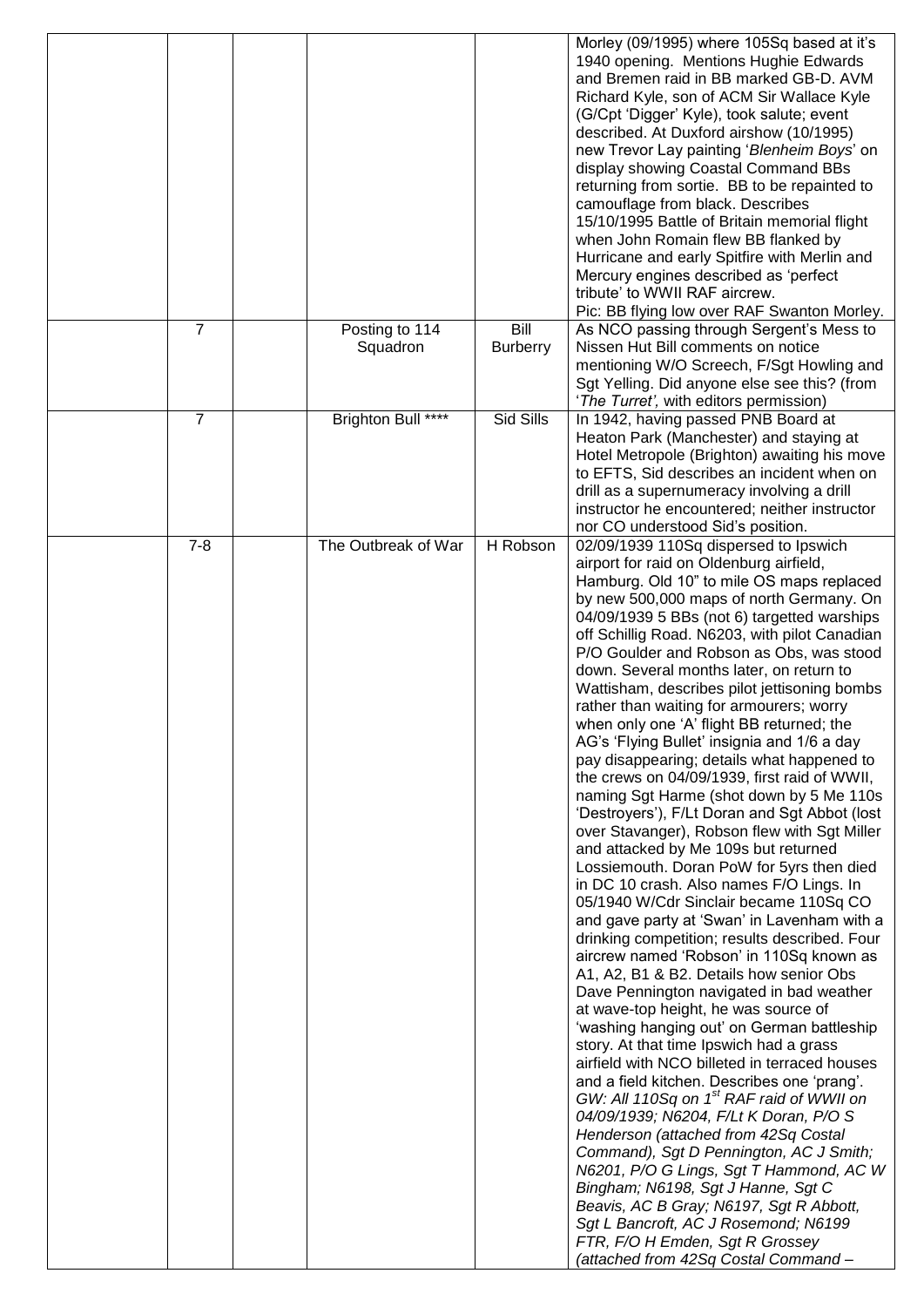| | | | | |
|---|---|---|---|---|
| | | | | Morley (09/1995) where 105Sq based at it's 1940 opening. Mentions Hughie Edwards and Bremen raid in BB marked GB-D. AVM Richard Kyle, son of ACM Sir Wallace Kyle (G/Cpt 'Digger' Kyle), took salute; event described. At Duxford airshow (10/1995) new Trevor Lay painting '*Blenheim Boys*' on display showing Coastal Command BBs returning from sortie. BB to be repainted to camouflage from black. Describes 15/10/1995 Battle of Britain memorial flight when John Romain flew BB flanked by Hurricane and early Spitfire with Merlin and Mercury engines described as 'perfect tribute' to WWII RAF aircrew. Pic: BB flying low over RAF Swanton Morley. |
| | 7 | | Posting to 114 Squadron | Bill Burberry | As NCO passing through Sergent's Mess to Nissen Hut Bill comments on notice mentioning W/O Screech, F/Sgt Howling and Sgt Yelling. Did anyone else see this? (from '*The Turret',* with editors permission) |
| | 7 | | Brighton Bull **** | Sid Sills | In 1942, having passed PNB Board at Heaton Park (Manchester) and staying at Hotel Metropole (Brighton) awaiting his move to EFTS, Sid describes an incident when on drill as a supernumeracy involving a drill instructor he encountered; neither instructor nor CO understood Sid's position. |
| | 7-8 | | The Outbreak of War | H Robson | 02/09/1939 110Sq dispersed to Ipswich airport for raid on Oldenburg airfield, Hamburg. Old 10" to mile OS maps replaced by new 500,000 maps of north Germany. On 04/09/1939 5 BBs (not 6) targetted warships off Schillig Road. N6203, with pilot Canadian P/O Goulder and Robson as Obs, was stood down. Several months later, on return to Wattisham, describes pilot jettisoning bombs rather than waiting for armourers; worry when only one 'A' flight BB returned; the AG's 'Flying Bullet' insignia and 1/6 a day pay disappearing; details what happened to the crews on 04/09/1939, first raid of WWII, naming Sgt Harme (shot down by 5 Me 110s 'Destroyers'), F/Lt Doran and Sgt Abbot (lost over Stavanger), Robson flew with Sgt Miller and attacked by Me 109s but returned Lossiemouth. Doran PoW for 5yrs then died in DC 10 crash. Also names F/O Lings. In 05/1940 W/Cdr Sinclair became 110Sq CO and gave party at 'Swan' in Lavenham with a drinking competition; results described. Four aircrew named 'Robson' in 110Sq known as A1, A2, B1 & B2. Details how senior Obs Dave Pennington navigated in bad weather at wave-top height, he was source of 'washing hanging out' on German battleship story. At that time Ipswich had a grass airfield with NCO billeted in terraced houses and a field kitchen. Describes one 'prang'. *GW: All 110Sq on 1st RAF raid of WWII on 04/09/1939; N6204, F/Lt K Doran, P/O S Henderson (attached from 42Sq Costal Command), Sgt D Pennington, AC J Smith; N6201, P/O G Lings, Sgt T Hammond, AC W Bingham; N6198, Sgt J Hanne, Sgt C Beavis, AC B Gray; N6197, Sgt R Abbott, Sgt L Bancroft, AC J Rosemond; N6199 FTR, F/O H Emden, Sgt R Grossey (attached from 42Sq Costal Command –* |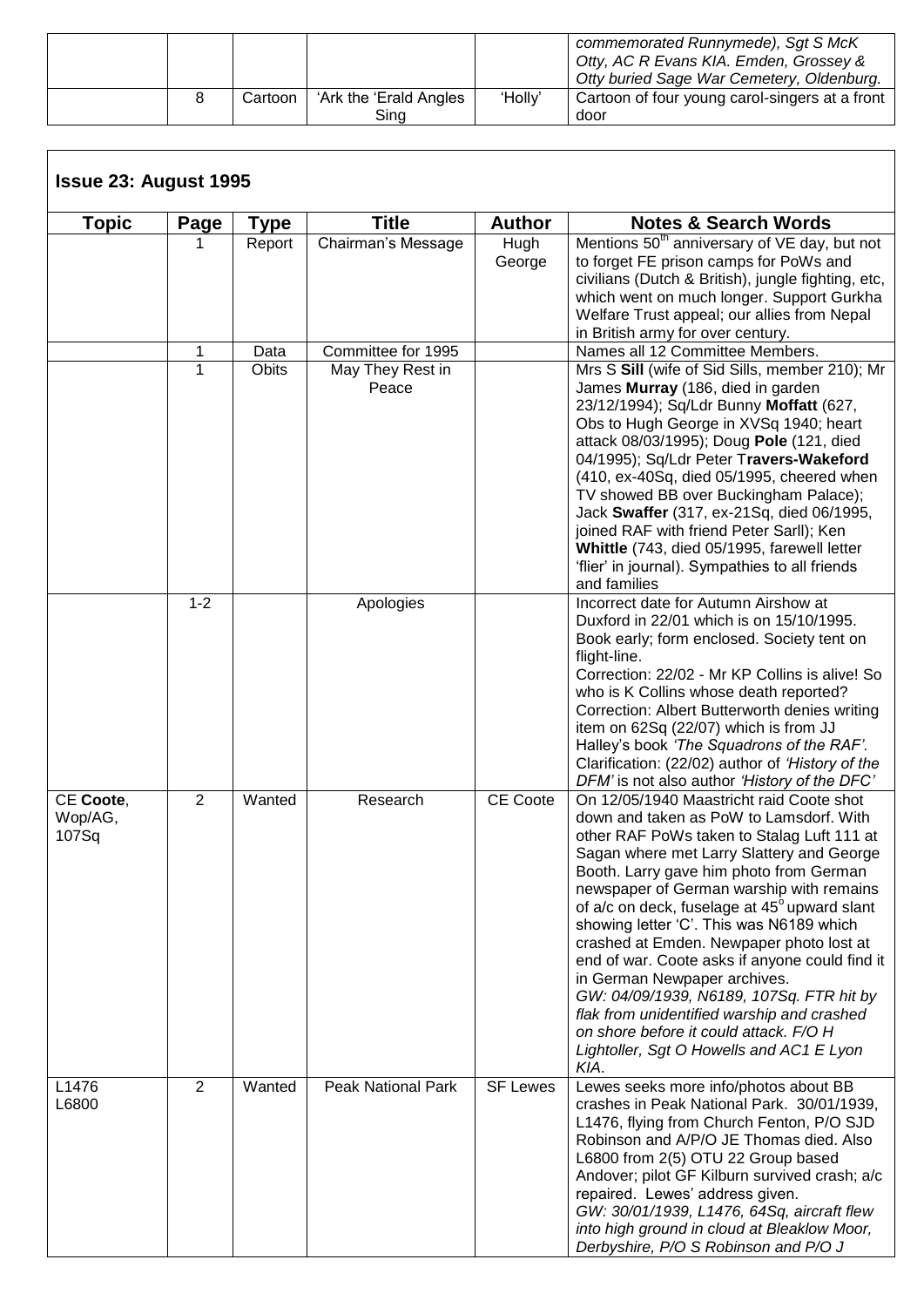|  |  |  |  |  | *commemorated Runnymede), Sgt S McK Otty, AC R Evans KIA. Emden, Grossey & Otty buried Sage War Cemetery, Oldenburg.* |
|---|---|---|---|---|---|
|  | 8 | Cartoon | 'Ark the 'Erald Angles Sing | 'Holly' | Cartoon of four young carol-singers at a front door |

## Issue 23: August 1995

| Topic | Page | Type | Title | Author | Notes & Search Words |
|---|---|---|---|---|---|
|  | 1 | Report | Chairman's Message | Hugh George | Mentions 50th anniversary of VE day, but not to forget FE prison camps for PoWs and civilians (Dutch & British), jungle fighting, etc, which went on much longer. Support Gurkha Welfare Trust appeal; our allies from Nepal in British army for over century. |
|  | 1 | Data | Committee for 1995 |  | Names all 12 Committee Members. |
|  | 1 | Obits | May They Rest in Peace |  | Mrs S **Sill** (wife of Sid Sills, member 210); Mr James **Murray** (186, died in garden 23/12/1994); Sq/Ldr Bunny **Moffatt** (627, Obs to Hugh George in XVSq 1940; heart attack 08/03/1995); Doug **Pole** (121, died 04/1995); Sq/Ldr Peter T**ravers-Wakeford** (410, ex-40Sq, died 05/1995, cheered when TV showed BB over Buckingham Palace); Jack **Swaffer** (317, ex-21Sq, died 06/1995, joined RAF with friend Peter Sarll); Ken **Whittle** (743, died 05/1995, farewell letter 'flier' in journal). Sympathies to all friends and families |
|  | 1-2 |  | Apologies |  | Incorrect date for Autumn Airshow at Duxford in 22/01 which is on 15/10/1995. Book early; form enclosed. Society tent on flight-line.<br>Correction: 22/02 - Mr KP Collins is alive! So who is K Collins whose death reported?<br>Correction: Albert Butterworth denies writing item on 62Sq (22/07) which is from JJ Halley's book *'The Squadrons of the RAF'.*<br>Clarification: (22/02) author of *'History of the DFM'* is not also author *'History of the DFC'* |
| CE **Coote**, Wop/AG, 107Sq | 2 | Wanted | Research | CE Coote | On 12/05/1940 Maastricht raid Coote shot down and taken as PoW to Lamsdorf. With other RAF PoWs taken to Stalag Luft 111 at Sagan where met Larry Slattery and George Booth. Larry gave him photo from German newspaper of German warship with remains of a/c on deck, fuselage at 45° upward slant showing letter 'C'. This was N6189 which crashed at Emden. Newpaper photo lost at end of war. Coote asks if anyone could find it in German Newpaper archives.<br>*GW: 04/09/1939, N6189, 107Sq. FTR hit by flak from unidentified warship and crashed on shore before it could attack. F/O H Lightoller, Sgt O Howells and AC1 E Lyon KIA.* |
| L1476<br>L6800 | 2 | Wanted | Peak National Park | SF Lewes | Lewes seeks more info/photos about BB crashes in Peak National Park. 30/01/1939, L1476, flying from Church Fenton, P/O SJD Robinson and A/P/O JE Thomas died. Also L6800 from 2(5) OTU 22 Group based Andover; pilot GF Kilburn survived crash; a/c repaired. Lewes' address given.<br>*GW: 30/01/1939, L1476, 64Sq, aircraft flew into high ground in cloud at Bleaklow Moor, Derbyshire, P/O S Robinson and P/O J* |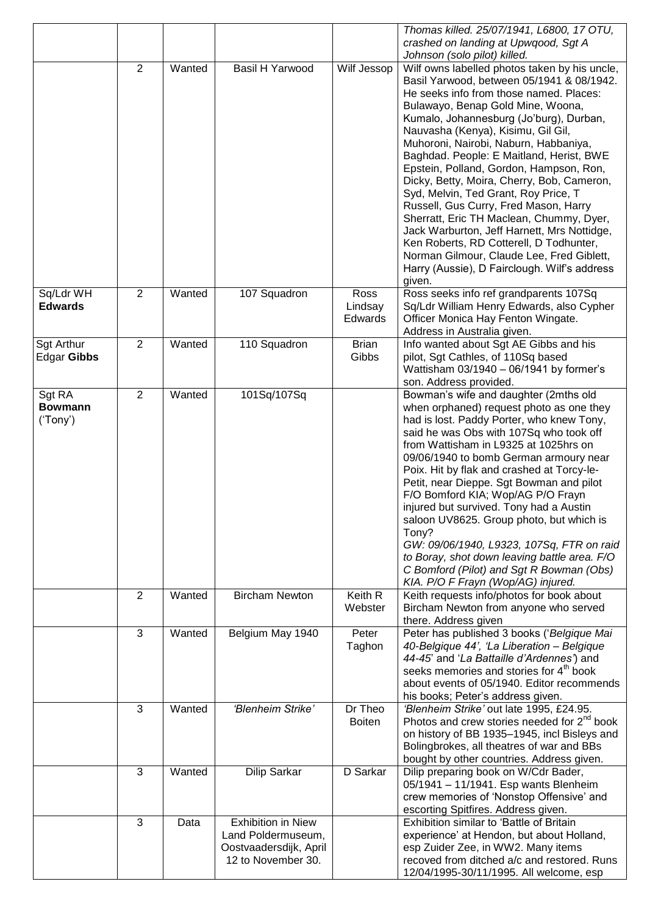| | | | | | |
|---|---|---|---|---|---|
| | | | | | *Thomas killed. 25/07/1941, L6800, 17 OTU, crashed on landing at Upwqood, Sgt A Johnson (solo pilot) killed.* |
| | 2 | Wanted | Basil H Yarwood | Wilf Jessop | Wilf owns labelled photos taken by his uncle, Basil Yarwood, between 05/1941 & 08/1942. He seeks info from those named. Places: Bulawayo, Benap Gold Mine, Woona, Kumalo, Johannesburg (Jo'burg), Durban, Nauvasha (Kenya), Kisimu, Gil Gil, Muhoroni, Nairobi, Naburn, Habbaniya, Baghdad. People: E Maitland, Herist, BWE Epstein, Polland, Gordon, Hampson, Ron, Dicky, Betty, Moira, Cherry, Bob, Cameron, Syd, Melvin, Ted Grant, Roy Price, T Russell, Gus Curry, Fred Mason, Harry Sherratt, Eric TH Maclean, Chummy, Dyer, Jack Warburton, Jeff Harnett, Mrs Nottidge, Ken Roberts, RD Cotterell, D Todhunter, Norman Gilmour, Claude Lee, Fred Giblett, Harry (Aussie), D Fairclough. Wilf's address given. |
| Sq/Ldr WH **Edwards** | 2 | Wanted | 107 Squadron | Ross Lindsay Edwards | Ross seeks info ref grandparents 107Sq Sq/Ldr William Henry Edwards, also Cypher Officer Monica Hay Fenton Wingate. Address in Australia given. |
| Sgt Arthur Edgar **Gibbs** | 2 | Wanted | 110 Squadron | Brian Gibbs | Info wanted about Sgt AE Gibbs and his pilot, Sgt Cathles, of 110Sq based Wattisham 03/1940 – 06/1941 by former's son. Address provided. |
| Sgt RA **Bowmann** ('Tony') | 2 | Wanted | 101Sq/107Sq | | Bowman's wife and daughter (2mths old when orphaned) request photo as one they had is lost. Paddy Porter, who knew Tony, said he was Obs with 107Sq who took off from Wattisham in L9325 at 1025hrs on 09/06/1940 to bomb German armoury near Poix. Hit by flak and crashed at Torcy-le-Petit, near Dieppe. Sgt Bowman and pilot F/O Bomford KIA; Wop/AG P/O Frayn injured but survived. Tony had a Austin saloon UV8625. Group photo, but which is Tony? *GW: 09/06/1940, L9323, 107Sq, FTR on raid to Boray, shot down leaving battle area. F/O C Bomford (Pilot) and Sgt R Bowman (Obs) KIA. P/O F Frayn (Wop/AG) injured.* |
| | 2 | Wanted | Bircham Newton | Keith R Webster | Keith requests info/photos for book about Bircham Newton from anyone who served there. Address given |
| | 3 | Wanted | Belgium May 1940 | Peter Taghon | Peter has published 3 books ('*Belgique Mai 40-Belgique 44', 'La Liberation – Belgique 44-45*' and '*La Battaille d'Ardennes*') and seeks memories and stories for 4th book about events of 05/1940. Editor recommends his books; Peter's address given. |
| | 3 | Wanted | *'Blenheim Strike'* | Dr Theo Boiten | *'Blenheim Strike'* out late 1995, £24.95. Photos and crew stories needed for 2nd book on history of BB 1935–1945, incl Bisleys and Bolingbrokes, all theatres of war and BBs bought by other countries. Address given. |
| | 3 | Wanted | Dilip Sarkar | D Sarkar | Dilip preparing book on W/Cdr Bader, 05/1941 – 11/1941. Esp wants Blenheim crew memories of 'Nonstop Offensive' and escorting Spitfires. Address given. |
| | 3 | Data | Exhibition in Niew Land Poldermuseum, Oostvaadersdijk, April 12 to November 30. | | Exhibition similar to 'Battle of Britain experience' at Hendon, but about Holland, esp Zuider Zee, in WW2. Many items recoved from ditched a/c and restored. Runs 12/04/1995-30/11/1995. All welcome, esp |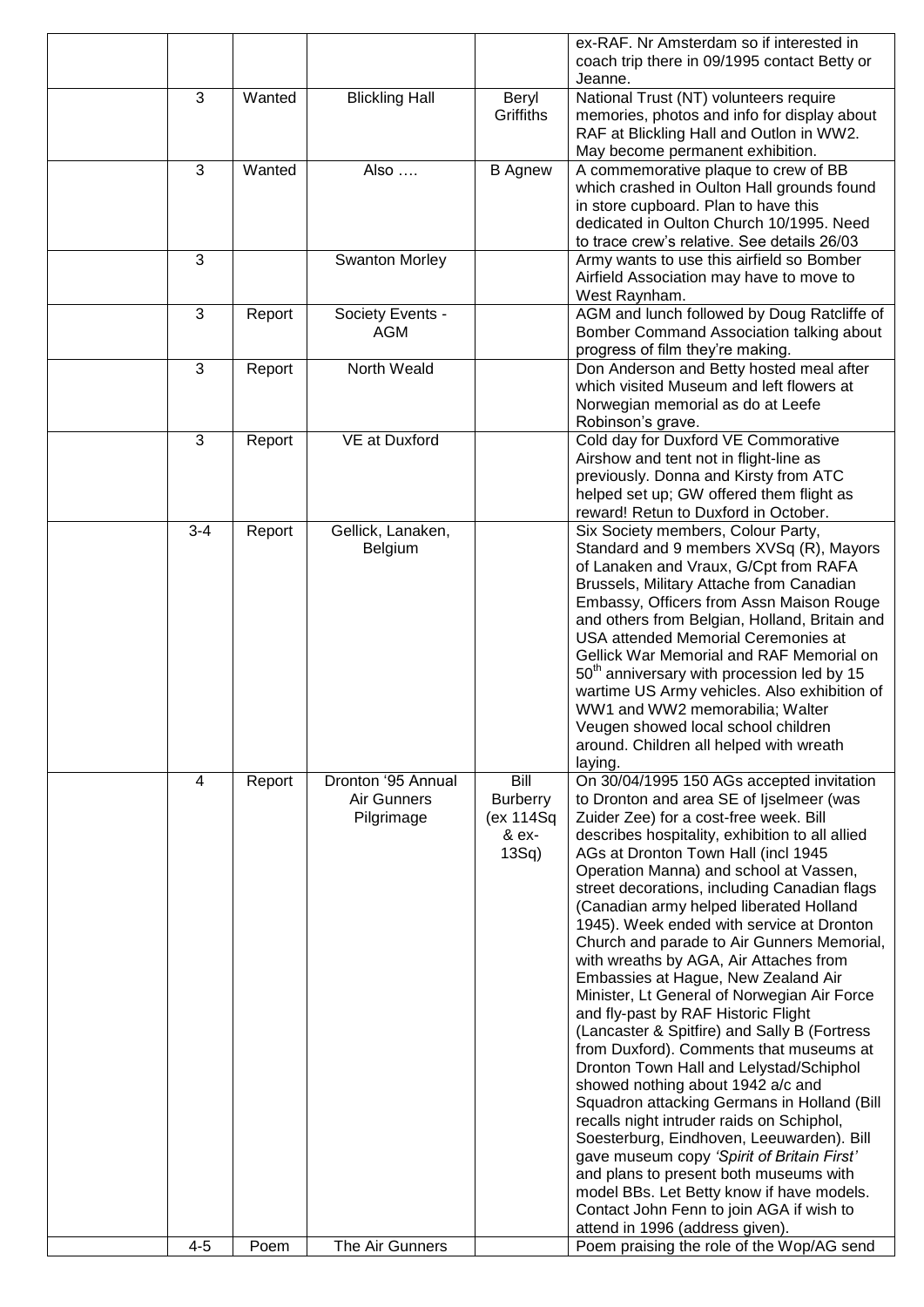| | | | | |
|---|---|---|---|---|
| | | | | ex-RAF. Nr Amsterdam so if interested in coach trip there in 09/1995 contact Betty or Jeanne. |
| | 3 | Wanted | Blickling Hall | Beryl Griffiths | National Trust (NT) volunteers require memories, photos and info for display about RAF at Blickling Hall and Outlon in WW2. May become permanent exhibition. |
| | 3 | Wanted | Also …. | B Agnew | A commemorative plaque to crew of BB which crashed in Oulton Hall grounds found in store cupboard. Plan to have this dedicated in Oulton Church 10/1995. Need to trace crew's relative. See details 26/03 |
| | 3 | | Swanton Morley | | Army wants to use this airfield so Bomber Airfield Association may have to move to West Raynham. |
| | 3 | Report | Society Events - AGM | | AGM and lunch followed by Doug Ratcliffe of Bomber Command Association talking about progress of film they're making. |
| | 3 | Report | North Weald | | Don Anderson and Betty hosted meal after which visited Museum and left flowers at Norwegian memorial as do at Leefe Robinson's grave. |
| | 3 | Report | VE at Duxford | | Cold day for Duxford VE Commorative Airshow and tent not in flight-line as previously. Donna and Kirsty from ATC helped set up; GW offered them flight as reward! Retun to Duxford in October. |
| | 3-4 | Report | Gellick, Lanaken, Belgium | | Six Society members, Colour Party, Standard and 9 members XVSq (R), Mayors of Lanaken and Vraux, G/Cpt from RAFA Brussels, Military Attache from Canadian Embassy, Officers from Assn Maison Rouge and others from Belgian, Holland, Britain and USA attended Memorial Ceremonies at Gellick War Memorial and RAF Memorial on 50th anniversary with procession led by 15 wartime US Army vehicles. Also exhibition of WW1 and WW2 memorabilia; Walter Veugen showed local school children around. Children all helped with wreath laying. |
| | 4 | Report | Dronton '95 Annual Air Gunners Pilgrimage | Bill Burberry (ex 114Sq & ex-13Sq) | On 30/04/1995 150 AGs accepted invitation to Dronton and area SE of Ijselmeer (was Zuider Zee) for a cost-free week. Bill describes hospitality, exhibition to all allied AGs at Dronton Town Hall (incl 1945 Operation Manna) and school at Vassen, street decorations, including Canadian flags (Canadian army helped liberated Holland 1945). Week ended with service at Dronton Church and parade to Air Gunners Memorial, with wreaths by AGA, Air Attaches from Embassies at Hague, New Zealand Air Minister, Lt General of Norwegian Air Force and fly-past by RAF Historic Flight (Lancaster & Spitfire) and Sally B (Fortress from Duxford). Comments that museums at Dronton Town Hall and Lelystad/Schiphol showed nothing about 1942 a/c and Squadron attacking Germans in Holland (Bill recalls night intruder raids on Schiphol, Soesterburg, Eindhoven, Leeuwarden). Bill gave museum copy *'Spirit of Britain First'* and plans to present both museums with model BBs. Let Betty know if have models. Contact John Fenn to join AGA if wish to attend in 1996 (address given). |
| | 4-5 | Poem | The Air Gunners | | Poem praising the role of the Wop/AG send |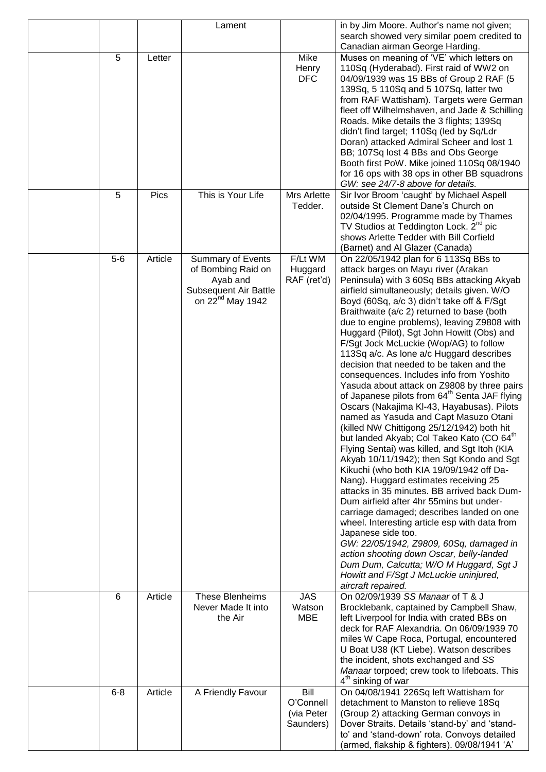| | | | | | |
|---|---|---|---|---|---|
| | | | Lament | | in by Jim Moore. Author's name not given; search showed very similar poem credited to Canadian airman George Harding. |
| | 5 | Letter | | Mike Henry DFC | Muses on meaning of 'VE' which letters on 110Sq (Hyderabad). First raid of WW2 on 04/09/1939 was 15 BBs of Group 2 RAF (5 139Sq, 5 110Sq and 5 107Sq, latter two from RAF Wattisham). Targets were German fleet off Wilhelmshaven, and Jade & Schilling Roads. Mike details the 3 flights; 139Sq didn't find target; 110Sq (led by Sq/Ldr Doran) attacked Admiral Scheer and lost 1 BB; 107Sq lost 4 BBs and Obs George Booth first PoW. Mike joined 110Sq 08/1940 for 16 ops with 38 ops in other BB squadrons *GW: see 24/7-8 above for details.* |
| | 5 | Pics | This is Your Life | Mrs Arlette Tedder. | Sir Ivor Broom 'caught' by Michael Aspell outside St Clement Dane's Church on 02/04/1995. Programme made by Thames TV Studios at Teddington Lock. 2nd pic shows Arlette Tedder with Bill Corfield (Barnet) and Al Glazer (Canada) |
| | 5-6 | Article | Summary of Events of Bombing Raid on Ayab and Subsequent Air Battle on 22nd May 1942 | F/Lt WM Huggard RAF (ret'd) | On 22/05/1942 plan for 6 113Sq BBs to attack barges on Mayu river (Arakan Peninsula) with 3 60Sq BBs attacking Akyab airfield simultaneously; details given. W/O Boyd (60Sq, a/c 3) didn't take off & F/Sgt Braithwaite (a/c 2) returned to base (both due to engine problems), leaving Z9808 with Huggard (Pilot), Sgt John Howitt (Obs) and F/Sgt Jock McLuckie (Wop/AG) to follow 113Sq a/c. As lone a/c Huggard describes decision that needed to be taken and the consequences. Includes info from Yoshito Yasuda about attack on Z9808 by three pairs of Japanese pilots from 64th Senta JAF flying Oscars (Nakajima KI-43, Hayabusas). Pilots named as Yasuda and Capt Masuzo Otani (killed NW Chittigong 25/12/1942) both hit but landed Akyab; Col Takeo Kato (CO 64th Flying Sentai) was killed, and Sgt Itoh (KIA Akyab 10/11/1942); then Sgt Kondo and Sgt Kikuchi (who both KIA 19/09/1942 off Da-Nang). Huggard estimates receiving 25 attacks in 35 minutes. BB arrived back Dum-Dum airfield after 4hr 55mins but under-carriage damaged; describes landed on one wheel. Interesting article esp with data from Japanese side too. *GW: 22/05/1942, Z9809, 60Sq, damaged in action shooting down Oscar, belly-landed Dum Dum, Calcutta; W/O M Huggard, Sgt J Howitt and F/Sgt J McLuckie uninjured, aircraft repaired.* |
| | 6 | Article | These Blenheims Never Made It into the Air | JAS Watson MBE | On 02/09/1939 *SS Manaar* of T & J Brocklebank, captained by Campbell Shaw, left Liverpool for India with crated BBs on deck for RAF Alexandria. On 06/09/1939 70 miles W Cape Roca, Portugal, encountered U Boat U38 (KT Liebe). Watson describes the incident, shots exchanged and *SS Manaar* torpoed; crew took to lifeboats. This 4th sinking of war |
| | 6-8 | Article | A Friendly Favour | Bill O'Connell (via Peter Saunders) | On 04/08/1941 226Sq left Wattisham for detachment to Manston to relieve 18Sq (Group 2) attacking German convoys in Dover Straits. Details 'stand-by' and 'stand-to' and 'stand-down' rota. Convoys detailed (armed, flakship & fighters). 09/08/1941 'A' |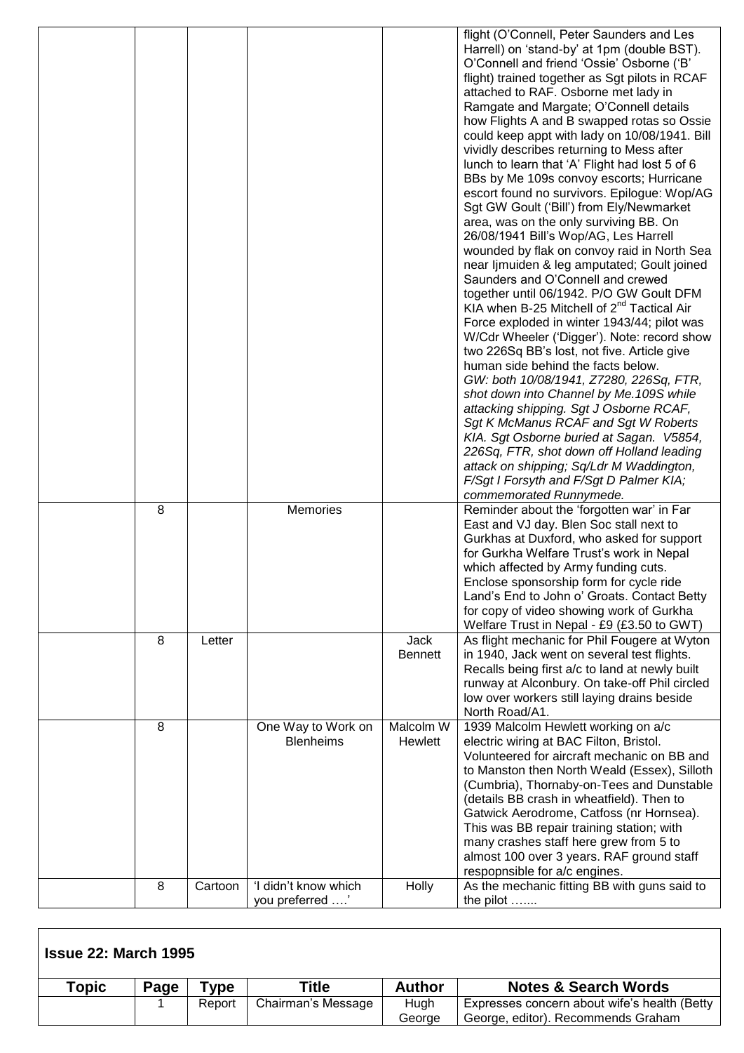| | | | | | |
|---|---|---|---|---|---|
| | | | | | flight (O'Connell, Peter Saunders and Les Harrell) on 'stand-by' at 1pm (double BST). O'Connell and friend 'Ossie' Osborne ('B' flight) trained together as Sgt pilots in RCAF attached to RAF. Osborne met lady in Ramgate and Margate; O'Connell details how Flights A and B swapped rotas so Ossie could keep appt with lady on 10/08/1941. Bill vividly describes returning to Mess after lunch to learn that 'A' Flight had lost 5 of 6 BBs by Me 109s convoy escorts; Hurricane escort found no survivors. Epilogue: Wop/AG Sgt GW Goult ('Bill') from Ely/Newmarket area, was on the only surviving BB. On 26/08/1941 Bill's Wop/AG, Les Harrell wounded by flak on convoy raid in North Sea near Ijmuiden & leg amputated; Goult joined Saunders and O'Connell and crewed together until 06/1942. P/O GW Goult DFM KIA when B-25 Mitchell of 2nd Tactical Air Force exploded in winter 1943/44; pilot was W/Cdr Wheeler ('Digger'). Note: record show two 226Sq BB's lost, not five. Article give human side behind the facts below. *GW: both 10/08/1941, Z7280, 226Sq, FTR, shot down into Channel by Me.109S while attacking shipping. Sgt J Osborne RCAF, Sgt K McManus RCAF and Sgt W Roberts KIA. Sgt Osborne buried at Sagan. V5854, 226Sq, FTR, shot down off Holland leading attack on shipping; Sq/Ldr M Waddington, F/Sgt I Forsyth and F/Sgt D Palmer KIA; commemorated Runnymede.* |
| | 8 | | Memories | | Reminder about the 'forgotten war' in Far East and VJ day. Blen Soc stall next to Gurkhas at Duxford, who asked for support for Gurkha Welfare Trust's work in Nepal which affected by Army funding cuts. Enclose sponsorship form for cycle ride Land's End to John o' Groats. Contact Betty for copy of video showing work of Gurkha Welfare Trust in Nepal - £9 (£3.50 to GWT) |
| | 8 | Letter | | Jack Bennett | As flight mechanic for Phil Fougere at Wyton in 1940, Jack went on several test flights. Recalls being first a/c to land at newly built runway at Alconbury. On take-off Phil circled low over workers still laying drains beside North Road/A1. |
| | 8 | | One Way to Work on Blenheims | Malcolm W Hewlett | 1939 Malcolm Hewlett working on a/c electric wiring at BAC Filton, Bristol. Volunteered for aircraft mechanic on BB and to Manston then North Weald (Essex), Silloth (Cumbria), Thornaby-on-Tees and Dunstable (details BB crash in wheatfield). Then to Gatwick Aerodrome, Catfoss (nr Hornsea). This was BB repair training station; with many crashes staff here grew from 5 to almost 100 over 3 years. RAF ground staff respopnsible for a/c engines. |
| | 8 | Cartoon | 'I didn't know which you preferred ….' | Holly | As the mechanic fitting BB with guns said to the pilot ……. |

**Issue 22: March 1995**

| Topic | Page | Type | Title | Author | Notes & Search Words |
|---|---|---|---|---|---|
| | 1 | Report | Chairman's Message | Hugh George | Expresses concern about wife's health (Betty George, editor). Recommends Graham |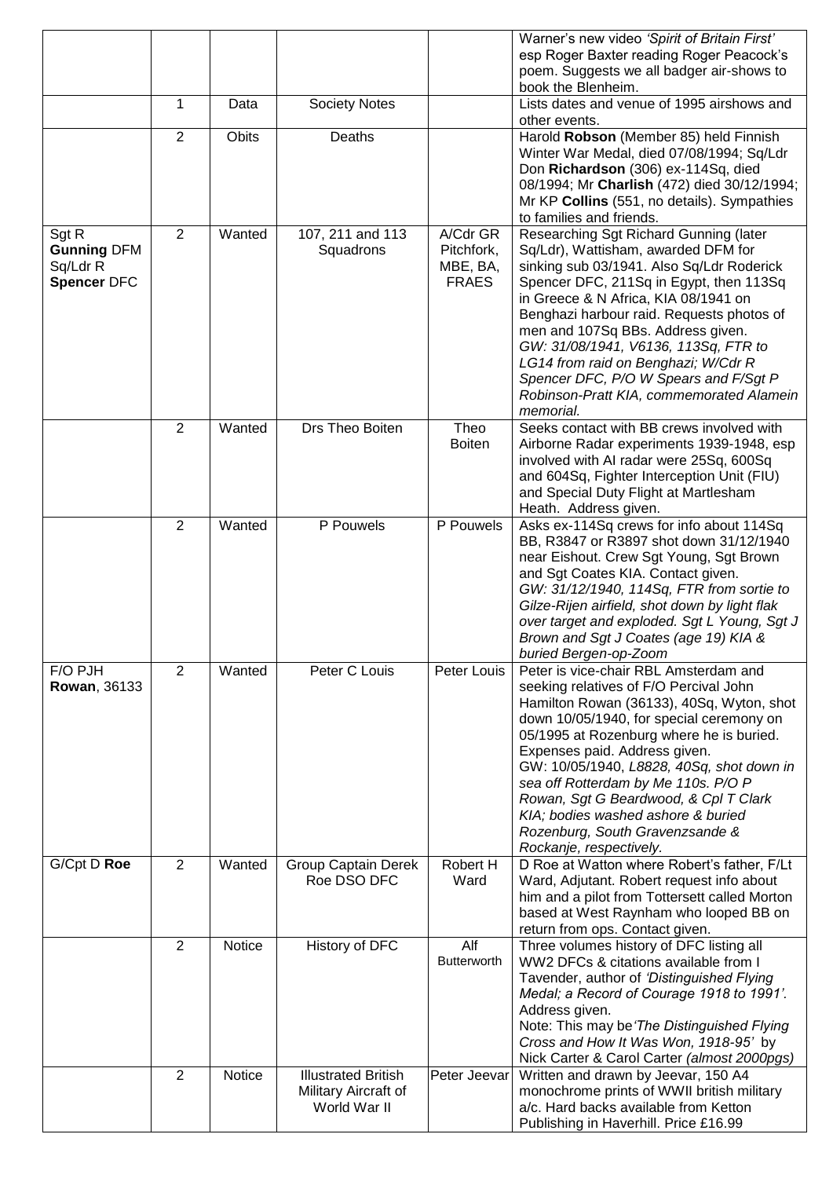|  |  |  |  |  | Warner's new video *'Spirit of Britain First'* esp Roger Baxter reading Roger Peacock's poem. Suggests we all badger air-shows to book the Blenheim. |
|---|---|---|---|---|---|
|  | 1 | Data | Society Notes |  | Lists dates and venue of 1995 airshows and other events. |
|  | 2 | Obits | Deaths |  | Harold **Robson** (Member 85) held Finnish Winter War Medal, died 07/08/1994; Sq/Ldr Don **Richardson** (306) ex-114Sq, died 08/1994; Mr **Charlish** (472) died 30/12/1994; Mr KP **Collins** (551, no details). Sympathies to families and friends. |
| Sgt R **Gunning** DFM Sq/Ldr R **Spencer** DFC | 2 | Wanted | 107, 211 and 113 Squadrons | A/Cdr GR Pitchfork, MBE, BA, FRAES | Researching Sgt Richard Gunning (later Sq/Ldr), Wattisham, awarded DFM for sinking sub 03/1941. Also Sq/Ldr Roderick Spencer DFC, 211Sq in Egypt, then 113Sq in Greece & N Africa, KIA 08/1941 on Benghazi harbour raid. Requests photos of men and 107Sq BBs. Address given. *GW: 31/08/1941, V6136, 113Sq, FTR to LG14 from raid on Benghazi; W/Cdr R Spencer DFC, P/O W Spears and F/Sgt P Robinson-Pratt KIA, commemorated Alamein memorial.* |
|  | 2 | Wanted | Drs Theo Boiten | Theo Boiten | Seeks contact with BB crews involved with Airborne Radar experiments 1939-1948, esp involved with AI radar were 25Sq, 600Sq and 604Sq, Fighter Interception Unit (FIU) and Special Duty Flight at Martlesham Heath. Address given. |
|  | 2 | Wanted | P Pouwels | P Pouwels | Asks ex-114Sq crews for info about 114Sq BB, R3847 or R3897 shot down 31/12/1940 near Eishout. Crew Sgt Young, Sgt Brown and Sgt Coates KIA. Contact given. *GW: 31/12/1940, 114Sq, FTR from sortie to Gilze-Rijen airfield, shot down by light flak over target and exploded. Sgt L Young, Sgt J Brown and Sgt J Coates (age 19) KIA & buried Bergen-op-Zoom* |
| F/O PJH **Rowan**, 36133 | 2 | Wanted | Peter C Louis | Peter Louis | Peter is vice-chair RBL Amsterdam and seeking relatives of F/O Percival John Hamilton Rowan (36133), 40Sq, Wyton, shot down 10/05/1940, for special ceremony on 05/1995 at Rozenburg where he is buried. Expenses paid. Address given. GW: 10/05/1940, *L8828, 40Sq, shot down in sea off Rotterdam by Me 110s. P/O P Rowan, Sgt G Beardwood, & Cpl T Clark KIA; bodies washed ashore & buried Rozenburg, South Gravenzsande & Rockanje, respectively.* |
| G/Cpt D **Roe** | 2 | Wanted | Group Captain Derek Roe DSO DFC | Robert H Ward | D Roe at Watton where Robert's father, F/Lt Ward, Adjutant. Robert request info about him and a pilot from Tottersett called Morton based at West Raynham who looped BB on return from ops. Contact given. |
|  | 2 | Notice | History of DFC | Alf Butterworth | Three volumes history of DFC listing all WW2 DFCs & citations available from I Tavender, author of *'Distinguished Flying Medal; a Record of Courage 1918 to 1991'.* Address given. Note: This may be *'The Distinguished Flying Cross and How It Was Won, 1918-95'* by Nick Carter & Carol Carter *(almost 2000pgs)* |
|  | 2 | Notice | Illustrated British Military Aircraft of World War II | Peter Jeevar | Written and drawn by Jeevar, 150 A4 monochrome prints of WWII british military a/c. Hard backs available from Ketton Publishing in Haverhill. Price £16.99 |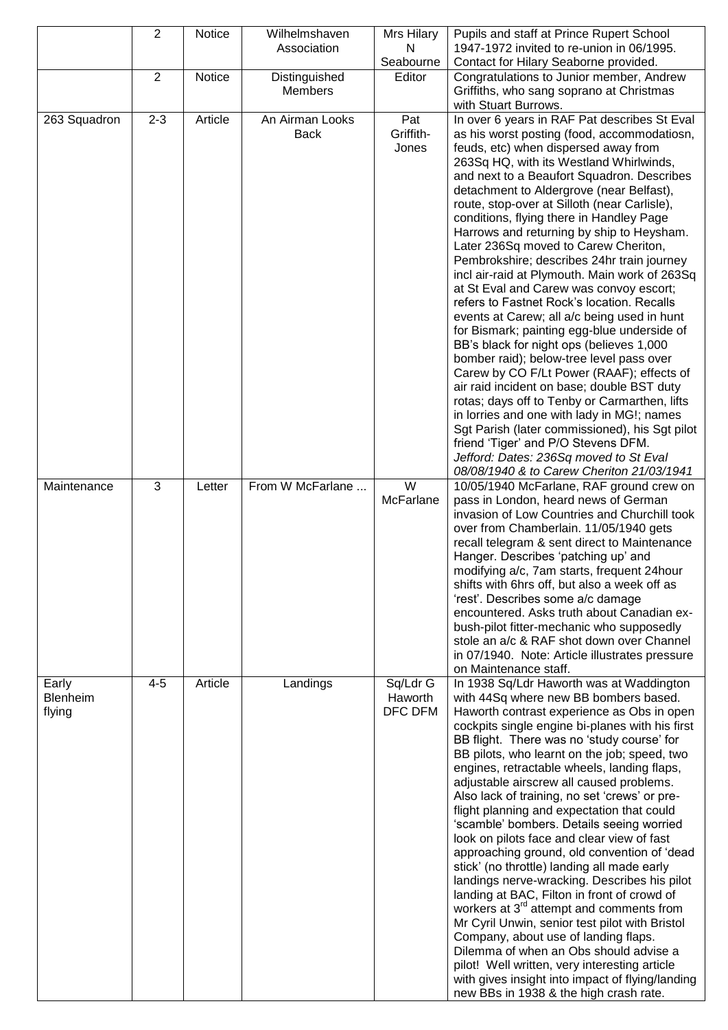| | | | | | |
|---|---|---|---|---|---|
| | 2 | Notice | Wilhelmshaven Association | Mrs Hilary N Seabourne | Pupils and staff at Prince Rupert School 1947-1972 invited to re-union in 06/1995. Contact for Hilary Seaborne provided. |
| | 2 | Notice | Distinguished Members | Editor | Congratulations to Junior member, Andrew Griffiths, who sang soprano at Christmas with Stuart Burrows. |
| 263 Squadron | 2-3 | Article | An Airman Looks Back | Pat Griffith-Jones | In over 6 years in RAF Pat describes St Eval as his worst posting (food, accommodatiosn, feuds, etc) when dispersed away from 263Sq HQ, with its Westland Whirlwinds, and next to a Beaufort Squadron. Describes detachment to Aldergrove (near Belfast), route, stop-over at Silloth (near Carlisle), conditions, flying there in Handley Page Harrows and returning by ship to Heysham. Later 236Sq moved to Carew Cheriton, Pembrokshire; describes 24hr train journey incl air-raid at Plymouth. Main work of 263Sq at St Eval and Carew was convoy escort; refers to Fastnet Rock's location. Recalls events at Carew; all a/c being used in hunt for Bismark; painting egg-blue underside of BB's black for night ops (believes 1,000 bomber raid); below-tree level pass over Carew by CO F/Lt Power (RAAF); effects of air raid incident on base; double BST duty rotas; days off to Tenby or Carmarthen, lifts in lorries and one with lady in MG!; names Sgt Parish (later commissioned), his Sgt pilot friend 'Tiger' and P/O Stevens DFM. *Jefford: Dates: 236Sq moved to St Eval 08/08/1940 & to Carew Cheriton 21/03/1941* |
| Maintenance | 3 | Letter | From W McFarlane ... | W McFarlane | 10/05/1940 McFarlane, RAF ground crew on pass in London, heard news of German invasion of Low Countries and Churchill took over from Chamberlain. 11/05/1940 gets recall telegram & sent direct to Maintenance Hanger. Describes 'patching up' and modifying a/c, 7am starts, frequent 24hour shifts with 6hrs off, but also a week off as 'rest'. Describes some a/c damage encountered. Asks truth about Canadian ex-bush-pilot fitter-mechanic who supposedly stole an a/c & RAF shot down over Channel in 07/1940. Note: Article illustrates pressure on Maintenance staff. |
| Early Blenheim flying | 4-5 | Article | Landings | Sq/Ldr G Haworth DFC DFM | In 1938 Sq/Ldr Haworth was at Waddington with 44Sq where new BB bombers based. Haworth contrast experience as Obs in open cockpits single engine bi-planes with his first BB flight. There was no 'study course' for BB pilots, who learnt on the job; speed, two engines, retractable wheels, landing flaps, adjustable airscrew all caused problems. Also lack of training, no set 'crews' or pre-flight planning and expectation that could 'scamble' bombers. Details seeing worried look on pilots face and clear view of fast approaching ground, old convention of 'dead stick' (no throttle) landing all made early landings nerve-wracking. Describes his pilot landing at BAC, Filton in front of crowd of workers at 3rd attempt and comments from Mr Cyril Unwin, senior test pilot with Bristol Company, about use of landing flaps. Dilemma of when an Obs should advise a pilot! Well written, very interesting article with gives insight into impact of flying/landing new BBs in 1938 & the high crash rate. |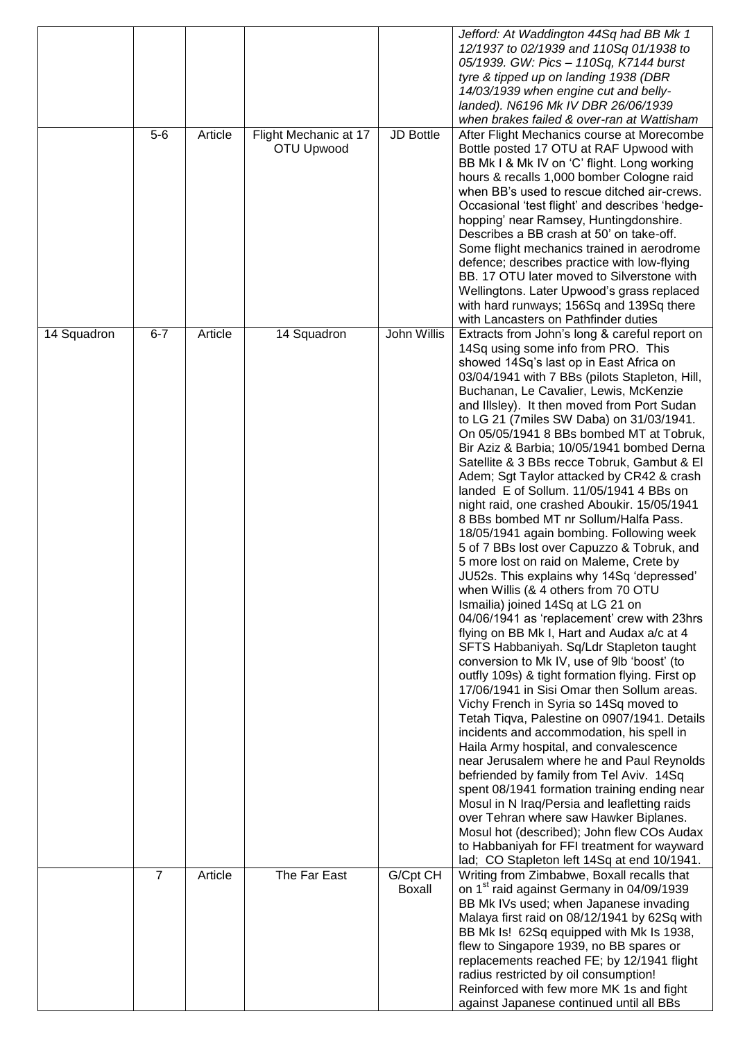| | | | | | |
|---|---|---|---|---|---|
| | | | | | *Jefford: At Waddington 44Sq had BB Mk 1 12/1937 to 02/1939 and 110Sq 01/1938 to 05/1939. GW: Pics – 110Sq, K7144 burst tyre & tipped up on landing 1938 (DBR 14/03/1939 when engine cut and belly-landed). N6196 Mk IV DBR 26/06/1939 when brakes failed & over-ran at Wattisham* |
| | 5-6 | Article | Flight Mechanic at 17 OTU Upwood | JD Bottle | After Flight Mechanics course at Morecombe Bottle posted 17 OTU at RAF Upwood with BB Mk I & Mk IV on 'C' flight. Long working hours & recalls 1,000 bomber Cologne raid when BB's used to rescue ditched air-crews. Occasional 'test flight' and describes 'hedge-hopping' near Ramsey, Huntingdonshire. Describes a BB crash at 50' on take-off. Some flight mechanics trained in aerodrome defence; describes practice with low-flying BB. 17 OTU later moved to Silverstone with Wellingtons. Later Upwood's grass replaced with hard runways; 156Sq and 139Sq there with Lancasters on Pathfinder duties |
| 14 Squadron | 6-7 | Article | 14 Squadron | John Willis | Extracts from John's long & careful report on 14Sq using some info from PRO. This showed 14Sq's last op in East Africa on 03/04/1941 with 7 BBs (pilots Stapleton, Hill, Buchanan, Le Cavalier, Lewis, McKenzie and Illsley). It then moved from Port Sudan to LG 21 (7miles SW Daba) on 31/03/1941. On 05/05/1941 8 BBs bombed MT at Tobruk, Bir Aziz & Barbia; 10/05/1941 bombed Derna Satellite & 3 BBs recce Tobruk, Gambut & El Adem; Sgt Taylor attacked by CR42 & crash landed E of Sollum. 11/05/1941 4 BBs on night raid, one crashed Aboukir. 15/05/1941 8 BBs bombed MT nr Sollum/Halfa Pass. 18/05/1941 again bombing. Following week 5 of 7 BBs lost over Capuzzo & Tobruk, and 5 more lost on raid on Maleme, Crete by JU52s. This explains why 14Sq 'depressed' when Willis (& 4 others from 70 OTU Ismailia) joined 14Sq at LG 21 on 04/06/1941 as 'replacement' crew with 23hrs flying on BB Mk I, Hart and Audax a/c at 4 SFTS Habbaniyah. Sq/Ldr Stapleton taught conversion to Mk IV, use of 9lb 'boost' (to outfly 109s) & tight formation flying. First op 17/06/1941 in Sisi Omar then Sollum areas. Vichy French in Syria so 14Sq moved to Tetah Tiqva, Palestine on 0907/1941. Details incidents and accommodation, his spell in Haila Army hospital, and convalescence near Jerusalem where he and Paul Reynolds befriended by family from Tel Aviv. 14Sq spent 08/1941 formation training ending near Mosul in N Iraq/Persia and leafletting raids over Tehran where saw Hawker Biplanes. Mosul hot (described); John flew COs Audax to Habbaniyah for FFI treatment for wayward lad; CO Stapleton left 14Sq at end 10/1941. |
| | 7 | Article | The Far East | G/Cpt CH Boxall | Writing from Zimbabwe, Boxall recalls that on 1st raid against Germany in 04/09/1939 BB Mk IVs used; when Japanese invading Malaya first raid on 08/12/1941 by 62Sq with BB Mk Is! 62Sq equipped with Mk Is 1938, flew to Singapore 1939, no BB spares or replacements reached FE; by 12/1941 flight radius restricted by oil consumption! Reinforced with few more MK 1s and fight against Japanese continued until all BBs |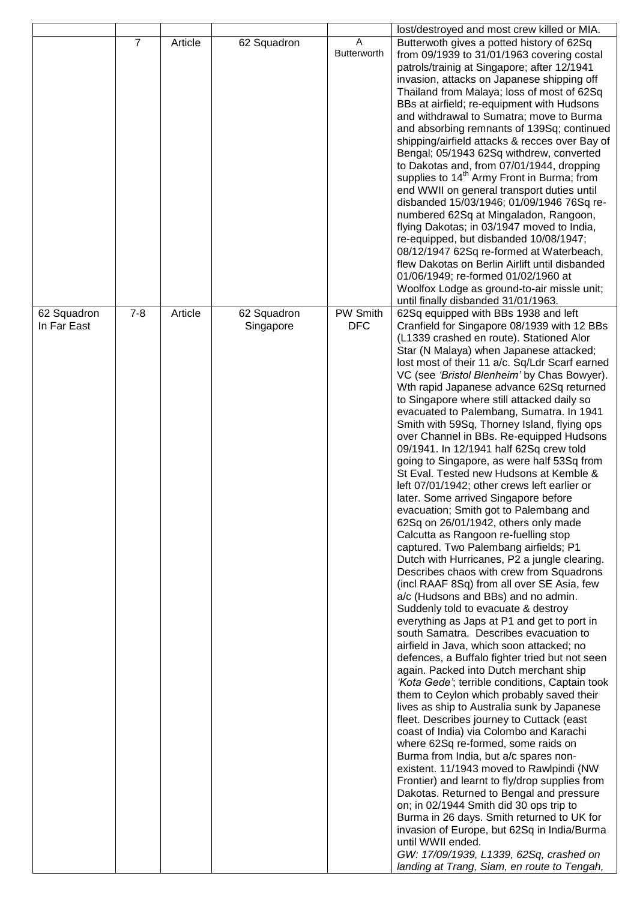| | | | | | |
|---|---|---|---|---|---|
| | | | | | lost/destroyed and most crew killed or MIA. |
| | 7 | Article | 62 Squadron | A Butterworth | Butterwoth gives a potted history of 62Sq from 09/1939 to 31/01/1963 covering costal patrols/trainig at Singapore; after 12/1941 invasion, attacks on Japanese shipping off Thailand from Malaya; loss of most of 62Sq BBs at airfield; re-equipment with Hudsons and withdrawal to Sumatra; move to Burma and absorbing remnants of 139Sq; continued shipping/airfield attacks & recces over Bay of Bengal; 05/1943 62Sq withdrew, converted to Dakotas and, from 07/01/1944, dropping supplies to 14th Army Front in Burma; from end WWII on general transport duties until disbanded 15/03/1946; 01/09/1946 76Sq re-numbered 62Sq at Mingaladon, Rangoon, flying Dakotas; in 03/1947 moved to India, re-equipped, but disbanded 10/08/1947; 08/12/1947 62Sq re-formed at Waterbeach, flew Dakotas on Berlin Airlift until disbanded 01/06/1949; re-formed 01/02/1960 at Woolfox Lodge as ground-to-air missle unit; until finally disbanded 31/01/1963. |
| 62 Squadron In Far East | 7-8 | Article | 62 Squadron Singapore | PW Smith DFC | 62Sq equipped with BBs 1938 and left Cranfield for Singapore 08/1939 with 12 BBs (L1339 crashed en route). Stationed Alor Star (N Malaya) when Japanese attacked; lost most of their 11 a/c. Sq/Ldr Scarf earned VC (see *'Bristol Blenheim'* by Chas Bowyer). Wth rapid Japanese advance 62Sq returned to Singapore where still attacked daily so evacuated to Palembang, Sumatra. In 1941 Smith with 59Sq, Thorney Island, flying ops over Channel in BBs. Re-equipped Hudsons 09/1941. In 12/1941 half 62Sq crew told going to Singapore, as were half 53Sq from St Eval. Tested new Hudsons at Kemble & left 07/01/1942; other crews left earlier or later. Some arrived Singapore before evacuation; Smith got to Palembang and 62Sq on 26/01/1942, others only made Calcutta as Rangoon re-fuelling stop captured. Two Palembang airfields; P1 Dutch with Hurricanes, P2 a jungle clearing. Describes chaos with crew from Squadrons (incl RAAF 8Sq) from all over SE Asia, few a/c (Hudsons and BBs) and no admin. Suddenly told to evacuate & destroy everything as Japs at P1 and get to port in south Samatra. Describes evacuation to airfield in Java, which soon attacked; no defences, a Buffalo fighter tried but not seen again. Packed into Dutch merchant ship *'Kota Gede'*; terrible conditions, Captain took them to Ceylon which probably saved their lives as ship to Australia sunk by Japanese fleet. Describes journey to Cuttack (east coast of India) via Colombo and Karachi where 62Sq re-formed, some raids on Burma from India, but a/c spares non-existent. 11/1943 moved to Rawlpindi (NW Frontier) and learnt to fly/drop supplies from Dakotas. Returned to Bengal and pressure on; in 02/1944 Smith did 30 ops trip to Burma in 26 days. Smith returned to UK for invasion of Europe, but 62Sq in India/Burma until WWII ended.<br>*GW: 17/09/1939, L1339, 62Sq, crashed on landing at Trang, Siam, en route to Tengah,* |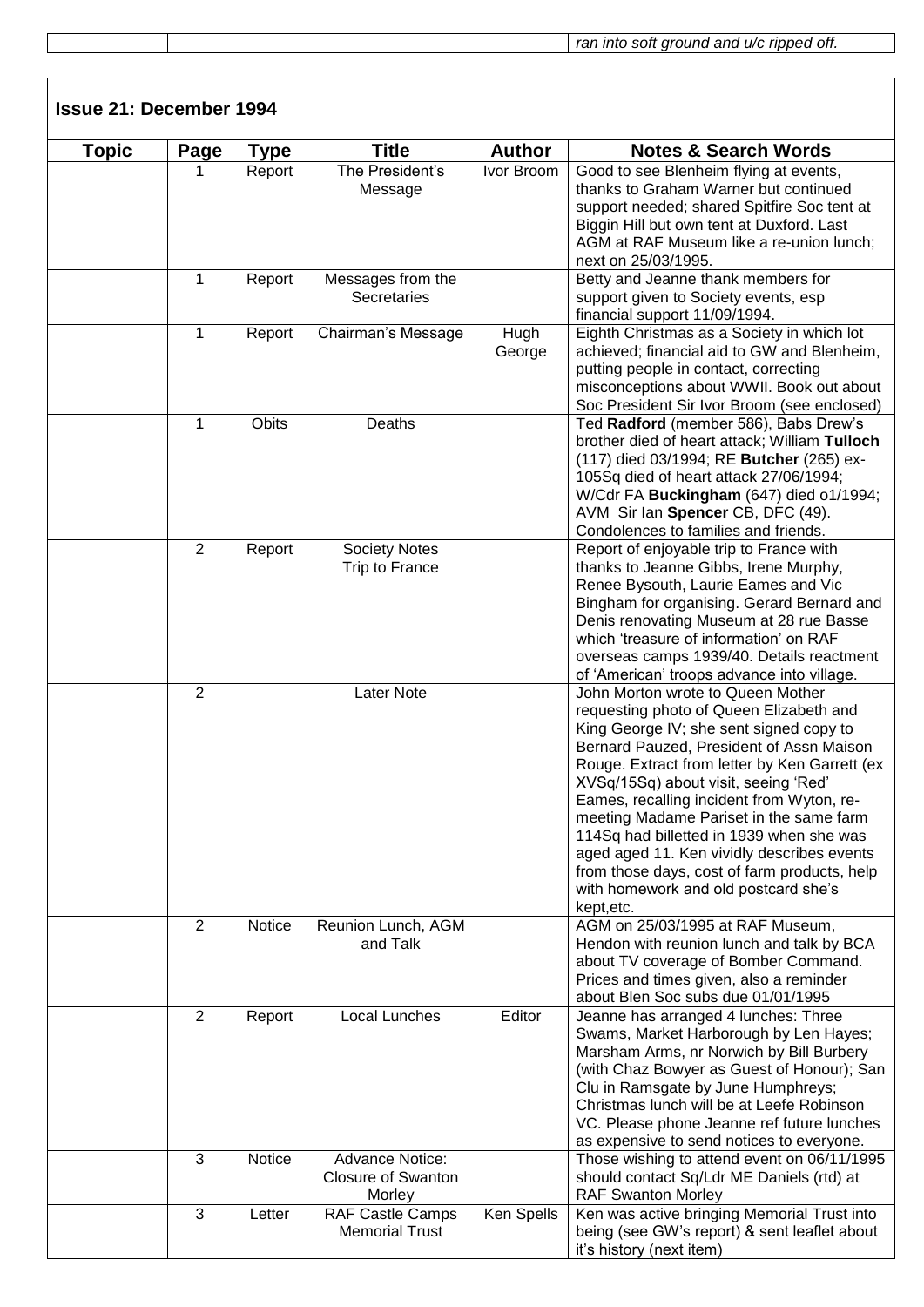| | | | | | ran into soft ground and u/c ripped off. |
|---|---|---|---|---|---|

## Issue 21: December 1994

| Topic | Page | Type | Title | Author | Notes & Search Words |
|---|---|---|---|---|---|
| | 1 | Report | The President's Message | Ivor Broom | Good to see Blenheim flying at events, thanks to Graham Warner but continued support needed; shared Spitfire Soc tent at Biggin Hill but own tent at Duxford. Last AGM at RAF Museum like a re-union lunch; next on 25/03/1995. |
| | 1 | Report | Messages from the Secretaries | | Betty and Jeanne thank members for support given to Society events, esp financial support 11/09/1994. |
| | 1 | Report | Chairman's Message | Hugh George | Eighth Christmas as a Society in which lot achieved; financial aid to GW and Blenheim, putting people in contact, correcting misconceptions about WWII. Book out about Soc President Sir Ivor Broom (see enclosed) |
| | 1 | Obits | Deaths | | Ted **Radford** (member 586), Babs Drew's brother died of heart attack; William **Tulloch** (117) died 03/1994; RE **Butcher** (265) ex-105Sq died of heart attack 27/06/1994; W/Cdr FA **Buckingham** (647) died o1/1994; AVM Sir Ian **Spencer** CB, DFC (49). Condolences to families and friends. |
| | 2 | Report | Society Notes Trip to France | | Report of enjoyable trip to France with thanks to Jeanne Gibbs, Irene Murphy, Renee Bysouth, Laurie Eames and Vic Bingham for organising. Gerard Bernard and Denis renovating Museum at 28 rue Basse which 'treasure of information' on RAF overseas camps 1939/40. Details reactment of 'American' troops advance into village. |
| | 2 | | Later Note | | John Morton wrote to Queen Mother requesting photo of Queen Elizabeth and King George IV; she sent signed copy to Bernard Pauzed, President of Assn Maison Rouge. Extract from letter by Ken Garrett (ex XVSq/15Sq) about visit, seeing 'Red' Eames, recalling incident from Wyton, re-meeting Madame Pariset in the same farm 114Sq had billetted in 1939 when she was aged aged 11. Ken vividly describes events from those days, cost of farm products, help with homework and old postcard she's kept,etc. |
| | 2 | Notice | Reunion Lunch, AGM and Talk | | AGM on 25/03/1995 at RAF Museum, Hendon with reunion lunch and talk by BCA about TV coverage of Bomber Command. Prices and times given, also a reminder about Blen Soc subs due 01/01/1995 |
| | 2 | Report | Local Lunches | Editor | Jeanne has arranged 4 lunches: Three Swams, Market Harborough by Len Hayes; Marsham Arms, nr Norwich by Bill Burbery (with Chaz Bowyer as Guest of Honour); San Clu in Ramsgate by June Humphreys; Christmas lunch will be at Leefe Robinson VC. Please phone Jeanne ref future lunches as expensive to send notices to everyone. |
| | 3 | Notice | Advance Notice: Closure of Swanton Morley | | Those wishing to attend event on 06/11/1995 should contact Sq/Ldr ME Daniels (rtd) at RAF Swanton Morley |
| | 3 | Letter | RAF Castle Camps Memorial Trust | Ken Spells | Ken was active bringing Memorial Trust into being (see GW's report) & sent leaflet about it's history (next item) |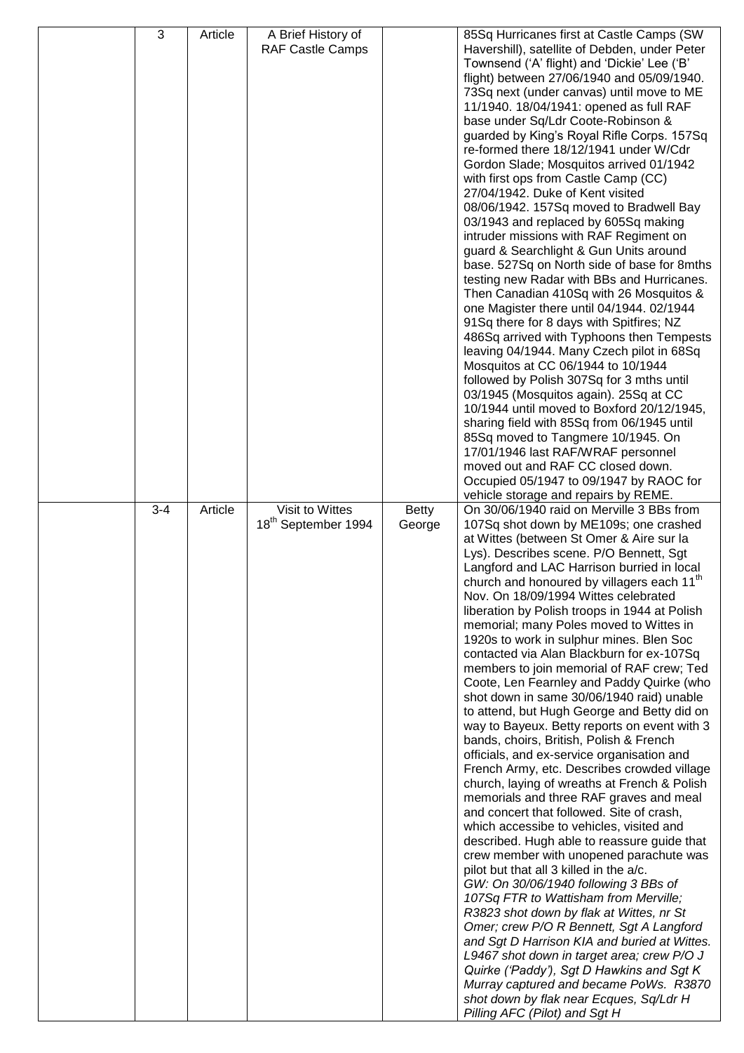|  | 3 | Article | A Brief History of RAF Castle Camps |  | 85Sq Hurricanes first at Castle Camps (SW Havershill), satellite of Debden, under Peter Townsend ('A' flight) and 'Dickie' Lee ('B' flight) between 27/06/1940 and 05/09/1940. 73Sq next (under canvas) until move to ME 11/1940. 18/04/1941: opened as full RAF base under Sq/Ldr Coote-Robinson & guarded by King's Royal Rifle Corps. 157Sq re-formed there 18/12/1941 under W/Cdr Gordon Slade; Mosquitos arrived 01/1942 with first ops from Castle Camp (CC) 27/04/1942. Duke of Kent visited 08/06/1942. 157Sq moved to Bradwell Bay 03/1943 and replaced by 605Sq making intruder missions with RAF Regiment on guard & Searchlight & Gun Units around base. 527Sq on North side of base for 8mths testing new Radar with BBs and Hurricanes. Then Canadian 410Sq with 26 Mosquitos & one Magister there until 04/1944. 02/1944 91Sq there for 8 days with Spitfires; NZ 486Sq arrived with Typhoons then Tempests leaving 04/1944. Many Czech pilot in 68Sq Mosquitos at CC 06/1944 to 10/1944 followed by Polish 307Sq for 3 mths until 03/1945 (Mosquitos again). 25Sq at CC 10/1944 until moved to Boxford 20/12/1945, sharing field with 85Sq from 06/1945 until 85Sq moved to Tangmere 10/1945. On 17/01/1946 last RAF/WRAF personnel moved out and RAF CC closed down. Occupied 05/1947 to 09/1947 by RAOC for vehicle storage and repairs by REME. |
|  | 3-4 | Article | Visit to Wittes 18th September 1994 | Betty George | On 30/06/1940 raid on Merville 3 BBs from 107Sq shot down by ME109s; one crashed at Wittes (between St Omer & Aire sur la Lys). Describes scene. P/O Bennett, Sgt Langford and LAC Harrison burried in local church and honoured by villagers each 11th Nov. On 18/09/1994 Wittes celebrated liberation by Polish troops in 1944 at Polish memorial; many Poles moved to Wittes in 1920s to work in sulphur mines. Blen Soc contacted via Alan Blackburn for ex-107Sq members to join memorial of RAF crew; Ted Coote, Len Fearnley and Paddy Quirke (who shot down in same 30/06/1940 raid) unable to attend, but Hugh George and Betty did on way to Bayeux. Betty reports on event with 3 bands, choirs, British, Polish & French officials, and ex-service organisation and French Army, etc. Describes crowded village church, laying of wreaths at French & Polish memorials and three RAF graves and meal and concert that followed. Site of crash, which accessibe to vehicles, visited and described. Hugh able to reassure guide that crew member with unopened parachute was pilot but that all 3 killed in the a/c. *GW: On 30/06/1940 following 3 BBs of 107Sq FTR to Wattisham from Merville; R3823 shot down by flak at Wittes, nr St Omer; crew P/O R Bennett, Sgt A Langford and Sgt D Harrison KIA and buried at Wittes. L9467 shot down in target area; crew P/O J Quirke ('Paddy'), Sgt D Hawkins and Sgt K Murray captured and became PoWs. R3870 shot down by flak near Ecques, Sq/Ldr H Pilling AFC (Pilot) and Sgt H* |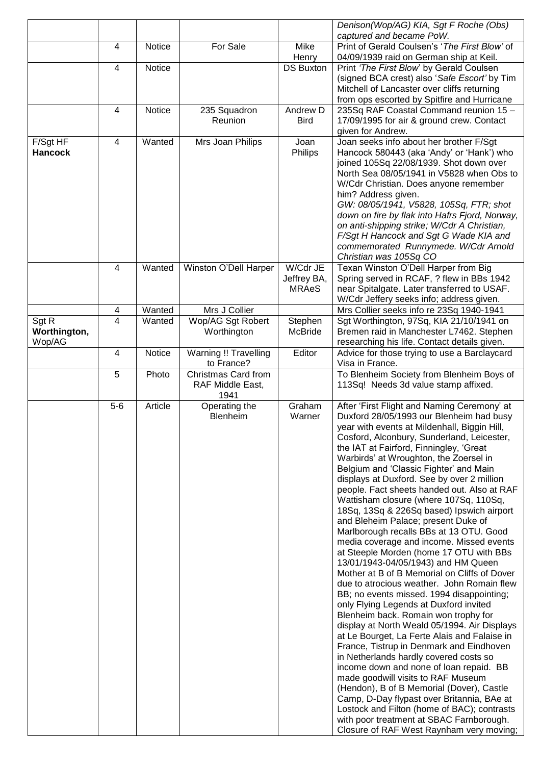| | | | | | |
|---|---|---|---|---|---|
| | | | | | *Denison(Wop/AG) KIA, Sgt F Roche (Obs) captured and became PoW.* |
| | 4 | Notice | For Sale | Mike Henry | Print of Gerald Coulsen's '*The First Blow'* of 04/09/1939 raid on German ship at Keil. |
| | 4 | Notice | | DS Buxton | Print *'The First Blow*' by Gerald Coulsen (signed BCA crest) also '*Safe Escort'* by Tim Mitchell of Lancaster over cliffs returning from ops escorted by Spitfire and Hurricane |
| | 4 | Notice | 235 Squadron Reunion | Andrew D Bird | 235Sq RAF Coastal Command reunion 15 – 17/09/1995 for air & ground crew. Contact given for Andrew. |
| F/Sgt HF **Hancock** | 4 | Wanted | Mrs Joan Philips | Joan Philips | Joan seeks info about her brother F/Sgt Hancock 580443 (aka 'Andy' or 'Hank') who joined 105Sq 22/08/1939. Shot down over North Sea 08/05/1941 in V5828 when Obs to W/Cdr Christian. Does anyone remember him? Address given. *GW: 08/05/1941, V5828, 105Sq, FTR; shot down on fire by flak into Hafrs Fjord, Norway, on anti-shipping strike; W/Cdr A Christian, F/Sgt H Hancock and Sgt G Wade KIA and commemorated Runnymede. W/Cdr Arnold Christian was 105Sq CO* |
| | 4 | Wanted | Winston O'Dell Harper | W/Cdr JE Jeffrey BA, MRAeS | Texan Winston O'Dell Harper from Big Spring served in RCAF, ? flew in BBs 1942 near Spitalgate. Later transferred to USAF. W/Cdr Jeffery seeks info; address given. |
| | 4 | Wanted | Mrs J Collier | | Mrs Collier seeks info re 23Sq 1940-1941 |
| Sgt R **Worthington**, Wop/AG | 4 | Wanted | Wop/AG Sgt Robert Worthington | Stephen McBride | Sgt Worthington, 97Sq, KIA 21/10/1941 on Bremen raid in Manchester L7462. Stephen researching his life. Contact details given. |
| | 4 | Notice | Warning !! Travelling to France? | Editor | Advice for those trying to use a Barclaycard Visa in France. |
| | 5 | Photo | Christmas Card from RAF Middle East, 1941 | | To Blenheim Society from Blenheim Boys of 113Sq! Needs 3d value stamp affixed. |
| | 5-6 | Article | Operating the Blenheim | Graham Warner | After 'First Flight and Naming Ceremony' at Duxford 28/05/1993 our Blenheim had busy year with events at Mildenhall, Biggin Hill, Cosford, Alconbury, Sunderland, Leicester, the IAT at Fairford, Finningley, 'Great Warbirds' at Wroughton, the Zoersel in Belgium and 'Classic Fighter' and Main displays at Duxford. See by over 2 million people. Fact sheets handed out. Also at RAF Wattisham closure (where 107Sq, 110Sq, 18Sq, 13Sq & 226Sq based) Ipswich airport and Bleheim Palace; present Duke of Marlborough recalls BBs at 13 OTU. Good media coverage and income. Missed events at Steeple Morden (home 17 OTU with BBs 13/01/1943-04/05/1943) and HM Queen Mother at B of B Memorial on Cliffs of Dover due to atrocious weather. John Romain flew BB; no events missed. 1994 disappointing; only Flying Legends at Duxford invited Blenheim back. Romain won trophy for display at North Weald 05/1994. Air Displays at Le Bourget, La Ferte Alais and Falaise in France, Tistrup in Denmark and Eindhoven in Netherlands hardly covered costs so income down and none of loan repaid. BB made goodwill visits to RAF Museum (Hendon), B of B Memorial (Dover), Castle Camp, D-Day flypast over Britannia, BAe at Lostock and Filton (home of BAC); contrasts with poor treatment at SBAC Farnborough. Closure of RAF West Raynham very moving; |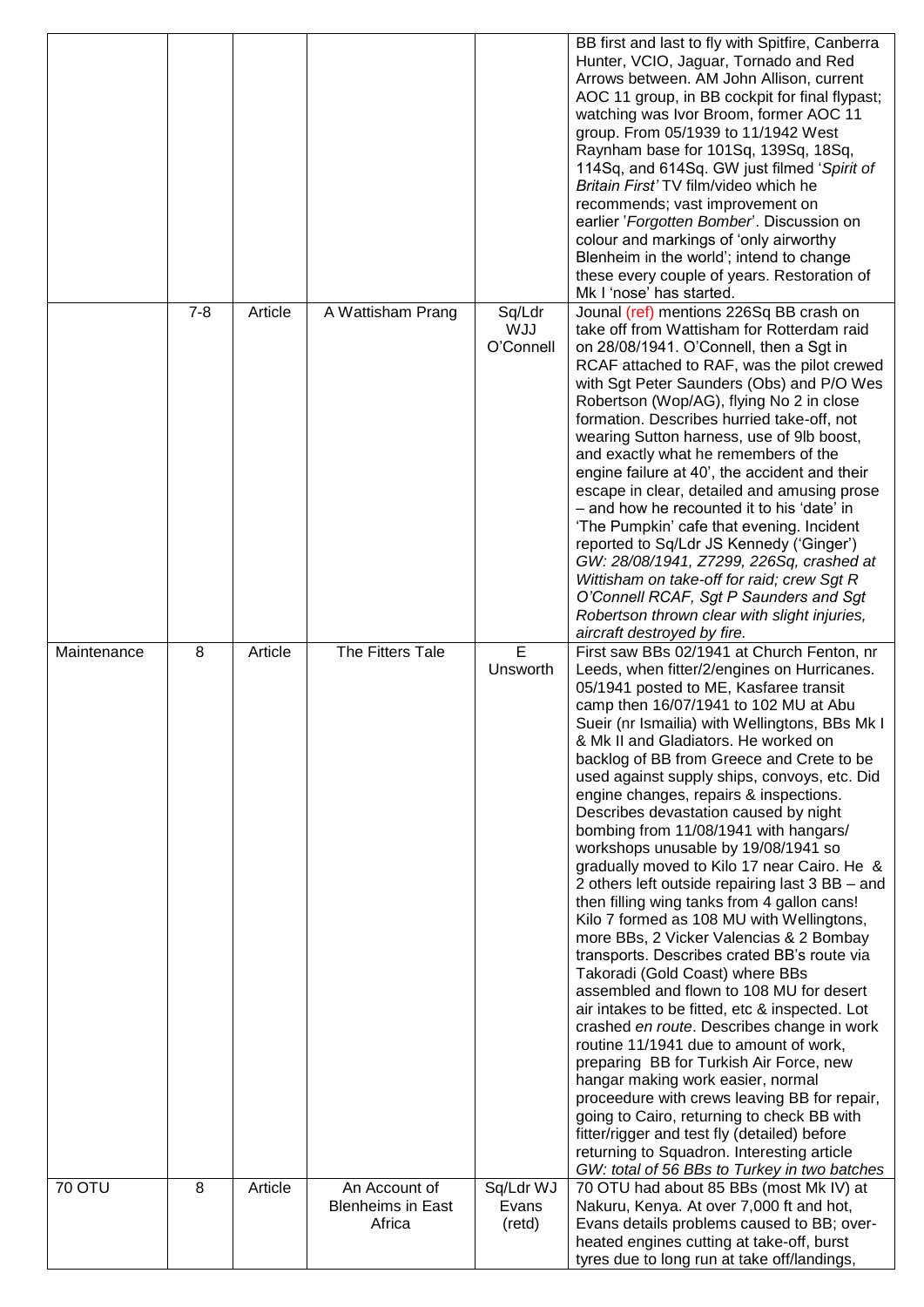| | | | | | |
|---|---|---|---|---|---|
| | | | | | BB first and last to fly with Spitfire, Canberra Hunter, VCIO, Jaguar, Tornado and Red Arrows between. AM John Allison, current AOC 11 group, in BB cockpit for final flypast; watching was Ivor Broom, former AOC 11 group. From 05/1939 to 11/1942 West Raynham base for 101Sq, 139Sq, 18Sq, 114Sq, and 614Sq. GW just filmed '*Spirit of Britain First'* TV film/video which he recommends; vast improvement on earlier '*Forgotten Bomber*'. Discussion on colour and markings of 'only airworthy Blenheim in the world'; intend to change these every couple of years. Restoration of Mk I 'nose' has started. |
| | 7-8 | Article | A Wattisham Prang | Sq/Ldr WJJ O'Connell | Jounal (ref) mentions 226Sq BB crash on take off from Wattisham for Rotterdam raid on 28/08/1941. O'Connell, then a Sgt in RCAF attached to RAF, was the pilot crewed with Sgt Peter Saunders (Obs) and P/O Wes Robertson (Wop/AG), flying No 2 in close formation. Describes hurried take-off, not wearing Sutton harness, use of 9lb boost, and exactly what he remembers of the engine failure at 40', the accident and their escape in clear, detailed and amusing prose – and how he recounted it to his 'date' in 'The Pumpkin' cafe that evening. Incident reported to Sq/Ldr JS Kennedy ('Ginger') *GW: 28/08/1941, Z7299, 226Sq, crashed at Wittisham on take-off for raid; crew Sgt R O'Connell RCAF, Sgt P Saunders and Sgt Robertson thrown clear with slight injuries, aircraft destroyed by fire.* |
| Maintenance | 8 | Article | The Fitters Tale | E Unsworth | First saw BBs 02/1941 at Church Fenton, nr Leeds, when fitter/2/engines on Hurricanes. 05/1941 posted to ME, Kasfaree transit camp then 16/07/1941 to 102 MU at Abu Sueir (nr Ismailia) with Wellingtons, BBs Mk I & Mk II and Gladiators. He worked on backlog of BB from Greece and Crete to be used against supply ships, convoys, etc. Did engine changes, repairs & inspections. Describes devastation caused by night bombing from 11/08/1941 with hangars/ workshops unusable by 19/08/1941 so gradually moved to Kilo 17 near Cairo. He & 2 others left outside repairing last 3 BB – and then filling wing tanks from 4 gallon cans! Kilo 7 formed as 108 MU with Wellingtons, more BBs, 2 Vicker Valencias & 2 Bombay transports. Describes crated BB's route via Takoradi (Gold Coast) where BBs assembled and flown to 108 MU for desert air intakes to be fitted, etc & inspected. Lot crashed *en route*. Describes change in work routine 11/1941 due to amount of work, preparing BB for Turkish Air Force, new hangar making work easier, normal proceedure with crews leaving BB for repair, going to Cairo, returning to check BB with fitter/rigger and test fly (detailed) before returning to Squadron. Interesting article *GW: total of 56 BBs to Turkey in two batches* |
| 70 OTU | 8 | Article | An Account of Blenheims in East Africa | Sq/Ldr WJ Evans (retd) | 70 OTU had about 85 BBs (most Mk IV) at Nakuru, Kenya. At over 7,000 ft and hot, Evans details problems caused to BB; over-heated engines cutting at take-off, burst tyres due to long run at take off/landings, |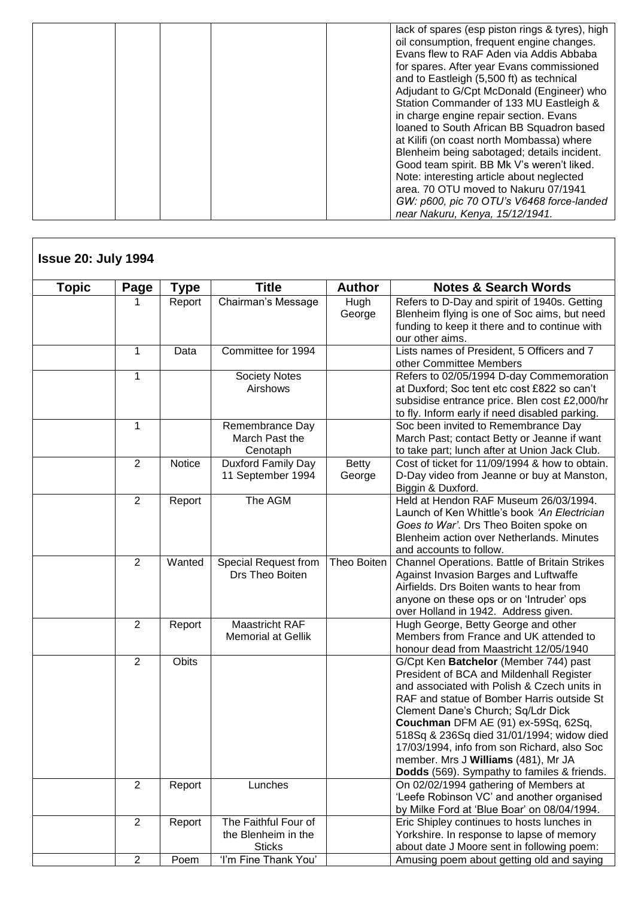| | | | | | |
|---|---|---|---|---|---|
| | | | | | lack of spares (esp piston rings & tyres), high oil consumption, frequent engine changes. Evans flew to RAF Aden via Addis Ababa for spares. After year Evans commissioned and to Eastleigh (5,500 ft) as technical Adjudant to G/Cpt McDonald (Engineer) who Station Commander of 133 MU Eastleigh & in charge engine repair section. Evans loaned to South African BB Squadron based at Kilifi (on coast north Mombassa) where Blenheim being sabotaged; details incident. Good team spirit. BB Mk V's weren't liked. Note: interesting article about neglected area. 70 OTU moved to Nakuru 07/1941 *GW: p600, pic 70 OTU's V6468 force-landed near Nakuru, Kenya, 15/12/1941.* |

## Issue 20: July 1994

| Topic | Page | Type | Title | Author | Notes & Search Words |
|---|---|---|---|---|---|
| | 1 | Report | Chairman's Message | Hugh George | Refers to D-Day and spirit of 1940s. Getting Blenheim flying is one of Soc aims, but need funding to keep it there and to continue with our other aims. |
| | 1 | Data | Committee for 1994 | | Lists names of President, 5 Officers and 7 other Committee Members |
| | 1 | | Society Notes Airshows | | Refers to 02/05/1994 D-day Commemoration at Duxford; Soc tent etc cost £822 so can't subsidise entrance price. Blen cost £2,000/hr to fly. Inform early if need disabled parking. |
| | 1 | | Remembrance Day March Past the Cenotaph | | Soc been invited to Remembrance Day March Past; contact Betty or Jeanne if want to take part; lunch after at Union Jack Club. |
| | 2 | Notice | Duxford Family Day 11 September 1994 | Betty George | Cost of ticket for 11/09/1994 & how to obtain. D-Day video from Jeanne or buy at Manston, Biggin & Duxford. |
| | 2 | Report | The AGM | | Held at Hendon RAF Museum 26/03/1994. Launch of Ken Whittle's book *'An Electrician Goes to War'*. Drs Theo Boiten spoke on Blenheim action over Netherlands. Minutes and accounts to follow. |
| | 2 | Wanted | Special Request from Drs Theo Boiten | Theo Boiten | Channel Operations. Battle of Britain Strikes Against Invasion Barges and Luftwaffe Airfields. Drs Boiten wants to hear from anyone on these ops or on 'Intruder' ops over Holland in 1942. Address given. |
| | 2 | Report | Maastricht RAF Memorial at Gellik | | Hugh George, Betty George and other Members from France and UK attended to honour dead from Maastricht 12/05/1940 |
| | 2 | Obits | | | G/Cpt Ken **Batchelor** (Member 744) past President of BCA and Mildenhall Register and associated with Polish & Czech units in RAF and statue of Bomber Harris outside St Clement Dane's Church; Sq/Ldr Dick **Couchman** DFM AE (91) ex-59Sq, 62Sq, 518Sq & 236Sq died 31/01/1994; widow died 17/03/1994, info from son Richard, also Soc member. Mrs J **Williams** (481), Mr JA **Dodds** (569). Sympathy to familes & friends. |
| | 2 | Report | Lunches | | On 02/02/1994 gathering of Members at 'Leefe Robinson VC' and another organised by Milke Ford at 'Blue Boar' on 08/04/1994. |
| | 2 | Report | The Faithful Four of the Blenheim in the Sticks | | Eric Shipley continues to hosts lunches in Yorkshire. In response to lapse of memory about date J Moore sent in following poem: |
| | 2 | Poem | 'I'm Fine Thank You' | | Amusing poem about getting old and saying |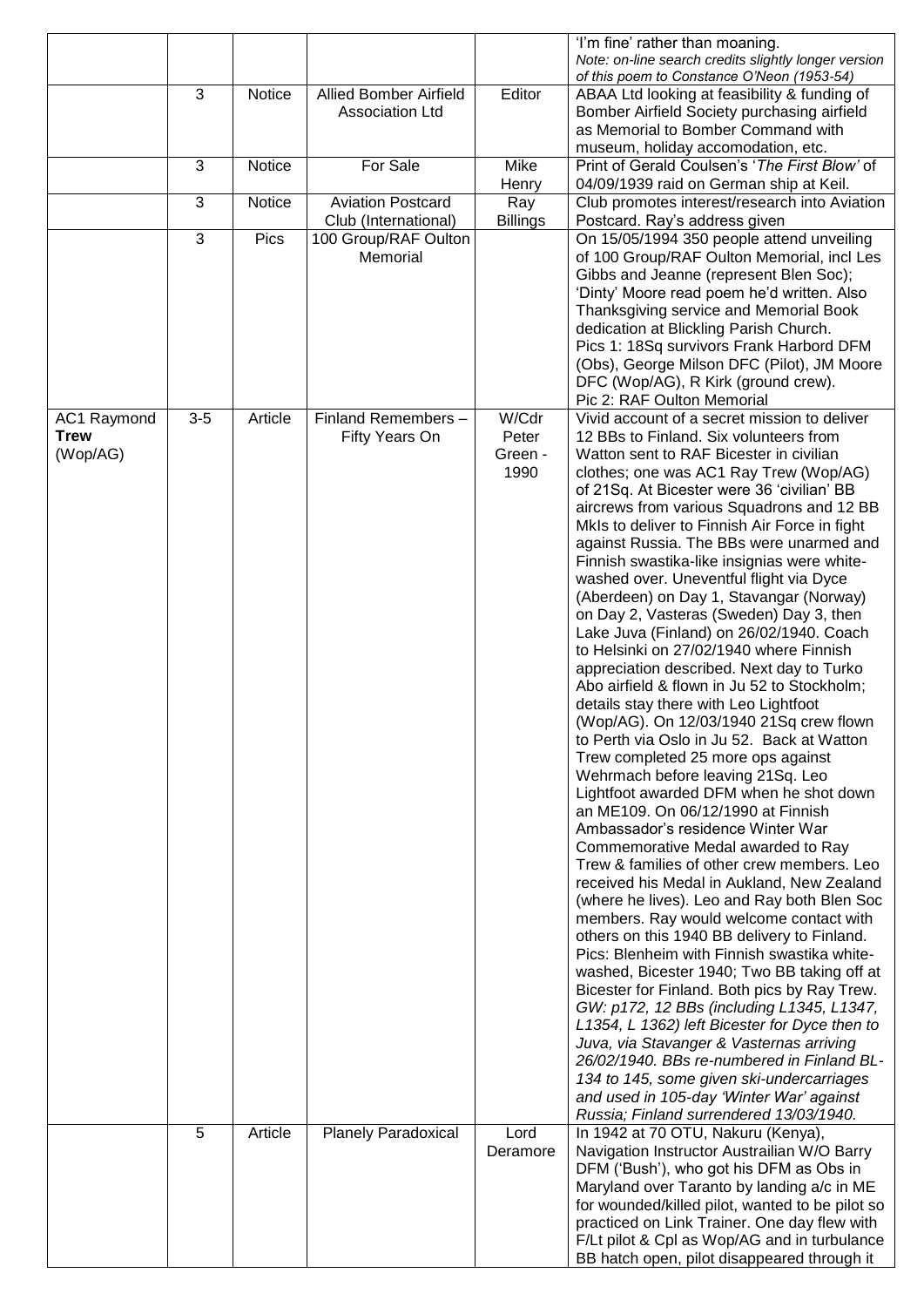| | | | | | |
|---|---|---|---|---|---|
| | | | | | 'I'm fine' rather than moaning. *Note: on-line search credits slightly longer version of this poem to Constance O'Neon (1953-54)* |
| | 3 | Notice | Allied Bomber Airfield Association Ltd | Editor | ABAA Ltd looking at feasibility & funding of Bomber Airfield Society purchasing airfield as Memorial to Bomber Command with museum, holiday accomodation, etc. |
| | 3 | Notice | For Sale | Mike Henry | Print of Gerald Coulsen's '*The First Blow'* of 04/09/1939 raid on German ship at Keil. |
| | 3 | Notice | Aviation Postcard Club (International) | Ray Billings | Club promotes interest/research into Aviation Postcard. Ray's address given |
| | 3 | Pics | 100 Group/RAF Oulton Memorial | | On 15/05/1994 350 people attend unveiling of 100 Group/RAF Oulton Memorial, incl Les Gibbs and Jeanne (represent Blen Soc); 'Dinty' Moore read poem he'd written. Also Thanksgiving service and Memorial Book dedication at Blickling Parish Church. Pics 1: 18Sq survivors Frank Harbord DFM (Obs), George Milson DFC (Pilot), JM Moore DFC (Wop/AG), R Kirk (ground crew). Pic 2: RAF Oulton Memorial |
| AC1 Raymond **Trew** (Wop/AG) | 3-5 | Article | Finland Remembers – Fifty Years On | W/Cdr Peter Green - 1990 | Vivid account of a secret mission to deliver 12 BBs to Finland. Six volunteers from Watton sent to RAF Bicester in civilian clothes; one was AC1 Ray Trew (Wop/AG) of 21Sq. At Bicester were 36 'civilian' BB aircrews from various Squadrons and 12 BB MkIs to deliver to Finnish Air Force in fight against Russia. The BBs were unarmed and Finnish swastika-like insignias were white-washed over. Uneventful flight via Dyce (Aberdeen) on Day 1, Stavangar (Norway) on Day 2, Vasteras (Sweden) Day 3, then Lake Juva (Finland) on 26/02/1940. Coach to Helsinki on 27/02/1940 where Finnish appreciation described. Next day to Turko Abo airfield & flown in Ju 52 to Stockholm; details stay there with Leo Lightfoot (Wop/AG). On 12/03/1940 21Sq crew flown to Perth via Oslo in Ju 52. Back at Watton Trew completed 25 more ops against Wehrmach before leaving 21Sq. Leo Lightfoot awarded DFM when he shot down an ME109. On 06/12/1990 at Finnish Ambassador's residence Winter War Commemorative Medal awarded to Ray Trew & families of other crew members. Leo received his Medal in Aukland, New Zealand (where he lives). Leo and Ray both Blen Soc members. Ray would welcome contact with others on this 1940 BB delivery to Finland. Pics: Blenheim with Finnish swastika white-washed, Bicester 1940; Two BB taking off at Bicester for Finland. Both pics by Ray Trew. *GW: p172, 12 BBs (including L1345, L1347, L1354, L 1362) left Bicester for Dyce then to Juva, via Stavanger & Vasternas arriving 26/02/1940. BBs re-numbered in Finland BL-134 to 145, some given ski-undercarriages and used in 105-day 'Winter War' against Russia; Finland surrendered 13/03/1940.* |
| | 5 | Article | Planely Paradoxical | Lord Deramore | In 1942 at 70 OTU, Nakuru (Kenya), Navigation Instructor Austrailian W/O Barry DFM ('Bush'), who got his DFM as Obs in Maryland over Taranto by landing a/c in ME for wounded/killed pilot, wanted to be pilot so practiced on Link Trainer. One day flew with F/Lt pilot & Cpl as Wop/AG and in turbulance BB hatch open, pilot disappeared through it |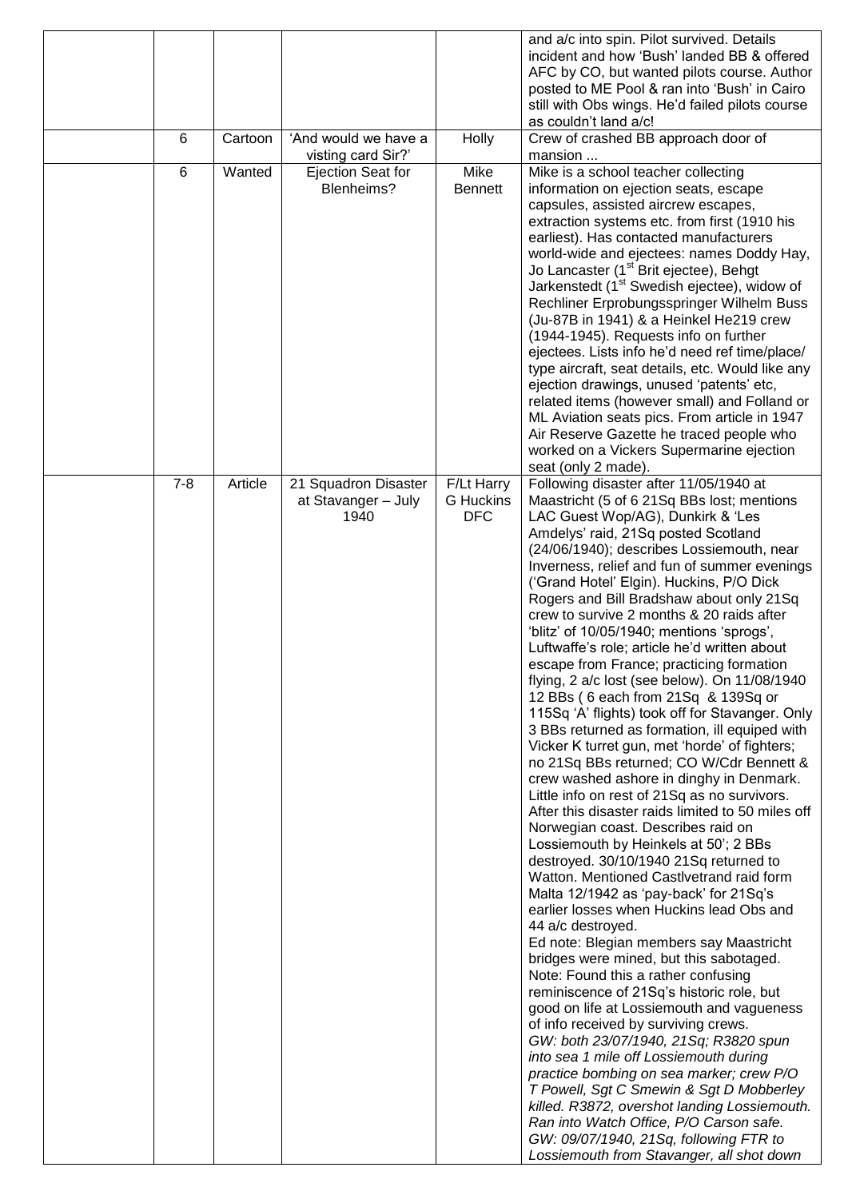| | | | | | |
|---|---|---|---|---|---|
| | | | | | and a/c into spin. Pilot survived. Details incident and how 'Bush' landed BB & offered AFC by CO, but wanted pilots course. Author posted to ME Pool & ran into 'Bush' in Cairo still with Obs wings. He'd failed pilots course as couldn't land a/c! |
| | 6 | Cartoon | 'And would we have a visting card Sir?' | Holly | Crew of crashed BB approach door of mansion ... |
| | 6 | Wanted | Ejection Seat for Blenheims? | Mike Bennett | Mike is a school teacher collecting information on ejection seats, escape capsules, assisted aircrew escapes, extraction systems etc. from first (1910 his earliest). Has contacted manufacturers world-wide and ejectees: names Doddy Hay, Jo Lancaster (1st Brit ejectee), Behgt Jarkenstedt (1st Swedish ejectee), widow of Rechliner Erprobungsspringer Wilhelm Buss (Ju-87B in 1941) & a Heinkel He219 crew (1944-1945). Requests info on further ejectees. Lists info he'd need ref time/place/ type aircraft, seat details, etc. Would like any ejection drawings, unused 'patents' etc, related items (however small) and Folland or ML Aviation seats pics. From article in 1947 Air Reserve Gazette he traced people who worked on a Vickers Supermarine ejection seat (only 2 made). |
| | 7-8 | Article | 21 Squadron Disaster at Stavanger – July 1940 | F/Lt Harry G Huckins DFC | Following disaster after 11/05/1940 at Maastricht (5 of 6 21Sq BBs lost; mentions LAC Guest Wop/AG), Dunkirk & 'Les Amdelys' raid, 21Sq posted Scotland (24/06/1940); describes Lossiemouth, near Inverness, relief and fun of summer evenings ('Grand Hotel' Elgin). Huckins, P/O Dick Rogers and Bill Bradshaw about only 21Sq crew to survive 2 months & 20 raids after 'blitz' of 10/05/1940; mentions 'sprogs', Luftwaffe's role; article he'd written about escape from France; practicing formation flying, 2 a/c lost (see below). On 11/08/1940 12 BBs ( 6 each from 21Sq & 139Sq or 115Sq 'A' flights) took off for Stavanger. Only 3 BBs returned as formation, ill equiped with Vicker K turret gun, met 'horde' of fighters; no 21Sq BBs returned; CO W/Cdr Bennett & crew washed ashore in dinghy in Denmark. Little info on rest of 21Sq as no survivors. After this disaster raids limited to 50 miles off Norwegian coast. Describes raid on Lossiemouth by Heinkels at 50'; 2 BBs destroyed. 30/10/1940 21Sq returned to Watton. Mentioned Castlvetrand raid form Malta 12/1942 as 'pay-back' for 21Sq's earlier losses when Huckins lead Obs and 44 a/c destroyed.<br>Ed note: Blegian members say Maastricht bridges were mined, but this sabotaged.<br>Note: Found this a rather confusing reminiscence of 21Sq's historic role, but good on life at Lossiemouth and vagueness of info received by surviving crews.<br>*GW: both 23/07/1940, 21Sq; R3820 spun into sea 1 mile off Lossiemouth during practice bombing on sea marker; crew P/O T Powell, Sgt C Smewin & Sgt D Mobberley killed. R3872, overshot landing Lossiemouth. Ran into Watch Office, P/O Carson safe.*<br>*GW: 09/07/1940, 21Sq, following FTR to Lossiemouth from Stavanger, all shot down* |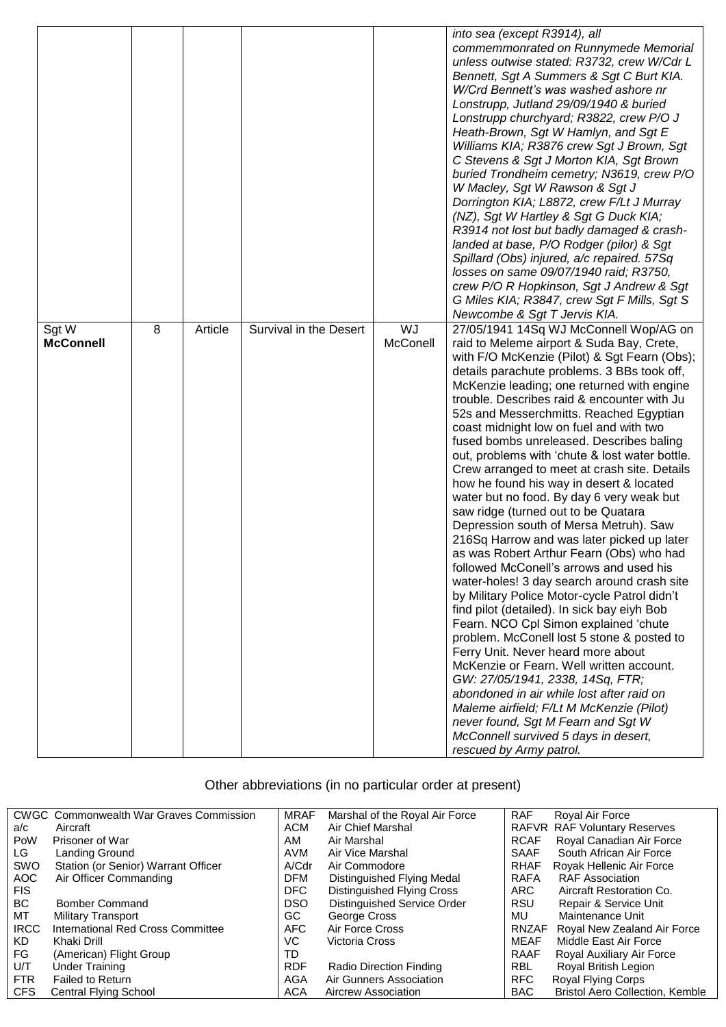| | | | | | |
|---|---|---|---|---|---|
| | | | | | *into sea (except R3914), all commemmonrated on Runnymede Memorial unless outwise stated: R3732, crew W/Cdr L Bennett, Sgt A Summers & Sgt C Burt KIA. W/Crd Bennett's was washed ashore nr Lonstrupp, Jutland 29/09/1940 & buried Lonstrupp churchyard; R3822, crew P/O J Heath-Brown, Sgt W Hamlyn, and Sgt E Williams KIA; R3876 crew Sgt J Brown, Sgt C Stevens & Sgt J Morton KIA, Sgt Brown buried Trondheim cemetry; N3619, crew P/O W Macley, Sgt W Rawson & Sgt J Dorrington KIA; L8872, crew F/Lt J Murray (NZ), Sgt W Hartley & Sgt G Duck KIA; R3914 not lost but badly damaged & crash-landed at base, P/O Rodger (pilor) & Sgt Spillard (Obs) injured, a/c repaired. 57Sq losses on same 09/07/1940 raid; R3750, crew P/O R Hopkinson, Sgt J Andrew & Sgt G Miles KIA; R3847, crew Sgt F Mills, Sgt S Newcombe & Sgt T Jervis KIA.* |
| Sgt W **McConnell** | 8 | Article | Survival in the Desert | WJ McConnell | 27/05/1941 14Sq WJ McConnell Wop/AG on raid to Meleme airport & Suda Bay, Crete, with F/O McKenzie (Pilot) & Sgt Fearn (Obs); details parachute problems. 3 BBs took off, McKenzie leading; one returned with engine trouble. Describes raid & encounter with Ju 52s and Messerchmitts. Reached Egyptian coast midnight low on fuel and with two fused bombs unreleased. Describes baling out, problems with 'chute & lost water bottle. Crew arranged to meet at crash site. Details how he found his way in desert & located water but no food. By day 6 very weak but saw ridge (turned out to be Quatara Depression south of Mersa Metruh). Saw 216Sq Harrow and was later picked up later as was Robert Arthur Fearn (Obs) who had followed McConell's arrows and used his water-holes! 3 day search around crash site by Military Police Motor-cycle Patrol didn't find pilot (detailed). In sick bay eiyh Bob Fearn. NCO Cpl Simon explained 'chute problem. McConell lost 5 stone & posted to Ferry Unit. Never heard more about McKenzie or Fearn. Well written account. *GW: 27/05/1941, 2338, 14Sq, FTR; abondoned in air while lost after raid on Maleme airfield; F/Lt M McKenzie (Pilot) never found, Sgt M Fearn and Sgt W McConnell survived 5 days in desert, rescued by Army patrol.* |

Other abbreviations (in no particular order at present)

| | | | | | |
|---|---|---|---|---|---|
| CWGC | Commonwealth War Graves Commission | MRAF | Marshal of the Royal Air Force | RAF | Royal Air Force |
| a/c | Aircraft | ACM | Air Chief Marshal | RAFVR | RAF Voluntary Reserves |
| PoW | Prisoner of War | AM | Air Marshal | RCAF | Royal Canadian Air Force |
| LG | Landing Ground | AVM | Air Vice Marshal | SAAF | South African Air Force |
| SWO | Station (or Senior) Warrant Officer | A/Cdr | Air Commodore | RHAF | Royak Hellenic Air Force |
| AOC | Air Officer Commanding | DFM | Distinguished Flying Medal | RAFA | RAF Association |
| FIS | | DFC | Distinguished Flying Cross | ARC | Aircraft Restoration Co. |
| BC | Bomber Command | DSO | Distinguished Service Order | RSU | Repair & Service Unit |
| MT | Military Transport | GC | George Cross | MU | Maintenance Unit |
| IRCC | International Red Cross Committee | AFC | Air Force Cross | RNZAF | Royal New Zealand Air Force |
| KD | Khaki Drill | VC | Victoria Cross | MEAF | Middle East Air Force |
| FG | (American) Flight Group | TD | | RAAF | Royal Auxiliary Air Force |
| U/T | Under Training | RDF | Radio Direction Finding | RBL | Royal British Legion |
| FTR | Failed to Return | AGA | Air Gunners Association | RFC | Royal Flying Corps |
| CFS | Central Flying School | ACA | Aircrew Association | BAC | Bristol Aero Collection, Kemble |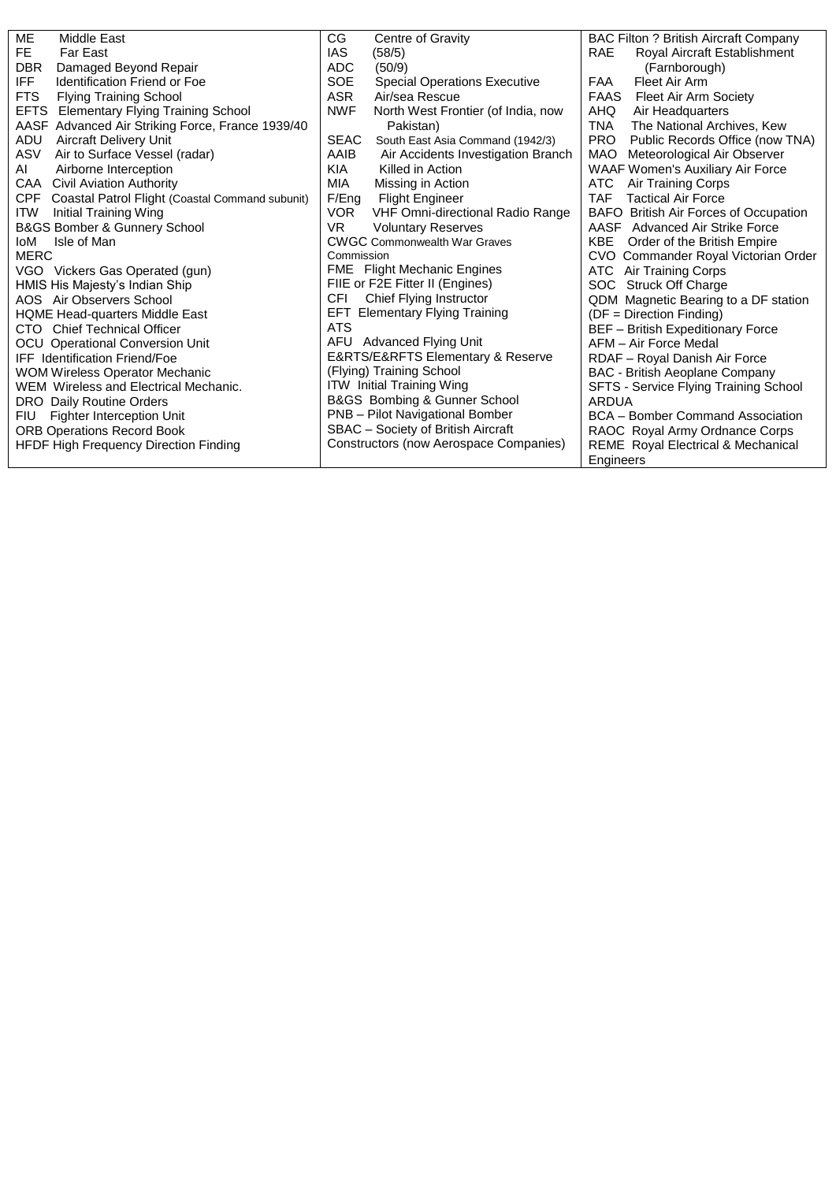| | | |
|---|---|---|
| ME Middle East | CG Centre of Gravity | BAC Filton ? British Aircraft Company |
| FE Far East | IAS (58/5) | RAE Royal Aircraft Establishment (Farnborough) |
| DBR Damaged Beyond Repair | ADC (50/9) | FAA Fleet Air Arm |
| IFF Identification Friend or Foe | SOE Special Operations Executive | FAAS Fleet Air Arm Society |
| FTS Flying Training School | ASR Air/sea Rescue | AHQ Air Headquarters |
| EFTS Elementary Flying Training School | NWF North West Frontier (of India, now Pakistan) | TNA The National Archives, Kew |
| AASF Advanced Air Striking Force, France 1939/40 | SEAC South East Asia Command (1942/3) | PRO Public Records Office (now TNA) |
| ADU Aircraft Delivery Unit | AAIB Air Accidents Investigation Branch | MAO Meteorological Air Observer |
| ASV Air to Surface Vessel (radar) | KIA Killed in Action | WAAF Women's Auxiliary Air Force |
| AI Airborne Interception | MIA Missing in Action | ATC Air Training Corps |
| CAA Civil Aviation Authority | F/Eng Flight Engineer | TAF Tactical Air Force |
| CPF Coastal Patrol Flight (Coastal Command subunit) | VOR VHF Omni-directional Radio Range | BAFO British Air Forces of Occupation |
| ITW Initial Training Wing | VR Voluntary Reserves | AASF Advanced Air Strike Force |
| B&GS Bomber & Gunnery School | CWGC Commonwealth War Graves Commission | KBE Order of the British Empire |
| IoM Isle of Man | FME Flight Mechanic Engines | CVO Commander Royal Victorian Order |
| MERC | FIIE or F2E Fitter II (Engines) | ATC Air Training Corps |
| VGO Vickers Gas Operated (gun) | CFI Chief Flying Instructor | SOC Struck Off Charge |
| HMIS His Majesty's Indian Ship | EFT Elementary Flying Training | QDM Magnetic Bearing to a DF station (DF = Direction Finding) |
| AOS Air Observers School | ATS | BEF – British Expeditionary Force |
| HQME Head-quarters Middle East | AFU Advanced Flying Unit | AFM – Air Force Medal |
| CTO Chief Technical Officer | E&RTS/E&RFTS Elementary & Reserve (Flying) Training School | RDAF – Royal Danish Air Force |
| OCU Operational Conversion Unit | ITW Initial Training Wing | BAC - British Aeoplane Company |
| IFF Identification Friend/Foe | B&GS Bombing & Gunner School | SFTS - Service Flying Training School |
| WOM Wireless Operator Mechanic | PNB – Pilot Navigational Bomber | ARDUA |
| WEM Wireless and Electrical Mechanic. | SBAC – Society of British Aircraft Constructors (now Aerospace Companies) | BCA – Bomber Command Association |
| DRO Daily Routine Orders | | RAOC Royal Army Ordnance Corps |
| FIU Fighter Interception Unit | | REME Royal Electrical & Mechanical Engineers |
| ORB Operations Record Book | | |
| HFDF High Frequency Direction Finding | | |